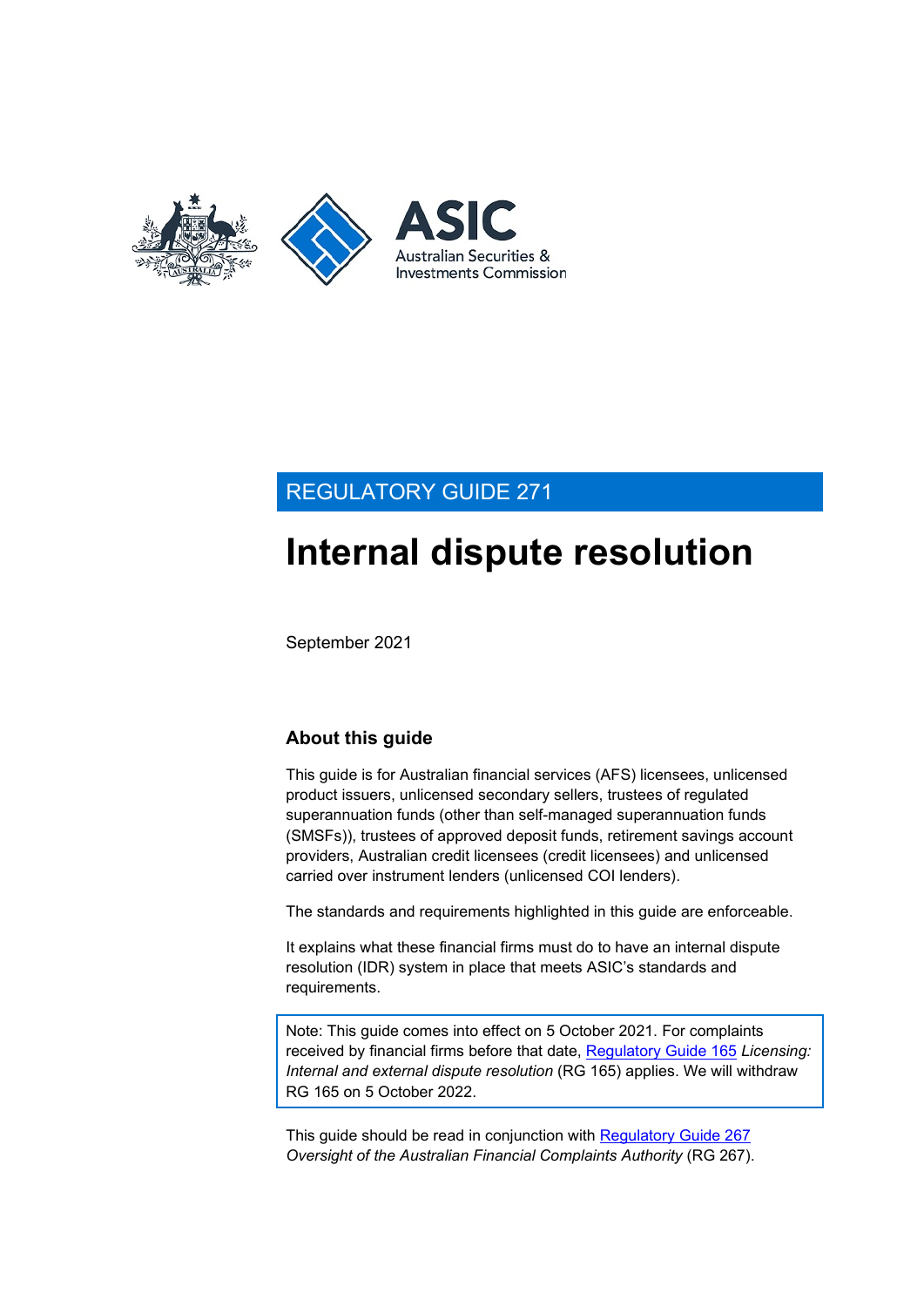REGULATORY GUIDE 271

# Internal dispute resolution

September 2021

## About this guide

This guide is for Australian financial services (AFS) licensees, unlicensed product issuers, unlicensed secondary sellers, trustees of regulated superannuation funds (other than self-managed superannuation funds (SMSFs)), trustees of approved deposit funds, retirement savings account providers, Australian credit licensees (credit licensees) and unlicensed carried over instrument lenders (unlicensed COI lenders).

The standards and requirements highlighted in this guide are enforceable.

It explains what these financial firms must do to have an internal dispute resolution (IDR) system in place that meets ASIC's standards and requirements.

Note: This guide comes into effect on 5 October 2021. For complaints received by financial firms before that date, Regulatory Guide 165 *Licensing: Internal and external dispute resolution* (RG 165) applies. We will withdraw RG 165 on 5 October 2022.

This guide should be read in conjunction with Regulatory Guide 267 *Oversight of the Australian Financial Complaints Authority* (RG 267).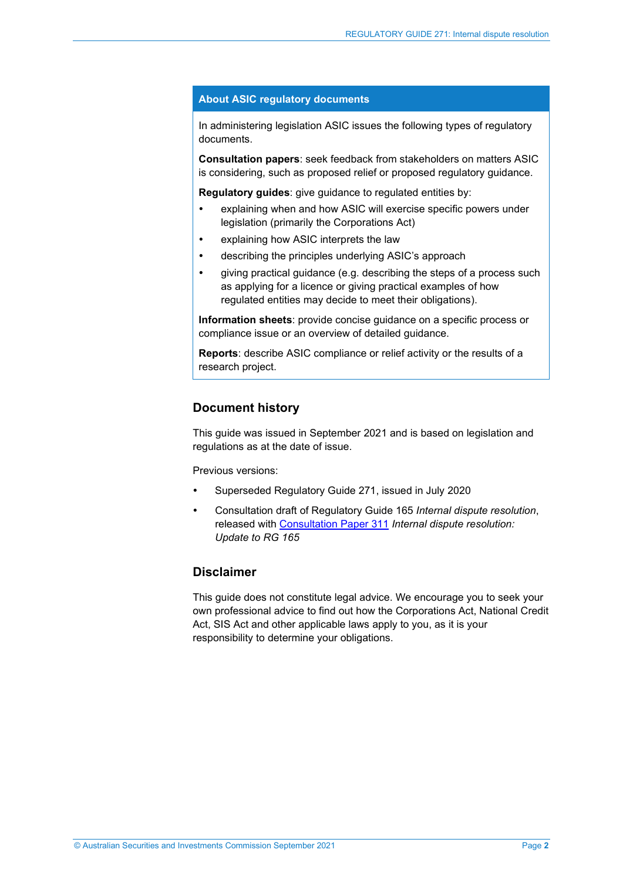## About ASIC regulatory documents

In administering legislation ASIC issues the following types of regulatory documents.

**Consultation papers**: seek feedback from stakeholders on matters ASIC is considering, such as proposed relief or proposed regulatory guidance.

**Regulatory guides**: give guidance to regulated entities by:

- explaining when and how ASIC will exercise specific powers under legislation (primarily the Corporations Act)
- explaining how ASIC interprets the law
- describing the principles underlying ASIC's approach
- giving practical guidance (e.g. describing the steps of a process such as applying for a licence or giving practical examples of how regulated entities may decide to meet their obligations).

**Information sheets**: provide concise guidance on a specific process or compliance issue or an overview of detailed guidance.

**Reports**: describe ASIC compliance or relief activity or the results of a research project.

## Document history

This guide was issued in September 2021 and is based on legislation and regulations as at the date of issue.

Previous versions:

- Superseded Regulatory Guide 271, issued in July 2020
- Consultation draft of Regulatory Guide 165 *Internal dispute resolution*, released with Consultation Paper 311 *Internal dispute resolution: Update to RG 165*

## Disclaimer

This guide does not constitute legal advice. We encourage you to seek your own professional advice to find out how the Corporations Act, National Credit Act, SIS Act and other applicable laws apply to you, as it is your responsibility to determine your obligations.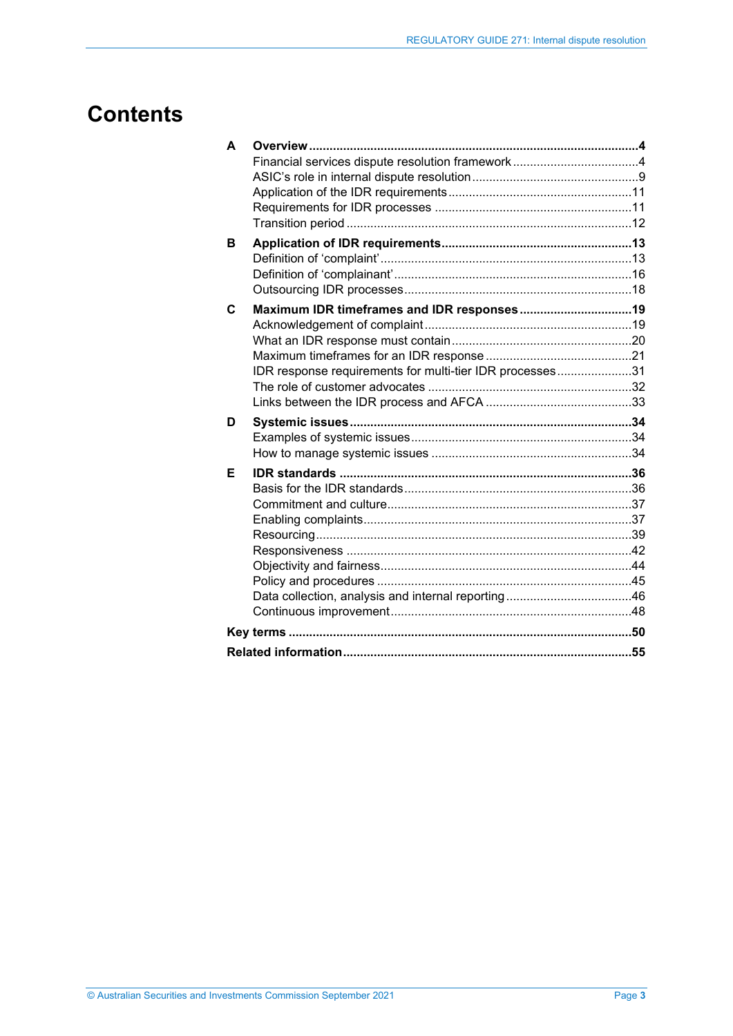# Contents

**A Overview ..... 4**
- Financial services dispute resolution framework ..... 4
- ASIC's role in internal dispute resolution ..... 9
- Application of the IDR requirements ..... 11
- Requirements for IDR processes ..... 11
- Transition period ..... 12

**B Application of IDR requirements ..... 13**
- Definition of 'complaint' ..... 13
- Definition of 'complainant' ..... 16
- Outsourcing IDR processes ..... 18

**C Maximum IDR timeframes and IDR responses ..... 19**
- Acknowledgement of complaint ..... 19
- What an IDR response must contain ..... 20
- Maximum timeframes for an IDR response ..... 21
- IDR response requirements for multi-tier IDR processes ..... 31
- The role of customer advocates ..... 32
- Links between the IDR process and AFCA ..... 33

**D Systemic issues ..... 34**
- Examples of systemic issues ..... 34
- How to manage systemic issues ..... 34

**E IDR standards ..... 36**
- Basis for the IDR standards ..... 36
- Commitment and culture ..... 37
- Enabling complaints ..... 37
- Resourcing ..... 39
- Responsiveness ..... 42
- Objectivity and fairness ..... 44
- Policy and procedures ..... 45
- Data collection, analysis and internal reporting ..... 46
- Continuous improvement ..... 48

**Key terms ..... 50**

**Related information ..... 55**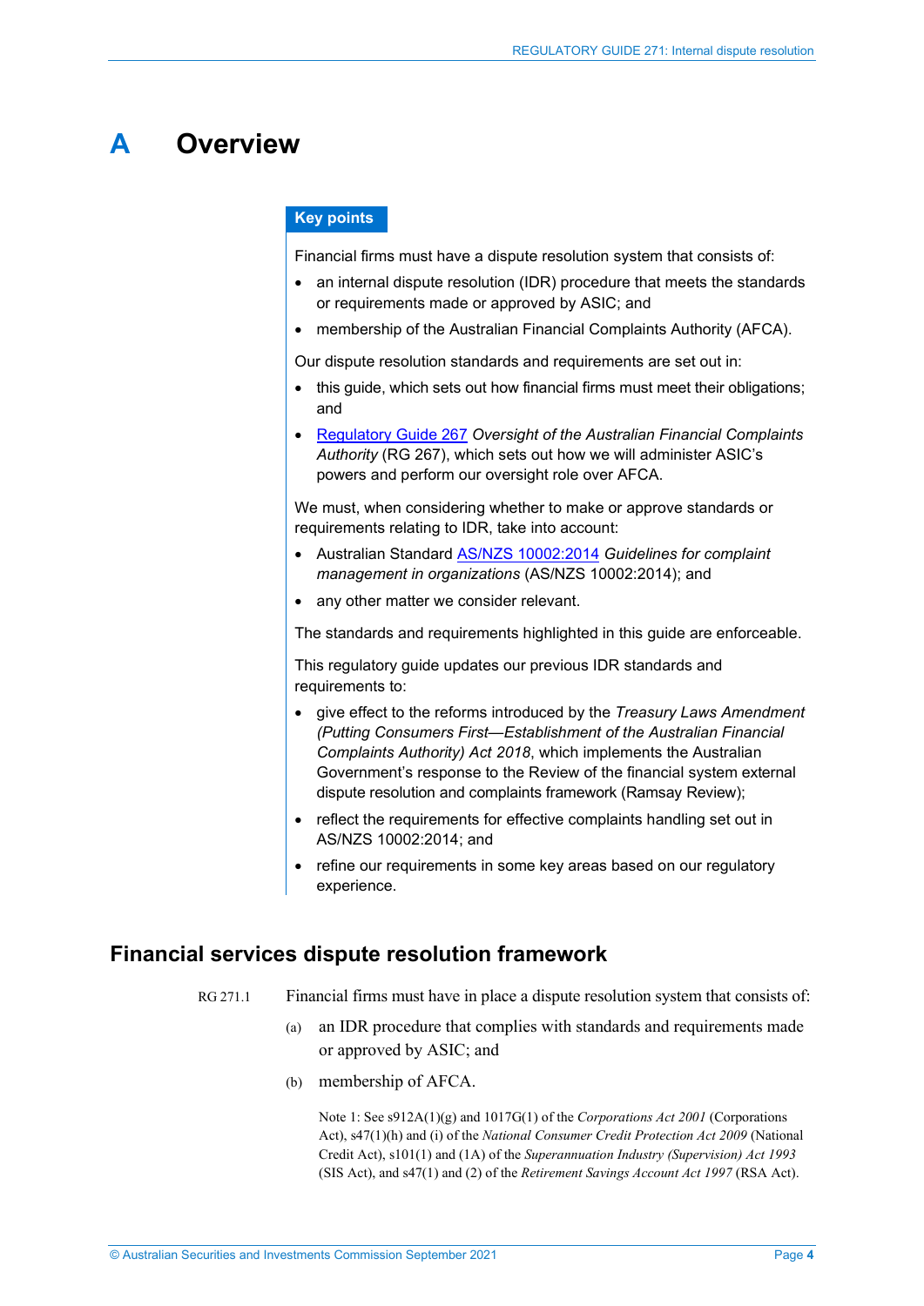# A Overview

**Key points**

Financial firms must have a dispute resolution system that consists of:

- an internal dispute resolution (IDR) procedure that meets the standards or requirements made or approved by ASIC; and
- membership of the Australian Financial Complaints Authority (AFCA).

Our dispute resolution standards and requirements are set out in:

- this guide, which sets out how financial firms must meet their obligations; and
- Regulatory Guide 267 *Oversight of the Australian Financial Complaints Authority* (RG 267), which sets out how we will administer ASIC's powers and perform our oversight role over AFCA.

We must, when considering whether to make or approve standards or requirements relating to IDR, take into account:

- Australian Standard AS/NZS 10002:2014 *Guidelines for complaint management in organizations* (AS/NZS 10002:2014); and
- any other matter we consider relevant.

The standards and requirements highlighted in this guide are enforceable.

This regulatory guide updates our previous IDR standards and requirements to:

- give effect to the reforms introduced by the *Treasury Laws Amendment (Putting Consumers First—Establishment of the Australian Financial Complaints Authority) Act 2018*, which implements the Australian Government's response to the Review of the financial system external dispute resolution and complaints framework (Ramsay Review);
- reflect the requirements for effective complaints handling set out in AS/NZS 10002:2014; and
- refine our requirements in some key areas based on our regulatory experience.

## Financial services dispute resolution framework

RG 271.1 Financial firms must have in place a dispute resolution system that consists of:

(a) an IDR procedure that complies with standards and requirements made or approved by ASIC; and

(b) membership of AFCA.

Note 1: See s912A(1)(g) and 1017G(1) of the *Corporations Act 2001* (Corporations Act), s47(1)(h) and (i) of the *National Consumer Credit Protection Act 2009* (National Credit Act), s101(1) and (1A) of the *Superannuation Industry (Supervision) Act 1993* (SIS Act), and s47(1) and (2) of the *Retirement Savings Account Act 1997* (RSA Act).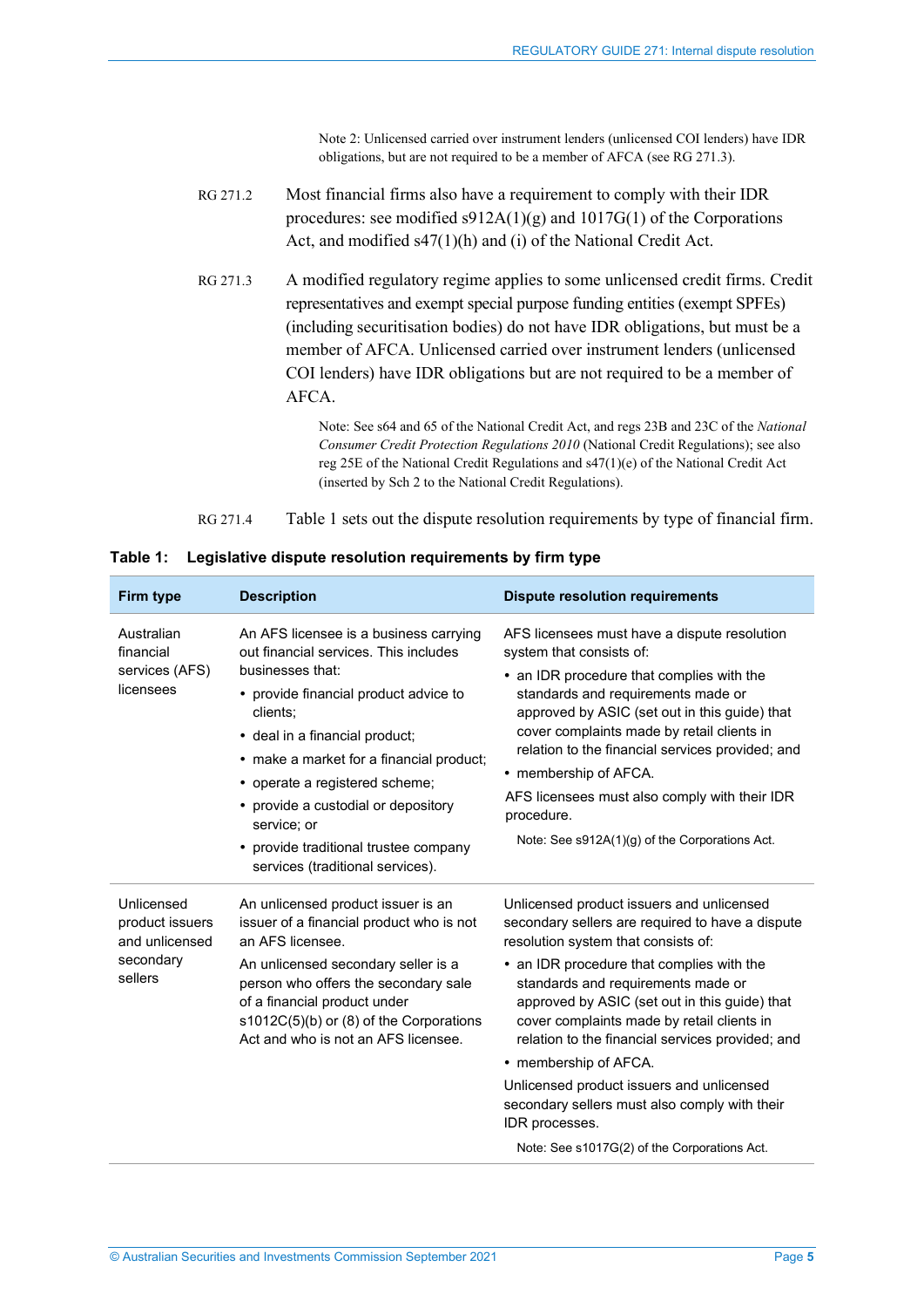Note 2: Unlicensed carried over instrument lenders (unlicensed COI lenders) have IDR obligations, but are not required to be a member of AFCA (see RG 271.3).

RG 271.2 Most financial firms also have a requirement to comply with their IDR procedures: see modified s912A(1)(g) and 1017G(1) of the Corporations Act, and modified s47(1)(h) and (i) of the National Credit Act.

RG 271.3 A modified regulatory regime applies to some unlicensed credit firms. Credit representatives and exempt special purpose funding entities (exempt SPFEs) (including securitisation bodies) do not have IDR obligations, but must be a member of AFCA. Unlicensed carried over instrument lenders (unlicensed COI lenders) have IDR obligations but are not required to be a member of AFCA.

Note: See s64 and 65 of the National Credit Act, and regs 23B and 23C of the *National Consumer Credit Protection Regulations 2010* (National Credit Regulations); see also reg 25E of the National Credit Regulations and s47(1)(e) of the National Credit Act (inserted by Sch 2 to the National Credit Regulations).

RG 271.4 Table 1 sets out the dispute resolution requirements by type of financial firm.

**Table 1: Legislative dispute resolution requirements by firm type**

| Firm type | Description | Dispute resolution requirements |
|---|---|---|
| Australian financial services (AFS) licensees | An AFS licensee is a business carrying out financial services. This includes businesses that:<br>• provide financial product advice to clients;<br>• deal in a financial product;<br>• make a market for a financial product;<br>• operate a registered scheme;<br>• provide a custodial or depository service; or<br>• provide traditional trustee company services (traditional services). | AFS licensees must have a dispute resolution system that consists of:<br>• an IDR procedure that complies with the standards and requirements made or approved by ASIC (set out in this guide) that cover complaints made by retail clients in relation to the financial services provided; and<br>• membership of AFCA.<br>AFS licensees must also comply with their IDR procedure.<br>Note: See s912A(1)(g) of the Corporations Act. |
| Unlicensed product issuers and unlicensed secondary sellers | An unlicensed product issuer is an issuer of a financial product who is not an AFS licensee.<br>An unlicensed secondary seller is a person who offers the secondary sale of a financial product under s1012C(5)(b) or (8) of the Corporations Act and who is not an AFS licensee. | Unlicensed product issuers and unlicensed secondary sellers are required to have a dispute resolution system that consists of:<br>• an IDR procedure that complies with the standards and requirements made or approved by ASIC (set out in this guide) that cover complaints made by retail clients in relation to the financial services provided; and<br>• membership of AFCA.<br>Unlicensed product issuers and unlicensed secondary sellers must also comply with their IDR processes.<br>Note: See s1017G(2) of the Corporations Act. |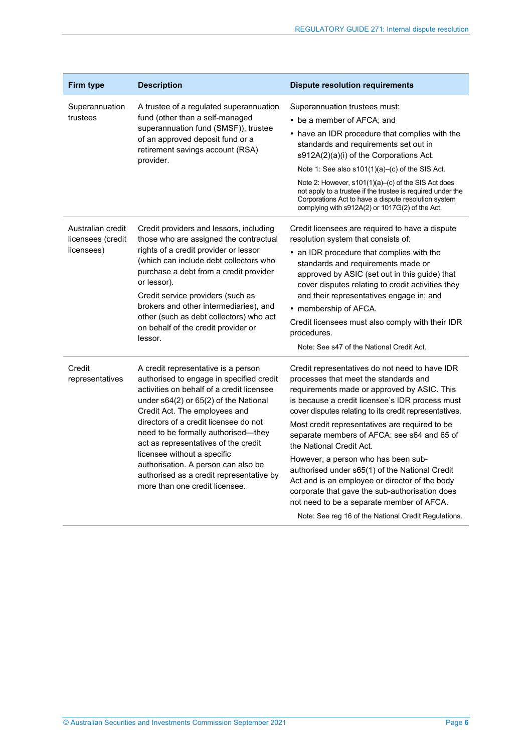| Firm type | Description | Dispute resolution requirements |
| --- | --- | --- |
| Superannuation trustees | A trustee of a regulated superannuation fund (other than a self-managed superannuation fund (SMSF)), trustee of an approved deposit fund or a retirement savings account (RSA) provider. | Superannuation trustees must:<br>• be a member of AFCA; and<br>• have an IDR procedure that complies with the standards and requirements set out in s912A(2)(a)(i) of the Corporations Act.<br>Note 1: See also s101(1)(a)–(c) of the SIS Act.<br>Note 2: However, s101(1)(a)–(c) of the SIS Act does not apply to a trustee if the trustee is required under the Corporations Act to have a dispute resolution system complying with s912A(2) or 1017G(2) of the Act. |
| Australian credit licensees (credit licensees) | Credit providers and lessors, including those who are assigned the contractual rights of a credit provider or lessor (which can include debt collectors who purchase a debt from a credit provider or lessor).<br>Credit service providers (such as brokers and other intermediaries), and other (such as debt collectors) who act on behalf of the credit provider or lessor. | Credit licensees are required to have a dispute resolution system that consists of:<br>• an IDR procedure that complies with the standards and requirements made or approved by ASIC (set out in this guide) that cover disputes relating to credit activities they and their representatives engage in; and<br>• membership of AFCA.<br>Credit licensees must also comply with their IDR procedures.<br>Note: See s47 of the National Credit Act. |
| Credit representatives | A credit representative is a person authorised to engage in specified credit activities on behalf of a credit licensee under s64(2) or 65(2) of the National Credit Act. The employees and directors of a credit licensee do not need to be formally authorised—they act as representatives of the credit licensee without a specific authorisation. A person can also be authorised as a credit representative by more than one credit licensee. | Credit representatives do not need to have IDR processes that meet the standards and requirements made or approved by ASIC. This is because a credit licensee's IDR process must cover disputes relating to its credit representatives.<br>Most credit representatives are required to be separate members of AFCA: see s64 and 65 of the National Credit Act.<br>However, a person who has been sub-authorised under s65(1) of the National Credit Act and is an employee or director of the body corporate that gave the sub-authorisation does not need to be a separate member of AFCA.<br>Note: See reg 16 of the National Credit Regulations. |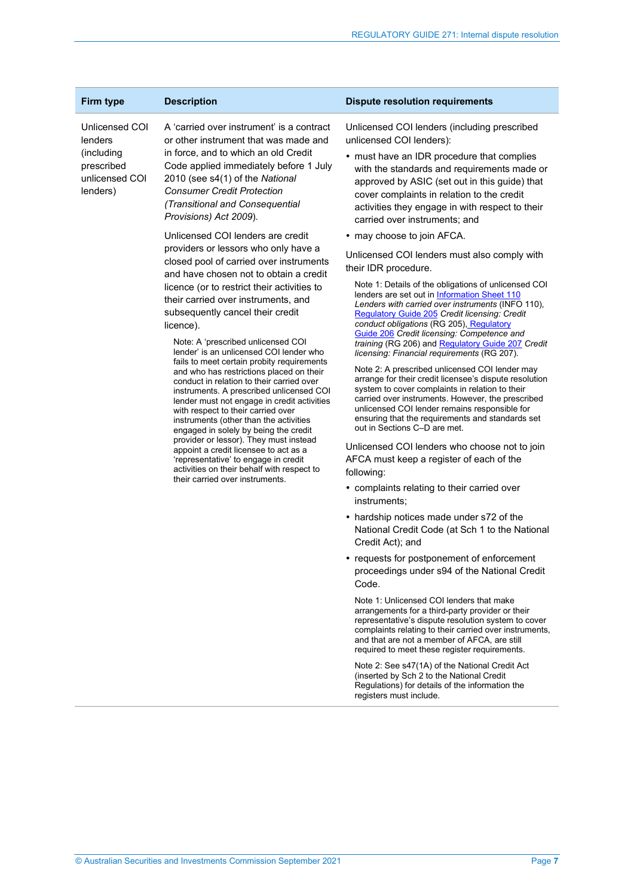| Firm type | Description | Dispute resolution requirements |
| --- | --- | --- |
| Unlicensed COI lenders (including prescribed unlicensed COI lenders) | A 'carried over instrument' is a contract or other instrument that was made and in force, and to which an old Credit Code applied immediately before 1 July 2010 (see s4(1) of the *National Consumer Credit Protection (Transitional and Consequential Provisions) Act 2009*).<br><br>Unlicensed COI lenders are credit providers or lessors who only have a closed pool of carried over instruments and have chosen not to obtain a credit licence (or to restrict their activities to their carried over instruments, and subsequently cancel their credit licence).<br><br>Note: A 'prescribed unlicensed COI lender' is an unlicensed COI lender who fails to meet certain probity requirements and who has restrictions placed on their conduct in relation to their carried over instruments. A prescribed unlicensed COI lender must not engage in credit activities with respect to their carried over instruments (other than the activities engaged in solely by being the credit provider or lessor). They must instead appoint a credit licensee to act as a 'representative' to engage in credit activities on their behalf with respect to their carried over instruments. | Unlicensed COI lenders (including prescribed unlicensed COI lenders):<br>• must have an IDR procedure that complies with the standards and requirements made or approved by ASIC (set out in this guide) that cover complaints in relation to the credit activities they engage in with respect to their carried over instruments; and<br>• may choose to join AFCA.<br><br>Unlicensed COI lenders must also comply with their IDR procedure.<br><br>Note 1: Details of the obligations of unlicensed COI lenders are set out in Information Sheet 110 *Lenders with carried over instruments* (INFO 110), Regulatory Guide 205 *Credit licensing: Credit conduct obligations* (RG 205), Regulatory Guide 206 *Credit licensing: Competence and training* (RG 206) and Regulatory Guide 207 *Credit licensing: Financial requirements* (RG 207).<br><br>Note 2: A prescribed unlicensed COI lender may arrange for their credit licensee's dispute resolution system to cover complaints in relation to their carried over instruments. However, the prescribed unlicensed COI lender remains responsible for ensuring that the requirements and standards set out in Sections C–D are met.<br><br>Unlicensed COI lenders who choose not to join AFCA must keep a register of each of the following:<br>• complaints relating to their carried over instruments;<br>• hardship notices made under s72 of the National Credit Code (at Sch 1 to the National Credit Act); and<br>• requests for postponement of enforcement proceedings under s94 of the National Credit Code.<br><br>Note 1: Unlicensed COI lenders that make arrangements for a third-party provider or their representative's dispute resolution system to cover complaints relating to their carried over instruments, and that are not a member of AFCA, are still required to meet these register requirements.<br><br>Note 2: See s47(1A) of the National Credit Act (inserted by Sch 2 to the National Credit Regulations) for details of the information the registers must include. |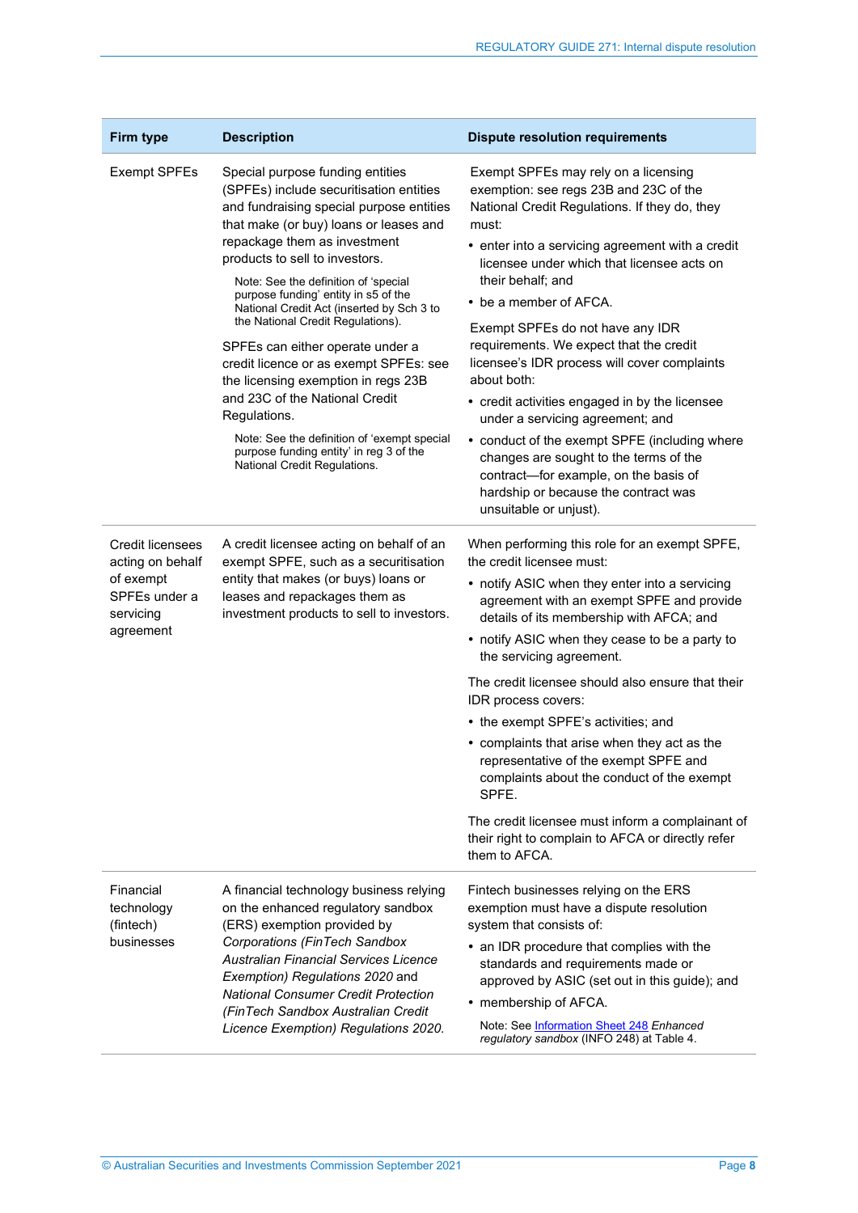| Firm type | Description | Dispute resolution requirements |
| --- | --- | --- |
| Exempt SPFEs | Special purpose funding entities (SPFEs) include securitisation entities and fundraising special purpose entities that make (or buy) loans or leases and repackage them as investment products to sell to investors.<br><br>Note: See the definition of 'special purpose funding' entity in s5 of the National Credit Act (inserted by Sch 3 to the National Credit Regulations).<br><br>SPFEs can either operate under a credit licence or as exempt SPFEs: see the licensing exemption in regs 23B and 23C of the National Credit Regulations.<br><br>Note: See the definition of 'exempt special purpose funding entity' in reg 3 of the National Credit Regulations. | Exempt SPFEs may rely on a licensing exemption: see regs 23B and 23C of the National Credit Regulations. If they do, they must:<br>• enter into a servicing agreement with a credit licensee under which that licensee acts on their behalf; and<br>• be a member of AFCA.<br><br>Exempt SPFEs do not have any IDR requirements. We expect that the credit licensee's IDR process will cover complaints about both:<br>• credit activities engaged in by the licensee under a servicing agreement; and<br>• conduct of the exempt SPFE (including where changes are sought to the terms of the contract—for example, on the basis of hardship or because the contract was unsuitable or unjust). |
| Credit licensees acting on behalf of exempt SPFEs under a servicing agreement | A credit licensee acting on behalf of an exempt SPFE, such as a securitisation entity that makes (or buys) loans or leases and repackages them as investment products to sell to investors. | When performing this role for an exempt SPFE, the credit licensee must:<br>• notify ASIC when they enter into a servicing agreement with an exempt SPFE and provide details of its membership with AFCA; and<br>• notify ASIC when they cease to be a party to the servicing agreement.<br><br>The credit licensee should also ensure that their IDR process covers:<br>• the exempt SPFE's activities; and<br>• complaints that arise when they act as the representative of the exempt SPFE and complaints about the conduct of the exempt SPFE.<br><br>The credit licensee must inform a complainant of their right to complain to AFCA or directly refer them to AFCA. |
| Financial technology (fintech) businesses | A financial technology business relying on the enhanced regulatory sandbox (ERS) exemption provided by *Corporations (FinTech Sandbox Australian Financial Services Licence Exemption) Regulations 2020* and *National Consumer Credit Protection (FinTech Sandbox Australian Credit Licence Exemption) Regulations 2020.* | Fintech businesses relying on the ERS exemption must have a dispute resolution system that consists of:<br>• an IDR procedure that complies with the standards and requirements made or approved by ASIC (set out in this guide); and<br>• membership of AFCA.<br><br>Note: See Information Sheet 248 *Enhanced regulatory sandbox* (INFO 248) at Table 4. |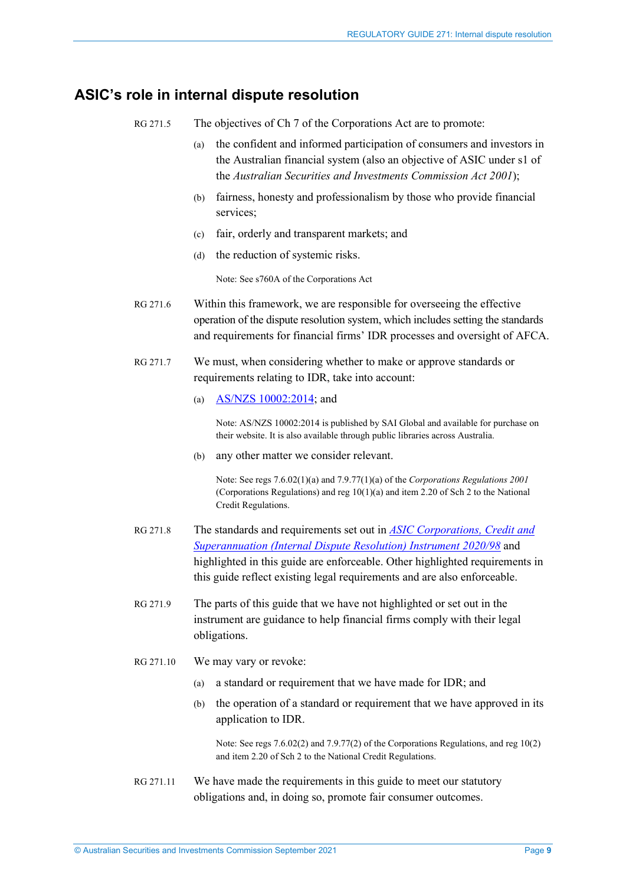## ASIC's role in internal dispute resolution

RG 271.5 The objectives of Ch 7 of the Corporations Act are to promote:

(a) the confident and informed participation of consumers and investors in the Australian financial system (also an objective of ASIC under s1 of the *Australian Securities and Investments Commission Act 2001*);

(b) fairness, honesty and professionalism by those who provide financial services;

(c) fair, orderly and transparent markets; and

(d) the reduction of systemic risks.

Note: See s760A of the Corporations Act

RG 271.6 Within this framework, we are responsible for overseeing the effective operation of the dispute resolution system, which includes setting the standards and requirements for financial firms' IDR processes and oversight of AFCA.

RG 271.7 We must, when considering whether to make or approve standards or requirements relating to IDR, take into account:

(a) AS/NZS 10002:2014; and

Note: AS/NZS 10002:2014 is published by SAI Global and available for purchase on their website. It is also available through public libraries across Australia.

(b) any other matter we consider relevant.

Note: See regs 7.6.02(1)(a) and 7.9.77(1)(a) of the *Corporations Regulations 2001* (Corporations Regulations) and reg 10(1)(a) and item 2.20 of Sch 2 to the National Credit Regulations.

RG 271.8 The standards and requirements set out in *ASIC Corporations, Credit and Superannuation (Internal Dispute Resolution) Instrument 2020/98* and highlighted in this guide are enforceable. Other highlighted requirements in this guide reflect existing legal requirements and are also enforceable.

RG 271.9 The parts of this guide that we have not highlighted or set out in the instrument are guidance to help financial firms comply with their legal obligations.

RG 271.10 We may vary or revoke:

(a) a standard or requirement that we have made for IDR; and

(b) the operation of a standard or requirement that we have approved in its application to IDR.

Note: See regs 7.6.02(2) and 7.9.77(2) of the Corporations Regulations, and reg 10(2) and item 2.20 of Sch 2 to the National Credit Regulations.

RG 271.11 We have made the requirements in this guide to meet our statutory obligations and, in doing so, promote fair consumer outcomes.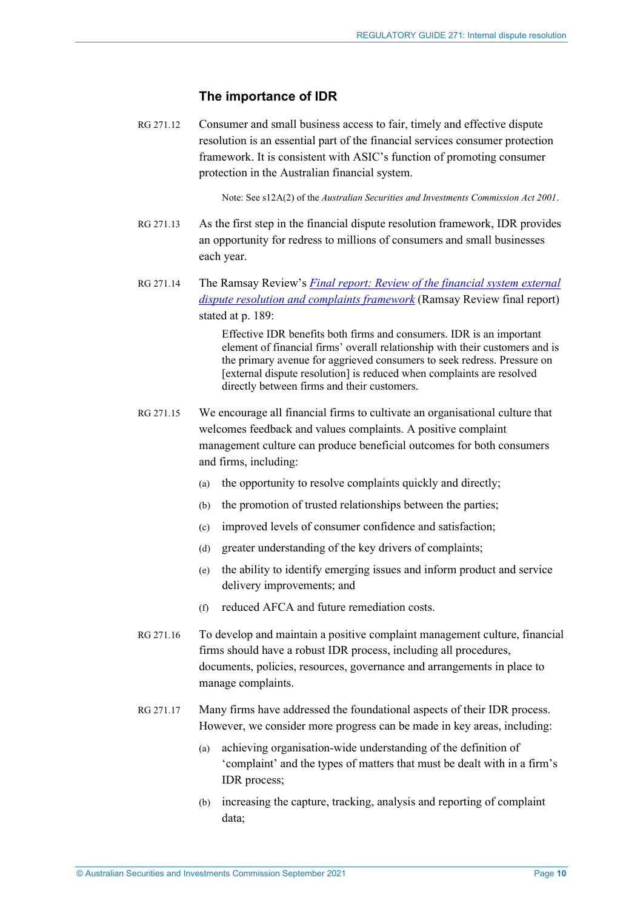## The importance of IDR

RG 271.12 Consumer and small business access to fair, timely and effective dispute resolution is an essential part of the financial services consumer protection framework. It is consistent with ASIC's function of promoting consumer protection in the Australian financial system.

> Note: See s12A(2) of the *Australian Securities and Investments Commission Act 2001*.

RG 271.13 As the first step in the financial dispute resolution framework, IDR provides an opportunity for redress to millions of consumers and small businesses each year.

RG 271.14 The Ramsay Review's *Final report: Review of the financial system external dispute resolution and complaints framework* (Ramsay Review final report) stated at p. 189:

> Effective IDR benefits both firms and consumers. IDR is an important element of financial firms' overall relationship with their customers and is the primary avenue for aggrieved consumers to seek redress. Pressure on [external dispute resolution] is reduced when complaints are resolved directly between firms and their customers.

RG 271.15 We encourage all financial firms to cultivate an organisational culture that welcomes feedback and values complaints. A positive complaint management culture can produce beneficial outcomes for both consumers and firms, including:

(a) the opportunity to resolve complaints quickly and directly;

(b) the promotion of trusted relationships between the parties;

(c) improved levels of consumer confidence and satisfaction;

(d) greater understanding of the key drivers of complaints;

(e) the ability to identify emerging issues and inform product and service delivery improvements; and

(f) reduced AFCA and future remediation costs.

RG 271.16 To develop and maintain a positive complaint management culture, financial firms should have a robust IDR process, including all procedures, documents, policies, resources, governance and arrangements in place to manage complaints.

RG 271.17 Many firms have addressed the foundational aspects of their IDR process. However, we consider more progress can be made in key areas, including:

(a) achieving organisation-wide understanding of the definition of 'complaint' and the types of matters that must be dealt with in a firm's IDR process;

(b) increasing the capture, tracking, analysis and reporting of complaint data;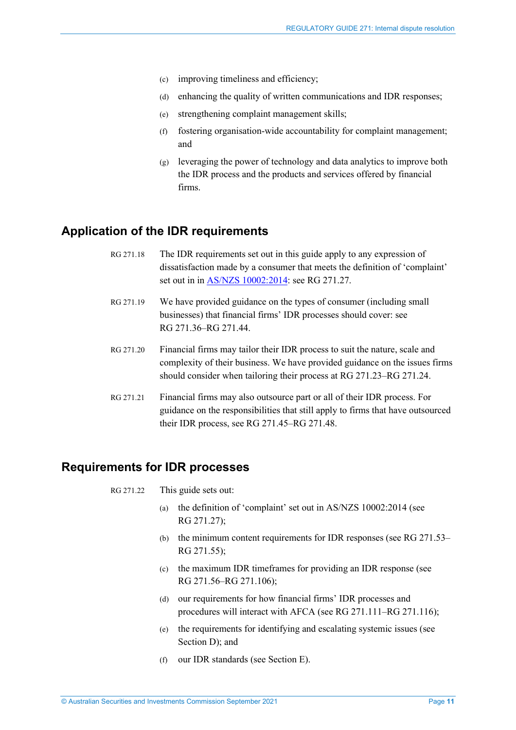(c) improving timeliness and efficiency;

(d) enhancing the quality of written communications and IDR responses;

(e) strengthening complaint management skills;

(f) fostering organisation-wide accountability for complaint management; and

(g) leveraging the power of technology and data analytics to improve both the IDR process and the products and services offered by financial firms.

## Application of the IDR requirements

RG 271.18 The IDR requirements set out in this guide apply to any expression of dissatisfaction made by a consumer that meets the definition of 'complaint' set out in in AS/NZS 10002:2014: see RG 271.27.

RG 271.19 We have provided guidance on the types of consumer (including small businesses) that financial firms' IDR processes should cover: see RG 271.36–RG 271.44.

RG 271.20 Financial firms may tailor their IDR process to suit the nature, scale and complexity of their business. We have provided guidance on the issues firms should consider when tailoring their process at RG 271.23–RG 271.24.

RG 271.21 Financial firms may also outsource part or all of their IDR process. For guidance on the responsibilities that still apply to firms that have outsourced their IDR process, see RG 271.45–RG 271.48.

## Requirements for IDR processes

RG 271.22 This guide sets out:

(a) the definition of 'complaint' set out in AS/NZS 10002:2014 (see RG 271.27);

(b) the minimum content requirements for IDR responses (see RG 271.53–RG 271.55);

(c) the maximum IDR timeframes for providing an IDR response (see RG 271.56–RG 271.106);

(d) our requirements for how financial firms' IDR processes and procedures will interact with AFCA (see RG 271.111–RG 271.116);

(e) the requirements for identifying and escalating systemic issues (see Section D); and

(f) our IDR standards (see Section E).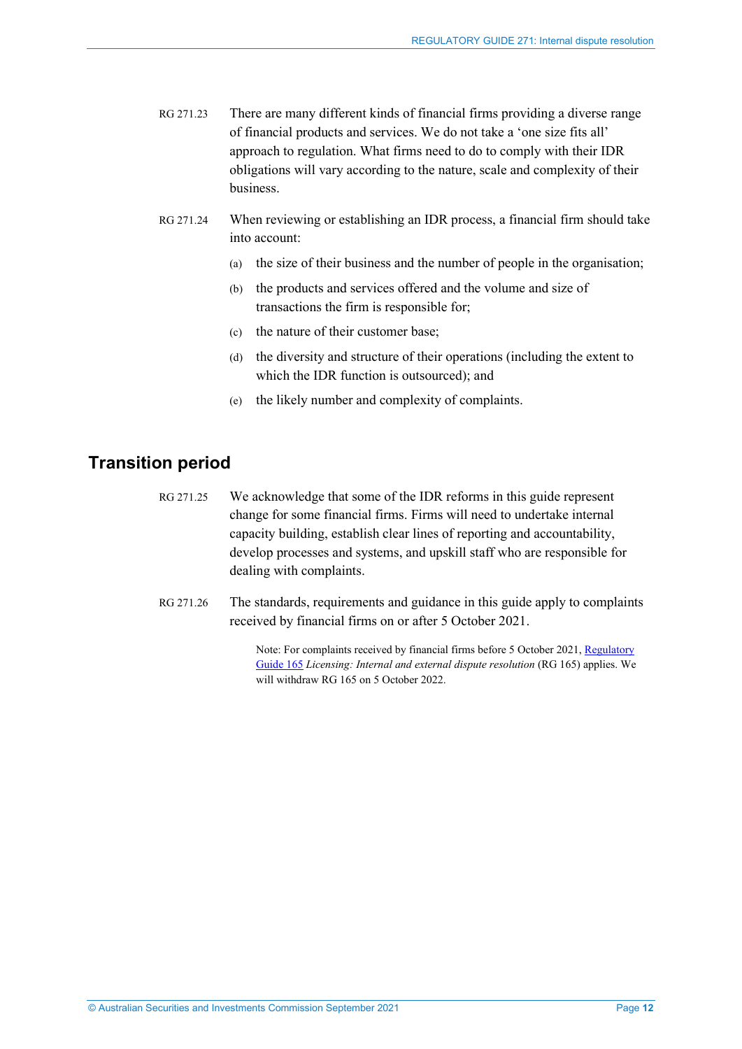RG 271.23 There are many different kinds of financial firms providing a diverse range of financial products and services. We do not take a 'one size fits all' approach to regulation. What firms need to do to comply with their IDR obligations will vary according to the nature, scale and complexity of their business.

RG 271.24 When reviewing or establishing an IDR process, a financial firm should take into account:

(a) the size of their business and the number of people in the organisation;

(b) the products and services offered and the volume and size of transactions the firm is responsible for;

(c) the nature of their customer base;

(d) the diversity and structure of their operations (including the extent to which the IDR function is outsourced); and

(e) the likely number and complexity of complaints.

## Transition period

RG 271.25 We acknowledge that some of the IDR reforms in this guide represent change for some financial firms. Firms will need to undertake internal capacity building, establish clear lines of reporting and accountability, develop processes and systems, and upskill staff who are responsible for dealing with complaints.

RG 271.26 The standards, requirements and guidance in this guide apply to complaints received by financial firms on or after 5 October 2021.

Note: For complaints received by financial firms before 5 October 2021, Regulatory Guide 165 *Licensing: Internal and external dispute resolution* (RG 165) applies. We will withdraw RG 165 on 5 October 2022.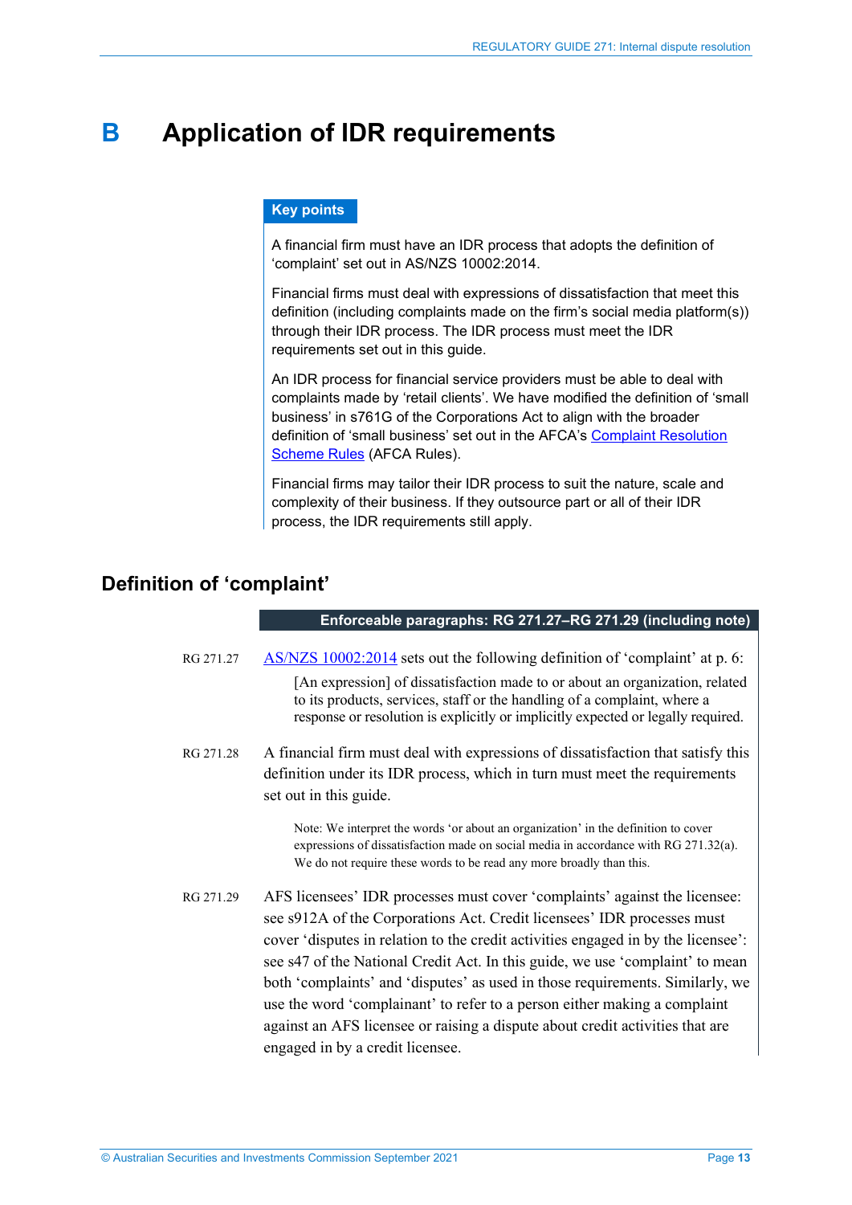# B Application of IDR requirements

**Key points**

A financial firm must have an IDR process that adopts the definition of 'complaint' set out in AS/NZS 10002:2014.

Financial firms must deal with expressions of dissatisfaction that meet this definition (including complaints made on the firm's social media platform(s)) through their IDR process. The IDR process must meet the IDR requirements set out in this guide.

An IDR process for financial service providers must be able to deal with complaints made by 'retail clients'. We have modified the definition of 'small business' in s761G of the Corporations Act to align with the broader definition of 'small business' set out in the AFCA's Complaint Resolution Scheme Rules (AFCA Rules).

Financial firms may tailor their IDR process to suit the nature, scale and complexity of their business. If they outsource part or all of their IDR process, the IDR requirements still apply.

## Definition of 'complaint'

**Enforceable paragraphs: RG 271.27–RG 271.29 (including note)**

RG 271.27 AS/NZS 10002:2014 sets out the following definition of 'complaint' at p. 6:

> [An expression] of dissatisfaction made to or about an organization, related to its products, services, staff or the handling of a complaint, where a response or resolution is explicitly or implicitly expected or legally required.

RG 271.28 A financial firm must deal with expressions of dissatisfaction that satisfy this definition under its IDR process, which in turn must meet the requirements set out in this guide.

> Note: We interpret the words 'or about an organization' in the definition to cover expressions of dissatisfaction made on social media in accordance with RG 271.32(a). We do not require these words to be read any more broadly than this.

RG 271.29 AFS licensees' IDR processes must cover 'complaints' against the licensee: see s912A of the Corporations Act. Credit licensees' IDR processes must cover 'disputes in relation to the credit activities engaged in by the licensee': see s47 of the National Credit Act. In this guide, we use 'complaint' to mean both 'complaints' and 'disputes' as used in those requirements. Similarly, we use the word 'complainant' to refer to a person either making a complaint against an AFS licensee or raising a dispute about credit activities that are engaged in by a credit licensee.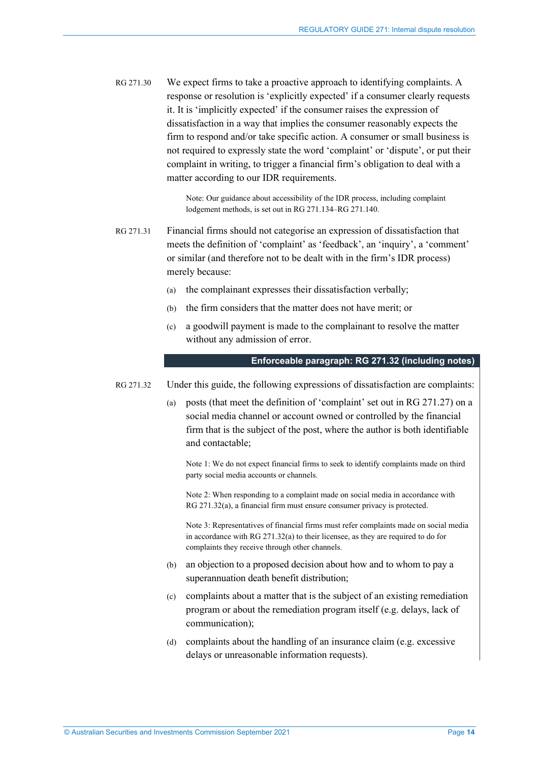RG 271.30 We expect firms to take a proactive approach to identifying complaints. A response or resolution is 'explicitly expected' if a consumer clearly requests it. It is 'implicitly expected' if the consumer raises the expression of dissatisfaction in a way that implies the consumer reasonably expects the firm to respond and/or take specific action. A consumer or small business is not required to expressly state the word 'complaint' or 'dispute', or put their complaint in writing, to trigger a financial firm's obligation to deal with a matter according to our IDR requirements.

> Note: Our guidance about accessibility of the IDR process, including complaint lodgement methods, is set out in RG 271.134–RG 271.140.

RG 271.31 Financial firms should not categorise an expression of dissatisfaction that meets the definition of 'complaint' as 'feedback', an 'inquiry', a 'comment' or similar (and therefore not to be dealt with in the firm's IDR process) merely because:

(a) the complainant expresses their dissatisfaction verbally;

(b) the firm considers that the matter does not have merit; or

(c) a goodwill payment is made to the complainant to resolve the matter without any admission of error.

**Enforceable paragraph: RG 271.32 (including notes)**

RG 271.32 Under this guide, the following expressions of dissatisfaction are complaints:

(a) posts (that meet the definition of 'complaint' set out in RG 271.27) on a social media channel or account owned or controlled by the financial firm that is the subject of the post, where the author is both identifiable and contactable;

> Note 1: We do not expect financial firms to seek to identify complaints made on third party social media accounts or channels.
>
> Note 2: When responding to a complaint made on social media in accordance with RG 271.32(a), a financial firm must ensure consumer privacy is protected.
>
> Note 3: Representatives of financial firms must refer complaints made on social media in accordance with RG 271.32(a) to their licensee, as they are required to do for complaints they receive through other channels.

(b) an objection to a proposed decision about how and to whom to pay a superannuation death benefit distribution;

(c) complaints about a matter that is the subject of an existing remediation program or about the remediation program itself (e.g. delays, lack of communication);

(d) complaints about the handling of an insurance claim (e.g. excessive delays or unreasonable information requests).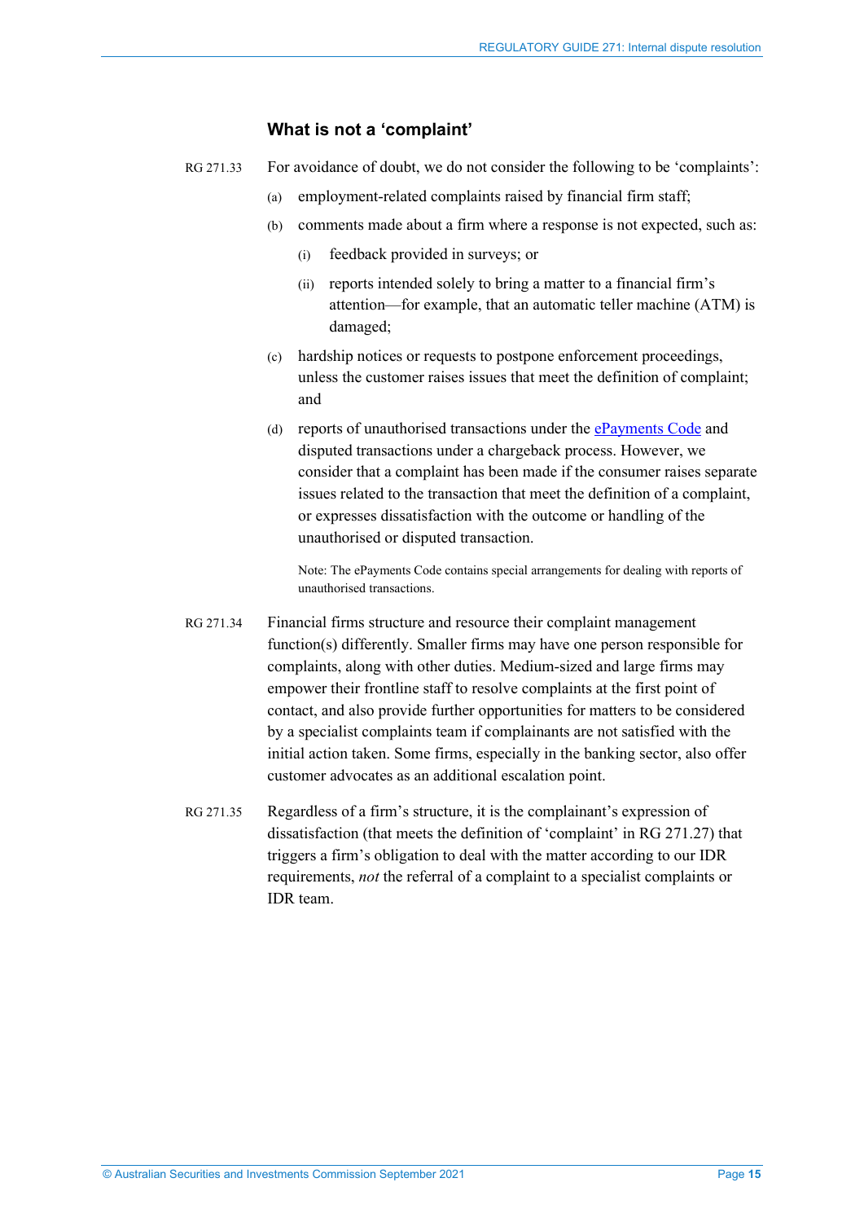### What is not a 'complaint'

RG 271.33 For avoidance of doubt, we do not consider the following to be 'complaints':

(a) employment-related complaints raised by financial firm staff;

(b) comments made about a firm where a response is not expected, such as:

  (i) feedback provided in surveys; or

  (ii) reports intended solely to bring a matter to a financial firm's attention—for example, that an automatic teller machine (ATM) is damaged;

(c) hardship notices or requests to postpone enforcement proceedings, unless the customer raises issues that meet the definition of complaint; and

(d) reports of unauthorised transactions under the ePayments Code and disputed transactions under a chargeback process. However, we consider that a complaint has been made if the consumer raises separate issues related to the transaction that meet the definition of a complaint, or expresses dissatisfaction with the outcome or handling of the unauthorised or disputed transaction.

Note: The ePayments Code contains special arrangements for dealing with reports of unauthorised transactions.

RG 271.34 Financial firms structure and resource their complaint management function(s) differently. Smaller firms may have one person responsible for complaints, along with other duties. Medium-sized and large firms may empower their frontline staff to resolve complaints at the first point of contact, and also provide further opportunities for matters to be considered by a specialist complaints team if complainants are not satisfied with the initial action taken. Some firms, especially in the banking sector, also offer customer advocates as an additional escalation point.

RG 271.35 Regardless of a firm's structure, it is the complainant's expression of dissatisfaction (that meets the definition of 'complaint' in RG 271.27) that triggers a firm's obligation to deal with the matter according to our IDR requirements, *not* the referral of a complaint to a specialist complaints or IDR team.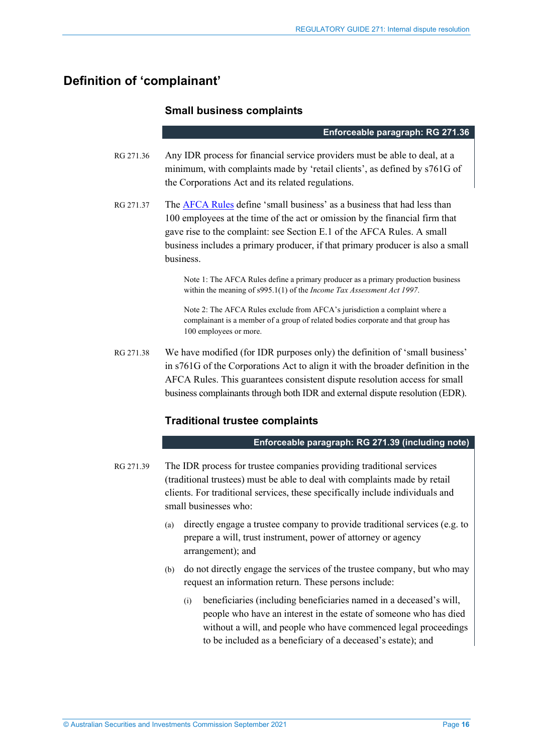## Definition of 'complainant'

### Small business complaints

**Enforceable paragraph: RG 271.36**

RG 271.36 Any IDR process for financial service providers must be able to deal, at a minimum, with complaints made by 'retail clients', as defined by s761G of the Corporations Act and its related regulations.

RG 271.37 The AFCA Rules define 'small business' as a business that had less than 100 employees at the time of the act or omission by the financial firm that gave rise to the complaint: see Section E.1 of the AFCA Rules. A small business includes a primary producer, if that primary producer is also a small business.

> Note 1: The AFCA Rules define a primary producer as a primary production business within the meaning of s995.1(1) of the *Income Tax Assessment Act 1997*.
>
> Note 2: The AFCA Rules exclude from AFCA's jurisdiction a complaint where a complainant is a member of a group of related bodies corporate and that group has 100 employees or more.

RG 271.38 We have modified (for IDR purposes only) the definition of 'small business' in s761G of the Corporations Act to align it with the broader definition in the AFCA Rules. This guarantees consistent dispute resolution access for small business complainants through both IDR and external dispute resolution (EDR).

### Traditional trustee complaints

**Enforceable paragraph: RG 271.39 (including note)**

RG 271.39 The IDR process for trustee companies providing traditional services (traditional trustees) must be able to deal with complaints made by retail clients. For traditional services, these specifically include individuals and small businesses who:

(a) directly engage a trustee company to provide traditional services (e.g. to prepare a will, trust instrument, power of attorney or agency arrangement); and

(b) do not directly engage the services of the trustee company, but who may request an information return. These persons include:

  (i) beneficiaries (including beneficiaries named in a deceased's will, people who have an interest in the estate of someone who has died without a will, and people who have commenced legal proceedings to be included as a beneficiary of a deceased's estate); and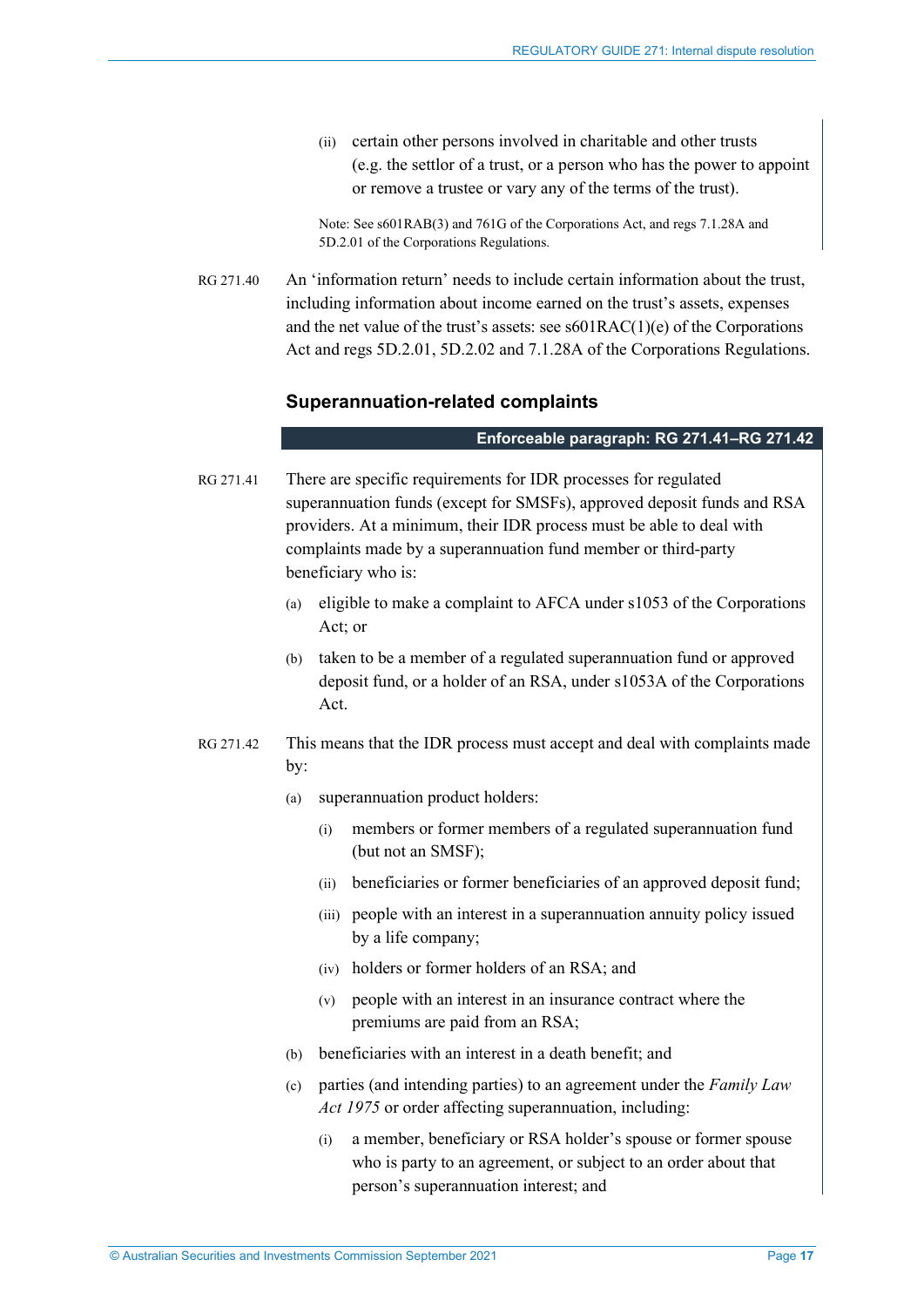(ii) certain other persons involved in charitable and other trusts (e.g. the settlor of a trust, or a person who has the power to appoint or remove a trustee or vary any of the terms of the trust).

Note: See s601RAB(3) and 761G of the Corporations Act, and regs 7.1.28A and 5D.2.01 of the Corporations Regulations.

RG 271.40 An 'information return' needs to include certain information about the trust, including information about income earned on the trust's assets, expenses and the net value of the trust's assets: see s601RAC(1)(e) of the Corporations Act and regs 5D.2.01, 5D.2.02 and 7.1.28A of the Corporations Regulations.

### Superannuation-related complaints

**Enforceable paragraph: RG 271.41–RG 271.42**

RG 271.41 There are specific requirements for IDR processes for regulated superannuation funds (except for SMSFs), approved deposit funds and RSA providers. At a minimum, their IDR process must be able to deal with complaints made by a superannuation fund member or third-party beneficiary who is:

(a) eligible to make a complaint to AFCA under s1053 of the Corporations Act; or

(b) taken to be a member of a regulated superannuation fund or approved deposit fund, or a holder of an RSA, under s1053A of the Corporations Act.

RG 271.42 This means that the IDR process must accept and deal with complaints made by:

(a) superannuation product holders:

(i) members or former members of a regulated superannuation fund (but not an SMSF);

(ii) beneficiaries or former beneficiaries of an approved deposit fund;

(iii) people with an interest in a superannuation annuity policy issued by a life company;

(iv) holders or former holders of an RSA; and

(v) people with an interest in an insurance contract where the premiums are paid from an RSA;

(b) beneficiaries with an interest in a death benefit; and

(c) parties (and intending parties) to an agreement under the *Family Law Act 1975* or order affecting superannuation, including:

(i) a member, beneficiary or RSA holder's spouse or former spouse who is party to an agreement, or subject to an order about that person's superannuation interest; and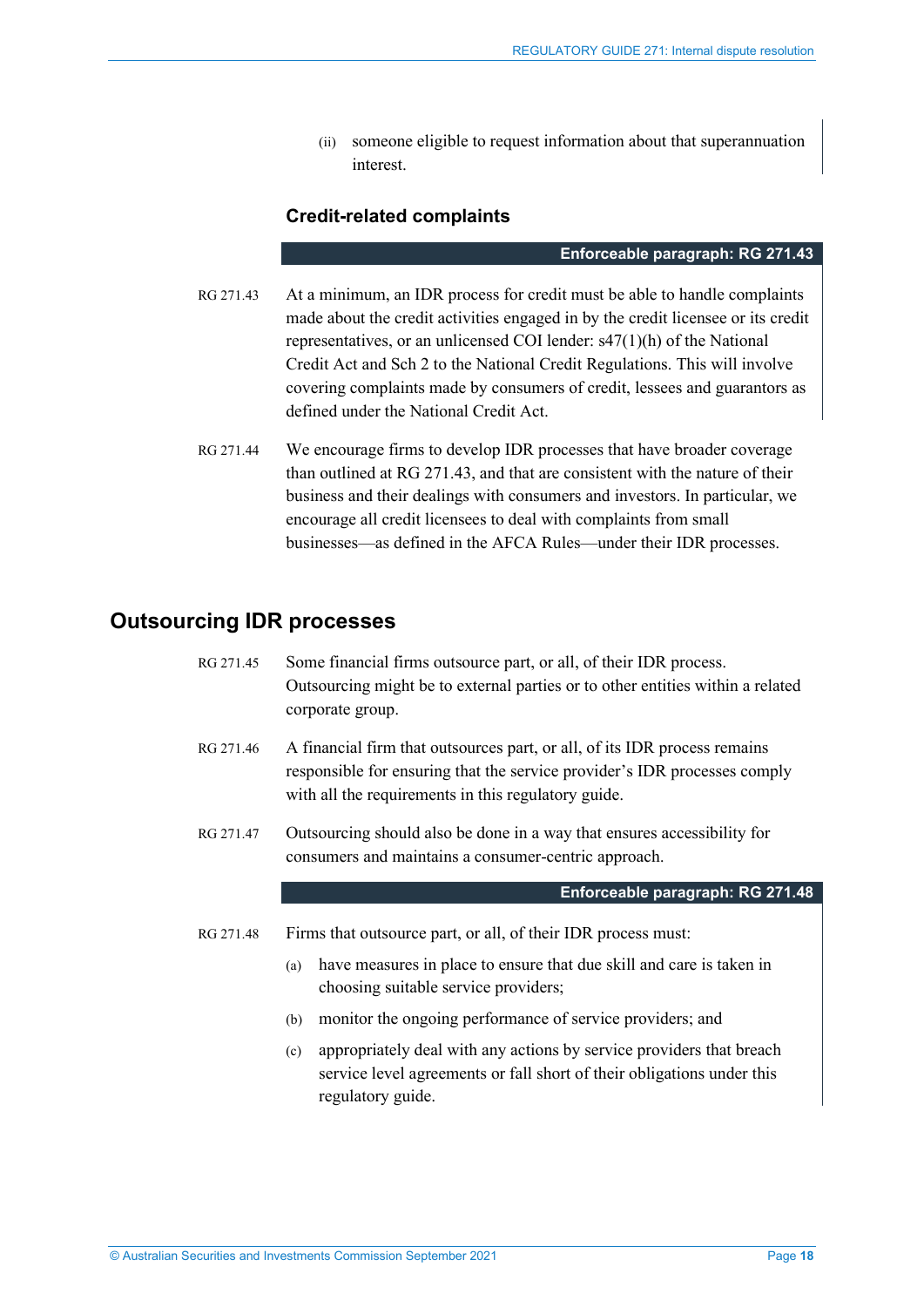(ii) someone eligible to request information about that superannuation interest.

### Credit-related complaints

**Enforceable paragraph: RG 271.43**

RG 271.43 At a minimum, an IDR process for credit must be able to handle complaints made about the credit activities engaged in by the credit licensee or its credit representatives, or an unlicensed COI lender: s47(1)(h) of the National Credit Act and Sch 2 to the National Credit Regulations. This will involve covering complaints made by consumers of credit, lessees and guarantors as defined under the National Credit Act.

RG 271.44 We encourage firms to develop IDR processes that have broader coverage than outlined at RG 271.43, and that are consistent with the nature of their business and their dealings with consumers and investors. In particular, we encourage all credit licensees to deal with complaints from small businesses—as defined in the AFCA Rules—under their IDR processes.

## Outsourcing IDR processes

RG 271.45 Some financial firms outsource part, or all, of their IDR process. Outsourcing might be to external parties or to other entities within a related corporate group.

RG 271.46 A financial firm that outsources part, or all, of its IDR process remains responsible for ensuring that the service provider's IDR processes comply with all the requirements in this regulatory guide.

RG 271.47 Outsourcing should also be done in a way that ensures accessibility for consumers and maintains a consumer-centric approach.

**Enforceable paragraph: RG 271.48**

RG 271.48 Firms that outsource part, or all, of their IDR process must:

(a) have measures in place to ensure that due skill and care is taken in choosing suitable service providers;

(b) monitor the ongoing performance of service providers; and

(c) appropriately deal with any actions by service providers that breach service level agreements or fall short of their obligations under this regulatory guide.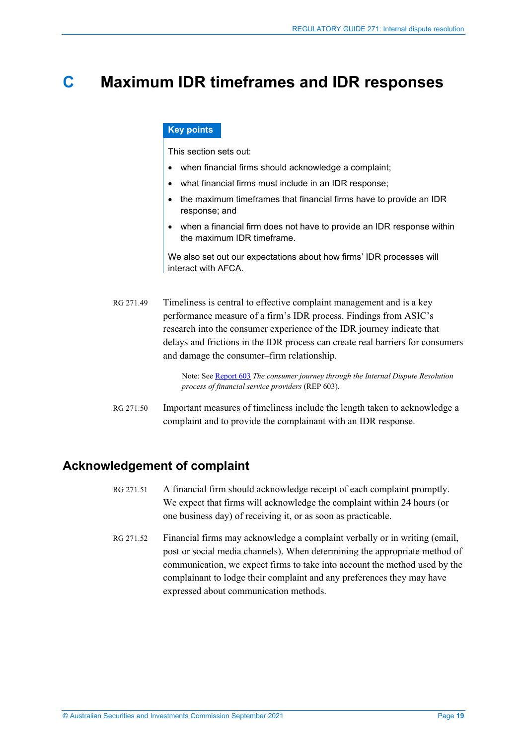# C Maximum IDR timeframes and IDR responses

**Key points**

This section sets out:

- when financial firms should acknowledge a complaint;
- what financial firms must include in an IDR response;
- the maximum timeframes that financial firms have to provide an IDR response; and
- when a financial firm does not have to provide an IDR response within the maximum IDR timeframe.

We also set out our expectations about how firms' IDR processes will interact with AFCA.

RG 271.49 Timeliness is central to effective complaint management and is a key performance measure of a firm's IDR process. Findings from ASIC's research into the consumer experience of the IDR journey indicate that delays and frictions in the IDR process can create real barriers for consumers and damage the consumer–firm relationship.

> Note: See Report 603 *The consumer journey through the Internal Dispute Resolution process of financial service providers* (REP 603).

RG 271.50 Important measures of timeliness include the length taken to acknowledge a complaint and to provide the complainant with an IDR response.

## Acknowledgement of complaint

RG 271.51 A financial firm should acknowledge receipt of each complaint promptly. We expect that firms will acknowledge the complaint within 24 hours (or one business day) of receiving it, or as soon as practicable.

RG 271.52 Financial firms may acknowledge a complaint verbally or in writing (email, post or social media channels). When determining the appropriate method of communication, we expect firms to take into account the method used by the complainant to lodge their complaint and any preferences they may have expressed about communication methods.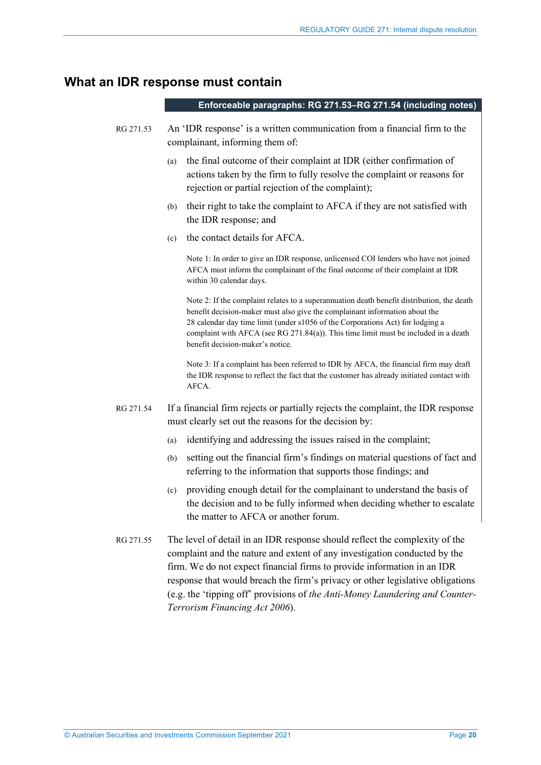## What an IDR response must contain

**Enforceable paragraphs: RG 271.53–RG 271.54 (including notes)**

RG 271.53 An 'IDR response' is a written communication from a financial firm to the complainant, informing them of:

(a) the final outcome of their complaint at IDR (either confirmation of actions taken by the firm to fully resolve the complaint or reasons for rejection or partial rejection of the complaint);

(b) their right to take the complaint to AFCA if they are not satisfied with the IDR response; and

(c) the contact details for AFCA.

Note 1: In order to give an IDR response, unlicensed COI lenders who have not joined AFCA must inform the complainant of the final outcome of their complaint at IDR within 30 calendar days.

Note 2: If the complaint relates to a superannuation death benefit distribution, the death benefit decision-maker must also give the complainant information about the 28 calendar day time limit (under s1056 of the Corporations Act) for lodging a complaint with AFCA (see RG 271.84(a)). This time limit must be included in a death benefit decision-maker's notice.

Note 3: If a complaint has been referred to IDR by AFCA, the financial firm may draft the IDR response to reflect the fact that the customer has already initiated contact with AFCA.

RG 271.54 If a financial firm rejects or partially rejects the complaint, the IDR response must clearly set out the reasons for the decision by:

(a) identifying and addressing the issues raised in the complaint;

(b) setting out the financial firm's findings on material questions of fact and referring to the information that supports those findings; and

(c) providing enough detail for the complainant to understand the basis of the decision and to be fully informed when deciding whether to escalate the matter to AFCA or another forum.

RG 271.55 The level of detail in an IDR response should reflect the complexity of the complaint and the nature and extent of any investigation conducted by the firm. We do not expect financial firms to provide information in an IDR response that would breach the firm's privacy or other legislative obligations (e.g. the 'tipping off' provisions of *the Anti-Money Laundering and Counter-Terrorism Financing Act 2006*).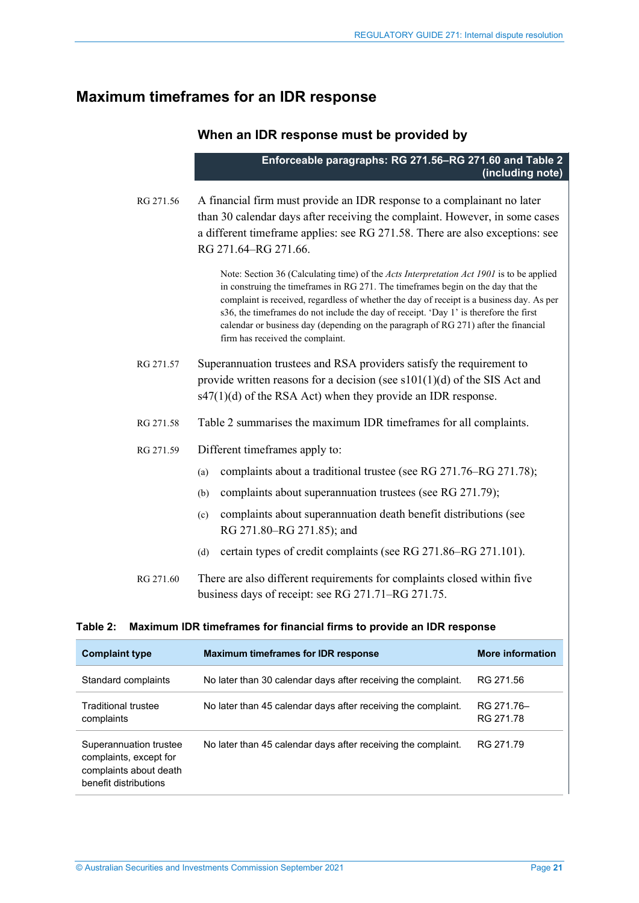## Maximum timeframes for an IDR response

### When an IDR response must be provided by

**Enforceable paragraphs: RG 271.56–RG 271.60 and Table 2 (including note)**

RG 271.56 A financial firm must provide an IDR response to a complainant no later than 30 calendar days after receiving the complaint. However, in some cases a different timeframe applies: see RG 271.58. There are also exceptions: see RG 271.64–RG 271.66.

> Note: Section 36 (Calculating time) of the *Acts Interpretation Act 1901* is to be applied in construing the timeframes in RG 271. The timeframes begin on the day that the complaint is received, regardless of whether the day of receipt is a business day. As per s36, the timeframes do not include the day of receipt. 'Day 1' is therefore the first calendar or business day (depending on the paragraph of RG 271) after the financial firm has received the complaint.

RG 271.57 Superannuation trustees and RSA providers satisfy the requirement to provide written reasons for a decision (see s101(1)(d) of the SIS Act and s47(1)(d) of the RSA Act) when they provide an IDR response.

RG 271.58 Table 2 summarises the maximum IDR timeframes for all complaints.

RG 271.59 Different timeframes apply to:

(a) complaints about a traditional trustee (see RG 271.76–RG 271.78);

(b) complaints about superannuation trustees (see RG 271.79);

(c) complaints about superannuation death benefit distributions (see RG 271.80–RG 271.85); and

(d) certain types of credit complaints (see RG 271.86–RG 271.101).

RG 271.60 There are also different requirements for complaints closed within five business days of receipt: see RG 271.71–RG 271.75.

**Table 2: Maximum IDR timeframes for financial firms to provide an IDR response**

| Complaint type | Maximum timeframes for IDR response | More information |
|---|---|---|
| Standard complaints | No later than 30 calendar days after receiving the complaint. | RG 271.56 |
| Traditional trustee complaints | No later than 45 calendar days after receiving the complaint. | RG 271.76–RG 271.78 |
| Superannuation trustee complaints, except for complaints about death benefit distributions | No later than 45 calendar days after receiving the complaint. | RG 271.79 |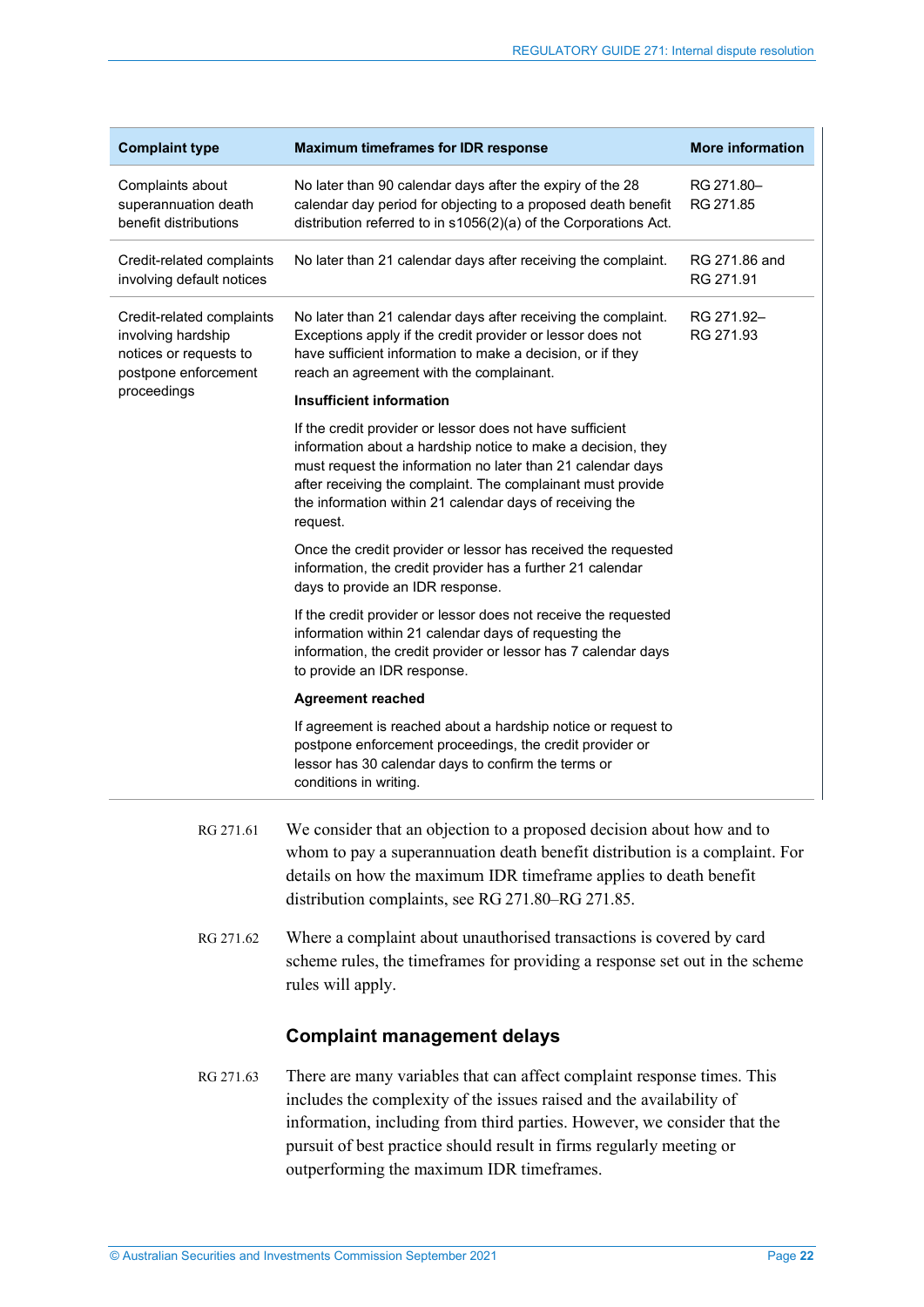| Complaint type | Maximum timeframes for IDR response | More information |
| --- | --- | --- |
| Complaints about superannuation death benefit distributions | No later than 90 calendar days after the expiry of the 28 calendar day period for objecting to a proposed death benefit distribution referred to in s1056(2)(a) of the Corporations Act. | RG 271.80–RG 271.85 |
| Credit-related complaints involving default notices | No later than 21 calendar days after receiving the complaint. | RG 271.86 and RG 271.91 |
| Credit-related complaints involving hardship notices or requests to postpone enforcement proceedings | No later than 21 calendar days after receiving the complaint. Exceptions apply if the credit provider or lessor does not have sufficient information to make a decision, or if they reach an agreement with the complainant.<br><br>**Insufficient information**<br><br>If the credit provider or lessor does not have sufficient information about a hardship notice to make a decision, they must request the information no later than 21 calendar days after receiving the complaint. The complainant must provide the information within 21 calendar days of receiving the request.<br><br>Once the credit provider or lessor has received the requested information, the credit provider has a further 21 calendar days to provide an IDR response.<br><br>If the credit provider or lessor does not receive the requested information within 21 calendar days of requesting the information, the credit provider or lessor has 7 calendar days to provide an IDR response.<br><br>**Agreement reached**<br><br>If agreement is reached about a hardship notice or request to postpone enforcement proceedings, the credit provider or lessor has 30 calendar days to confirm the terms or conditions in writing. | RG 271.92–RG 271.93 |

RG 271.61 We consider that an objection to a proposed decision about how and to whom to pay a superannuation death benefit distribution is a complaint. For details on how the maximum IDR timeframe applies to death benefit distribution complaints, see RG 271.80–RG 271.85.

RG 271.62 Where a complaint about unauthorised transactions is covered by card scheme rules, the timeframes for providing a response set out in the scheme rules will apply.

## Complaint management delays

RG 271.63 There are many variables that can affect complaint response times. This includes the complexity of the issues raised and the availability of information, including from third parties. However, we consider that the pursuit of best practice should result in firms regularly meeting or outperforming the maximum IDR timeframes.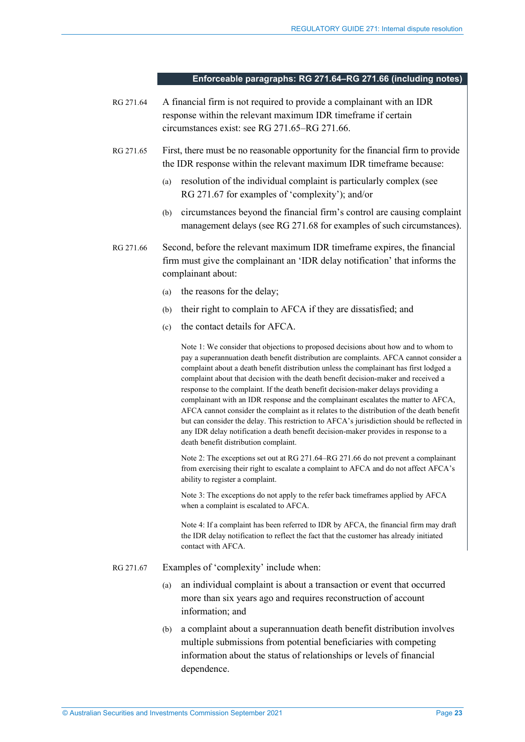**Enforceable paragraphs: RG 271.64–RG 271.66 (including notes)**

RG 271.64 A financial firm is not required to provide a complainant with an IDR response within the relevant maximum IDR timeframe if certain circumstances exist: see RG 271.65–RG 271.66.

RG 271.65 First, there must be no reasonable opportunity for the financial firm to provide the IDR response within the relevant maximum IDR timeframe because:

(a) resolution of the individual complaint is particularly complex (see RG 271.67 for examples of 'complexity'); and/or

(b) circumstances beyond the financial firm's control are causing complaint management delays (see RG 271.68 for examples of such circumstances).

RG 271.66 Second, before the relevant maximum IDR timeframe expires, the financial firm must give the complainant an 'IDR delay notification' that informs the complainant about:

(a) the reasons for the delay;

(b) their right to complain to AFCA if they are dissatisfied; and

(c) the contact details for AFCA.

Note 1: We consider that objections to proposed decisions about how and to whom to pay a superannuation death benefit distribution are complaints. AFCA cannot consider a complaint about a death benefit distribution unless the complainant has first lodged a complaint about that decision with the death benefit decision-maker and received a response to the complaint. If the death benefit decision-maker delays providing a complainant with an IDR response and the complainant escalates the matter to AFCA, AFCA cannot consider the complaint as it relates to the distribution of the death benefit but can consider the delay. This restriction to AFCA's jurisdiction should be reflected in any IDR delay notification a death benefit decision-maker provides in response to a death benefit distribution complaint.

Note 2: The exceptions set out at RG 271.64–RG 271.66 do not prevent a complainant from exercising their right to escalate a complaint to AFCA and do not affect AFCA's ability to register a complaint.

Note 3: The exceptions do not apply to the refer back timeframes applied by AFCA when a complaint is escalated to AFCA.

Note 4: If a complaint has been referred to IDR by AFCA, the financial firm may draft the IDR delay notification to reflect the fact that the customer has already initiated contact with AFCA.

RG 271.67 Examples of 'complexity' include when:

(a) an individual complaint is about a transaction or event that occurred more than six years ago and requires reconstruction of account information; and

(b) a complaint about a superannuation death benefit distribution involves multiple submissions from potential beneficiaries with competing information about the status of relationships or levels of financial dependence.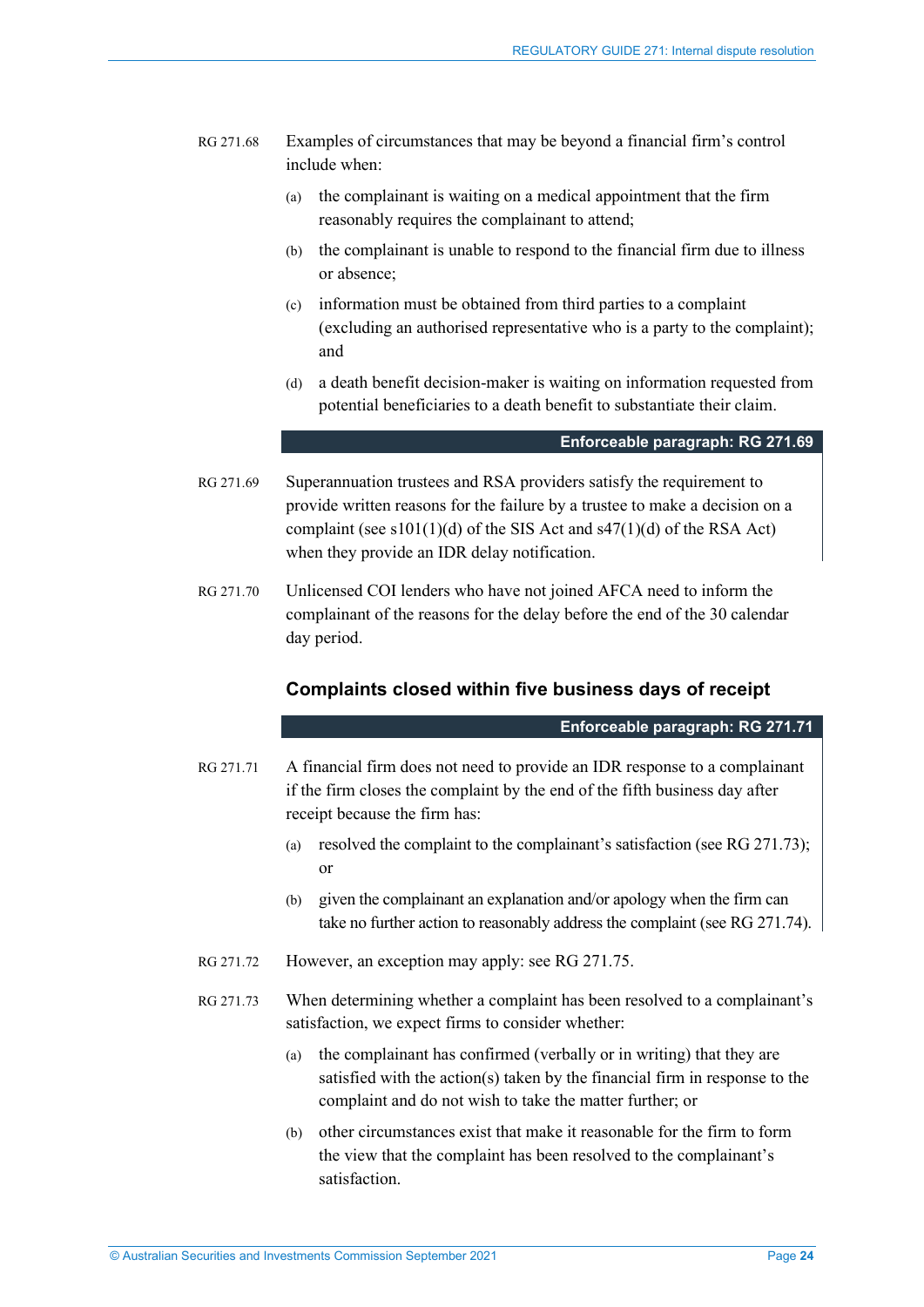RG 271.68 Examples of circumstances that may be beyond a financial firm's control include when:

(a) the complainant is waiting on a medical appointment that the firm reasonably requires the complainant to attend;

(b) the complainant is unable to respond to the financial firm due to illness or absence;

(c) information must be obtained from third parties to a complaint (excluding an authorised representative who is a party to the complaint); and

(d) a death benefit decision-maker is waiting on information requested from potential beneficiaries to a death benefit to substantiate their claim.

**Enforceable paragraph: RG 271.69**

RG 271.69 Superannuation trustees and RSA providers satisfy the requirement to provide written reasons for the failure by a trustee to make a decision on a complaint (see s101(1)(d) of the SIS Act and s47(1)(d) of the RSA Act) when they provide an IDR delay notification.

RG 271.70 Unlicensed COI lenders who have not joined AFCA need to inform the complainant of the reasons for the delay before the end of the 30 calendar day period.

### Complaints closed within five business days of receipt

**Enforceable paragraph: RG 271.71**

RG 271.71 A financial firm does not need to provide an IDR response to a complainant if the firm closes the complaint by the end of the fifth business day after receipt because the firm has:

(a) resolved the complaint to the complainant's satisfaction (see RG 271.73); or

(b) given the complainant an explanation and/or apology when the firm can take no further action to reasonably address the complaint (see RG 271.74).

RG 271.72 However, an exception may apply: see RG 271.75.

RG 271.73 When determining whether a complaint has been resolved to a complainant's satisfaction, we expect firms to consider whether:

(a) the complainant has confirmed (verbally or in writing) that they are satisfied with the action(s) taken by the financial firm in response to the complaint and do not wish to take the matter further; or

(b) other circumstances exist that make it reasonable for the firm to form the view that the complaint has been resolved to the complainant's satisfaction.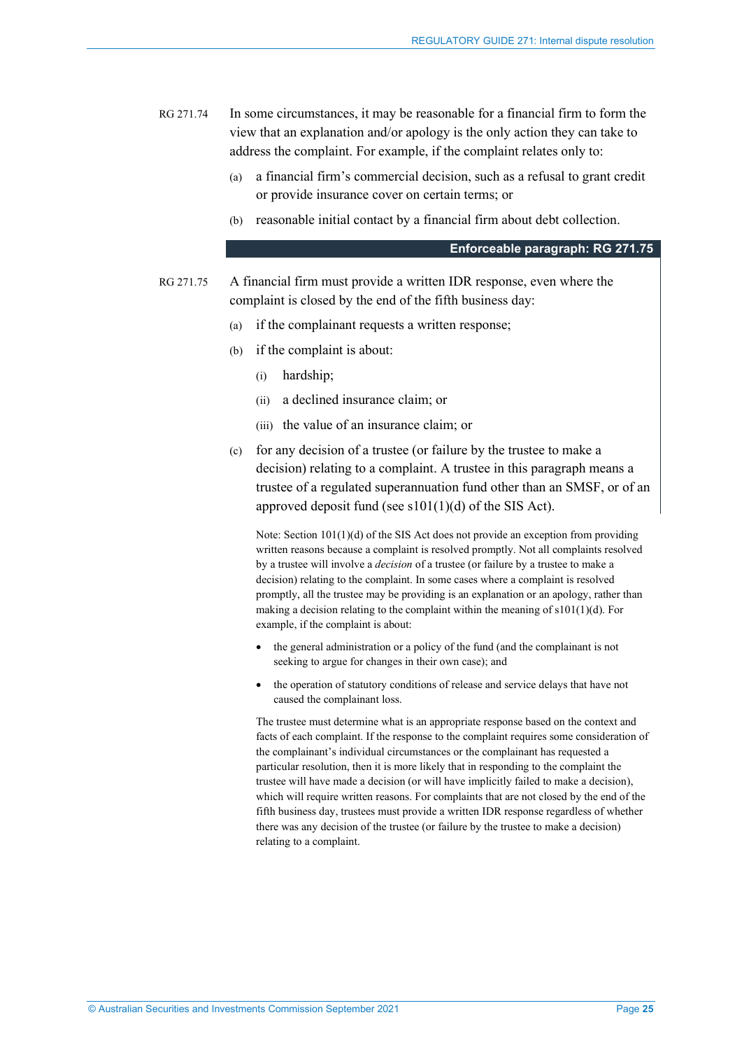RG 271.74 In some circumstances, it may be reasonable for a financial firm to form the view that an explanation and/or apology is the only action they can take to address the complaint. For example, if the complaint relates only to:

(a) a financial firm's commercial decision, such as a refusal to grant credit or provide insurance cover on certain terms; or

(b) reasonable initial contact by a financial firm about debt collection.

**Enforceable paragraph: RG 271.75**

RG 271.75 A financial firm must provide a written IDR response, even where the complaint is closed by the end of the fifth business day:

(a) if the complainant requests a written response;

(b) if the complaint is about:

  (i) hardship;

  (ii) a declined insurance claim; or

  (iii) the value of an insurance claim; or

(c) for any decision of a trustee (or failure by the trustee to make a decision) relating to a complaint. A trustee in this paragraph means a trustee of a regulated superannuation fund other than an SMSF, or of an approved deposit fund (see s101(1)(d) of the SIS Act).

Note: Section 101(1)(d) of the SIS Act does not provide an exception from providing written reasons because a complaint is resolved promptly. Not all complaints resolved by a trustee will involve a *decision* of a trustee (or failure by a trustee to make a decision) relating to the complaint. In some cases where a complaint is resolved promptly, all the trustee may be providing is an explanation or an apology, rather than making a decision relating to the complaint within the meaning of s101(1)(d). For example, if the complaint is about:

- the general administration or a policy of the fund (and the complainant is not seeking to argue for changes in their own case); and
- the operation of statutory conditions of release and service delays that have not caused the complainant loss.

The trustee must determine what is an appropriate response based on the context and facts of each complaint. If the response to the complaint requires some consideration of the complainant's individual circumstances or the complainant has requested a particular resolution, then it is more likely that in responding to the complaint the trustee will have made a decision (or will have implicitly failed to make a decision), which will require written reasons. For complaints that are not closed by the end of the fifth business day, trustees must provide a written IDR response regardless of whether there was any decision of the trustee (or failure by the trustee to make a decision) relating to a complaint.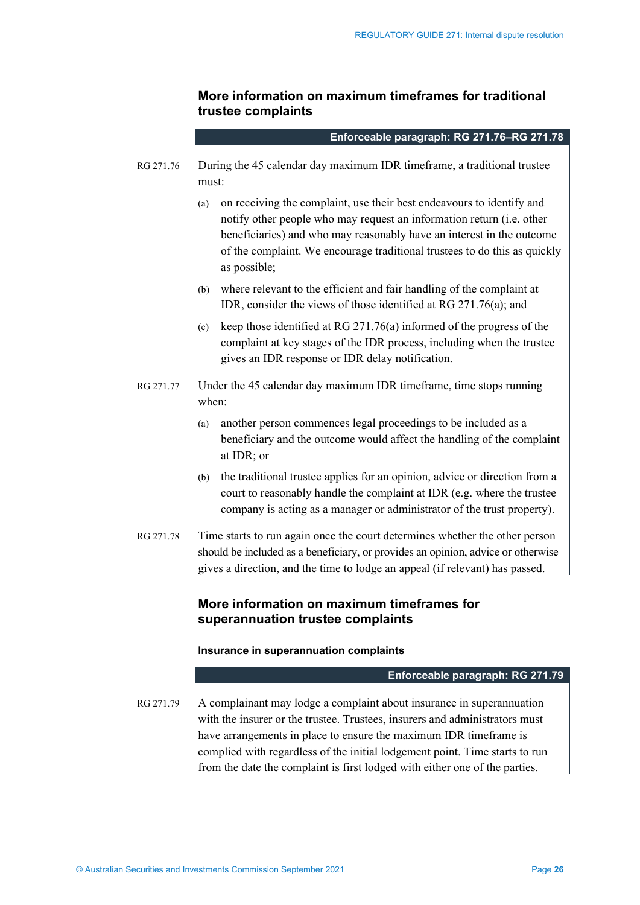## More information on maximum timeframes for traditional trustee complaints

**Enforceable paragraph: RG 271.76–RG 271.78**

RG 271.76 During the 45 calendar day maximum IDR timeframe, a traditional trustee must:

(a) on receiving the complaint, use their best endeavours to identify and notify other people who may request an information return (i.e. other beneficiaries) and who may reasonably have an interest in the outcome of the complaint. We encourage traditional trustees to do this as quickly as possible;

(b) where relevant to the efficient and fair handling of the complaint at IDR, consider the views of those identified at RG 271.76(a); and

(c) keep those identified at RG 271.76(a) informed of the progress of the complaint at key stages of the IDR process, including when the trustee gives an IDR response or IDR delay notification.

RG 271.77 Under the 45 calendar day maximum IDR timeframe, time stops running when:

(a) another person commences legal proceedings to be included as a beneficiary and the outcome would affect the handling of the complaint at IDR; or

(b) the traditional trustee applies for an opinion, advice or direction from a court to reasonably handle the complaint at IDR (e.g. where the trustee company is acting as a manager or administrator of the trust property).

RG 271.78 Time starts to run again once the court determines whether the other person should be included as a beneficiary, or provides an opinion, advice or otherwise gives a direction, and the time to lodge an appeal (if relevant) has passed.

## More information on maximum timeframes for superannuation trustee complaints

#### Insurance in superannuation complaints

**Enforceable paragraph: RG 271.79**

RG 271.79 A complainant may lodge a complaint about insurance in superannuation with the insurer or the trustee. Trustees, insurers and administrators must have arrangements in place to ensure the maximum IDR timeframe is complied with regardless of the initial lodgement point. Time starts to run from the date the complaint is first lodged with either one of the parties.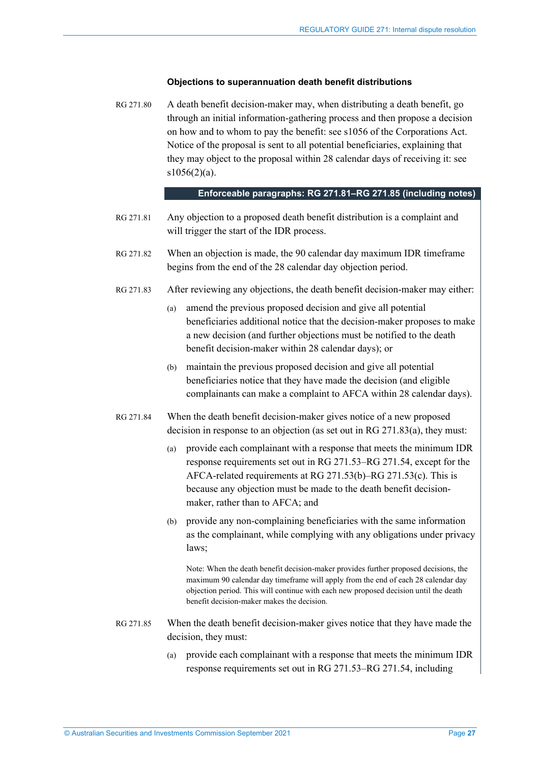### Objections to superannuation death benefit distributions

RG 271.80 A death benefit decision-maker may, when distributing a death benefit, go through an initial information-gathering process and then propose a decision on how and to whom to pay the benefit: see s1056 of the Corporations Act. Notice of the proposal is sent to all potential beneficiaries, explaining that they may object to the proposal within 28 calendar days of receiving it: see s1056(2)(a).

**Enforceable paragraphs: RG 271.81–RG 271.85 (including notes)**

RG 271.81 Any objection to a proposed death benefit distribution is a complaint and will trigger the start of the IDR process.

RG 271.82 When an objection is made, the 90 calendar day maximum IDR timeframe begins from the end of the 28 calendar day objection period.

RG 271.83 After reviewing any objections, the death benefit decision-maker may either:

(a) amend the previous proposed decision and give all potential beneficiaries additional notice that the decision-maker proposes to make a new decision (and further objections must be notified to the death benefit decision-maker within 28 calendar days); or

(b) maintain the previous proposed decision and give all potential beneficiaries notice that they have made the decision (and eligible complainants can make a complaint to AFCA within 28 calendar days).

RG 271.84 When the death benefit decision-maker gives notice of a new proposed decision in response to an objection (as set out in RG 271.83(a), they must:

(a) provide each complainant with a response that meets the minimum IDR response requirements set out in RG 271.53–RG 271.54, except for the AFCA-related requirements at RG 271.53(b)–RG 271.53(c). This is because any objection must be made to the death benefit decision-maker, rather than to AFCA; and

(b) provide any non-complaining beneficiaries with the same information as the complainant, while complying with any obligations under privacy laws;

Note: When the death benefit decision-maker provides further proposed decisions, the maximum 90 calendar day timeframe will apply from the end of each 28 calendar day objection period. This will continue with each new proposed decision until the death benefit decision-maker makes the decision.

RG 271.85 When the death benefit decision-maker gives notice that they have made the decision, they must:

(a) provide each complainant with a response that meets the minimum IDR response requirements set out in RG 271.53–RG 271.54, including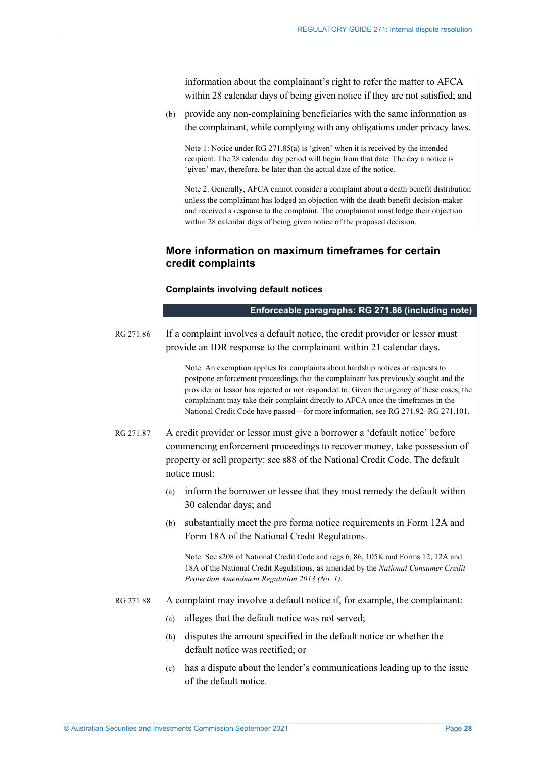information about the complainant's right to refer the matter to AFCA within 28 calendar days of being given notice if they are not satisfied; and

(b) provide any non-complaining beneficiaries with the same information as the complainant, while complying with any obligations under privacy laws.

Note 1: Notice under RG 271.85(a) is 'given' when it is received by the intended recipient. The 28 calendar day period will begin from that date. The day a notice is 'given' may, therefore, be later than the actual date of the notice.

Note 2: Generally, AFCA cannot consider a complaint about a death benefit distribution unless the complainant has lodged an objection with the death benefit decision-maker and received a response to the complaint. The complainant must lodge their objection within 28 calendar days of being given notice of the proposed decision.

## More information on maximum timeframes for certain credit complaints

### Complaints involving default notices

**Enforceable paragraphs: RG 271.86 (including note)**

RG 271.86 If a complaint involves a default notice, the credit provider or lessor must provide an IDR response to the complainant within 21 calendar days.

Note: An exemption applies for complaints about hardship notices or requests to postpone enforcement proceedings that the complainant has previously sought and the provider or lessor has rejected or not responded to. Given the urgency of these cases, the complainant may take their complaint directly to AFCA once the timeframes in the National Credit Code have passed—for more information, see RG 271.92–RG 271.101.

RG 271.87 A credit provider or lessor must give a borrower a 'default notice' before commencing enforcement proceedings to recover money, take possession of property or sell property: see s88 of the National Credit Code. The default notice must:

(a) inform the borrower or lessee that they must remedy the default within 30 calendar days; and

(b) substantially meet the pro forma notice requirements in Form 12A and Form 18A of the National Credit Regulations.

Note: See s208 of National Credit Code and regs 6, 86, 105K and Forms 12, 12A and 18A of the National Credit Regulations, as amended by the *National Consumer Credit Protection Amendment Regulation 2013 (No. 1)*.

RG 271.88 A complaint may involve a default notice if, for example, the complainant:

(a) alleges that the default notice was not served;

(b) disputes the amount specified in the default notice or whether the default notice was rectified; or

(c) has a dispute about the lender's communications leading up to the issue of the default notice.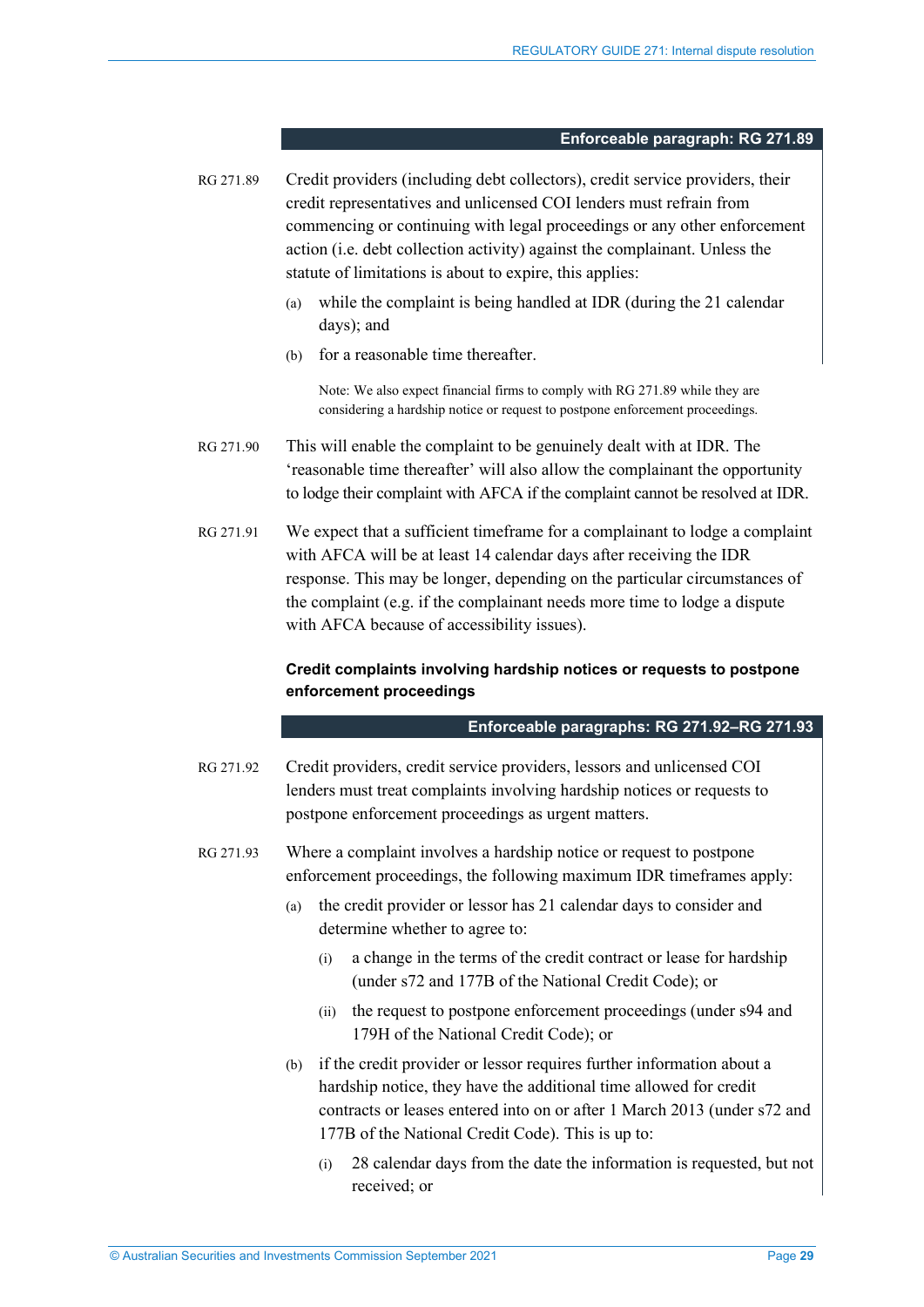**Enforceable paragraph: RG 271.89**

RG 271.89 Credit providers (including debt collectors), credit service providers, their credit representatives and unlicensed COI lenders must refrain from commencing or continuing with legal proceedings or any other enforcement action (i.e. debt collection activity) against the complainant. Unless the statute of limitations is about to expire, this applies:

(a) while the complaint is being handled at IDR (during the 21 calendar days); and

(b) for a reasonable time thereafter.

Note: We also expect financial firms to comply with RG 271.89 while they are considering a hardship notice or request to postpone enforcement proceedings.

RG 271.90 This will enable the complaint to be genuinely dealt with at IDR. The 'reasonable time thereafter' will also allow the complainant the opportunity to lodge their complaint with AFCA if the complaint cannot be resolved at IDR.

RG 271.91 We expect that a sufficient timeframe for a complainant to lodge a complaint with AFCA will be at least 14 calendar days after receiving the IDR response. This may be longer, depending on the particular circumstances of the complaint (e.g. if the complainant needs more time to lodge a dispute with AFCA because of accessibility issues).

### Credit complaints involving hardship notices or requests to postpone enforcement proceedings

**Enforceable paragraphs: RG 271.92–RG 271.93**

RG 271.92 Credit providers, credit service providers, lessors and unlicensed COI lenders must treat complaints involving hardship notices or requests to postpone enforcement proceedings as urgent matters.

RG 271.93 Where a complaint involves a hardship notice or request to postpone enforcement proceedings, the following maximum IDR timeframes apply:

(a) the credit provider or lessor has 21 calendar days to consider and determine whether to agree to:

(i) a change in the terms of the credit contract or lease for hardship (under s72 and 177B of the National Credit Code); or

(ii) the request to postpone enforcement proceedings (under s94 and 179H of the National Credit Code); or

(b) if the credit provider or lessor requires further information about a hardship notice, they have the additional time allowed for credit contracts or leases entered into on or after 1 March 2013 (under s72 and 177B of the National Credit Code). This is up to:

(i) 28 calendar days from the date the information is requested, but not received; or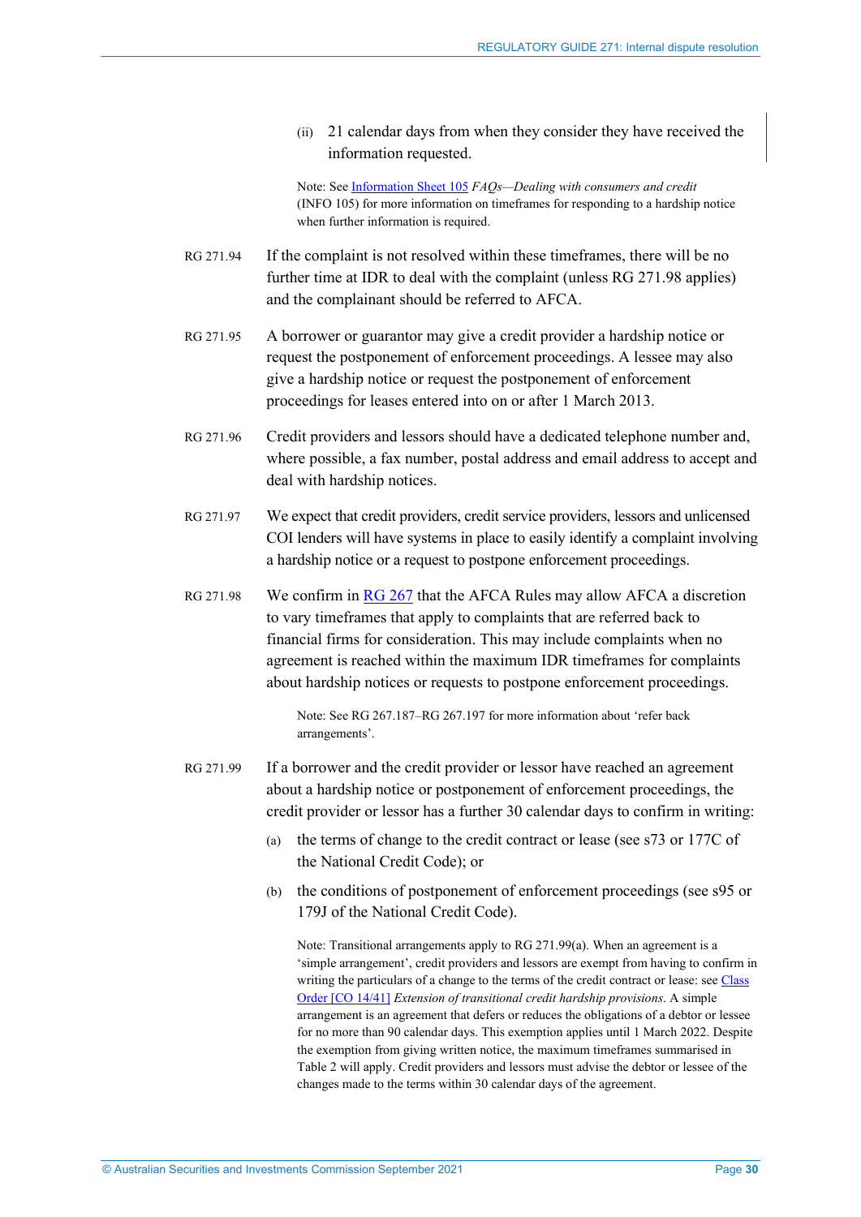(ii) 21 calendar days from when they consider they have received the information requested.

Note: See Information Sheet 105 *FAQs—Dealing with consumers and credit* (INFO 105) for more information on timeframes for responding to a hardship notice when further information is required.

RG 271.94 If the complaint is not resolved within these timeframes, there will be no further time at IDR to deal with the complaint (unless RG 271.98 applies) and the complainant should be referred to AFCA.

RG 271.95 A borrower or guarantor may give a credit provider a hardship notice or request the postponement of enforcement proceedings. A lessee may also give a hardship notice or request the postponement of enforcement proceedings for leases entered into on or after 1 March 2013.

RG 271.96 Credit providers and lessors should have a dedicated telephone number and, where possible, a fax number, postal address and email address to accept and deal with hardship notices.

RG 271.97 We expect that credit providers, credit service providers, lessors and unlicensed COI lenders will have systems in place to easily identify a complaint involving a hardship notice or a request to postpone enforcement proceedings.

RG 271.98 We confirm in RG 267 that the AFCA Rules may allow AFCA a discretion to vary timeframes that apply to complaints that are referred back to financial firms for consideration. This may include complaints when no agreement is reached within the maximum IDR timeframes for complaints about hardship notices or requests to postpone enforcement proceedings.

Note: See RG 267.187–RG 267.197 for more information about 'refer back arrangements'.

RG 271.99 If a borrower and the credit provider or lessor have reached an agreement about a hardship notice or postponement of enforcement proceedings, the credit provider or lessor has a further 30 calendar days to confirm in writing:

(a) the terms of change to the credit contract or lease (see s73 or 177C of the National Credit Code); or

(b) the conditions of postponement of enforcement proceedings (see s95 or 179J of the National Credit Code).

Note: Transitional arrangements apply to RG 271.99(a). When an agreement is a 'simple arrangement', credit providers and lessors are exempt from having to confirm in writing the particulars of a change to the terms of the credit contract or lease: see Class Order [CO 14/41] *Extension of transitional credit hardship provisions*. A simple arrangement is an agreement that defers or reduces the obligations of a debtor or lessee for no more than 90 calendar days. This exemption applies until 1 March 2022. Despite the exemption from giving written notice, the maximum timeframes summarised in Table 2 will apply. Credit providers and lessors must advise the debtor or lessee of the changes made to the terms within 30 calendar days of the agreement.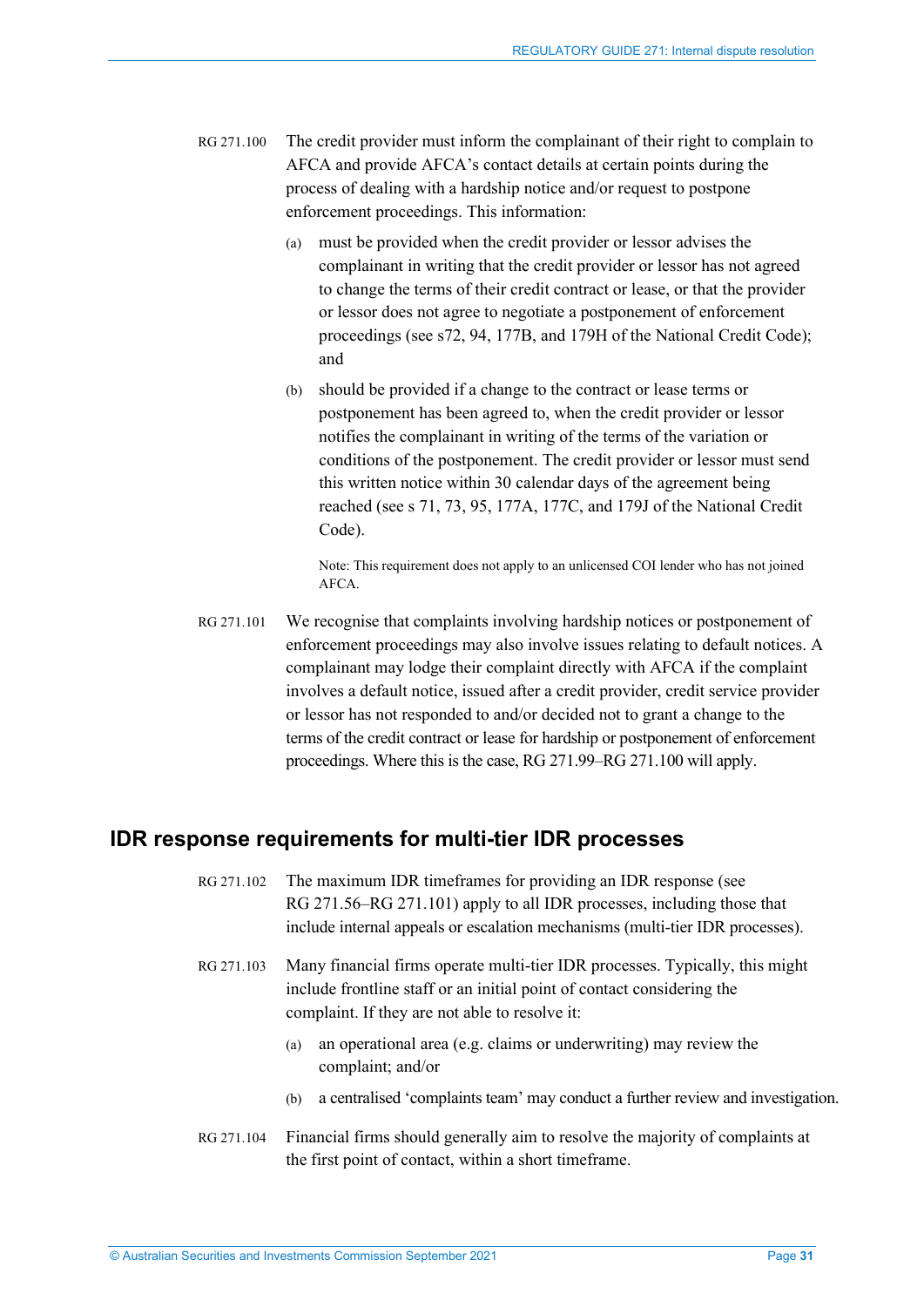RG 271.100 The credit provider must inform the complainant of their right to complain to AFCA and provide AFCA's contact details at certain points during the process of dealing with a hardship notice and/or request to postpone enforcement proceedings. This information:

(a) must be provided when the credit provider or lessor advises the complainant in writing that the credit provider or lessor has not agreed to change the terms of their credit contract or lease, or that the provider or lessor does not agree to negotiate a postponement of enforcement proceedings (see s72, 94, 177B, and 179H of the National Credit Code); and

(b) should be provided if a change to the contract or lease terms or postponement has been agreed to, when the credit provider or lessor notifies the complainant in writing of the terms of the variation or conditions of the postponement. The credit provider or lessor must send this written notice within 30 calendar days of the agreement being reached (see s 71, 73, 95, 177A, 177C, and 179J of the National Credit Code).

Note: This requirement does not apply to an unlicensed COI lender who has not joined AFCA.

RG 271.101 We recognise that complaints involving hardship notices or postponement of enforcement proceedings may also involve issues relating to default notices. A complainant may lodge their complaint directly with AFCA if the complaint involves a default notice, issued after a credit provider, credit service provider or lessor has not responded to and/or decided not to grant a change to the terms of the credit contract or lease for hardship or postponement of enforcement proceedings. Where this is the case, RG 271.99–RG 271.100 will apply.

## IDR response requirements for multi-tier IDR processes

RG 271.102 The maximum IDR timeframes for providing an IDR response (see RG 271.56–RG 271.101) apply to all IDR processes, including those that include internal appeals or escalation mechanisms (multi-tier IDR processes).

RG 271.103 Many financial firms operate multi-tier IDR processes. Typically, this might include frontline staff or an initial point of contact considering the complaint. If they are not able to resolve it:

(a) an operational area (e.g. claims or underwriting) may review the complaint; and/or

(b) a centralised 'complaints team' may conduct a further review and investigation.

RG 271.104 Financial firms should generally aim to resolve the majority of complaints at the first point of contact, within a short timeframe.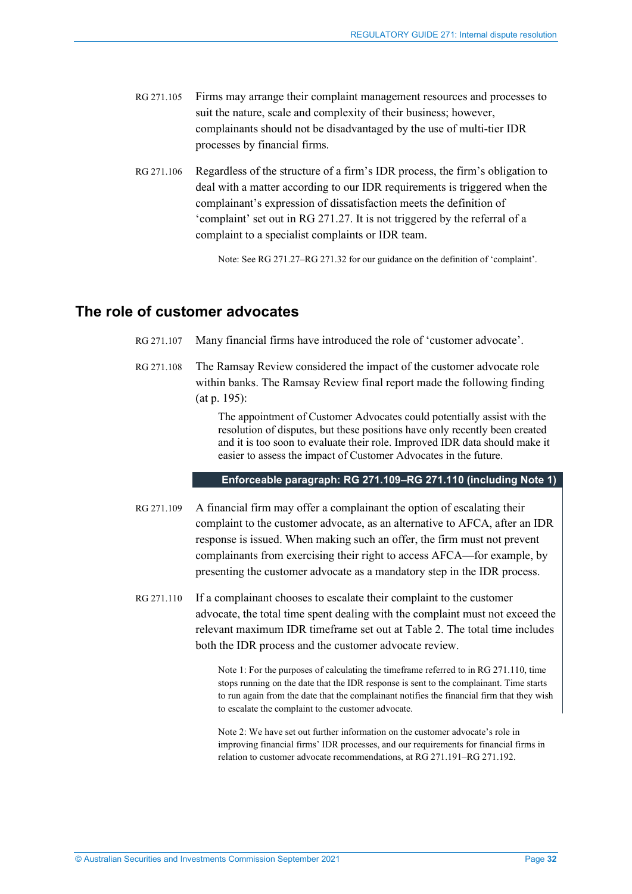RG 271.105 Firms may arrange their complaint management resources and processes to suit the nature, scale and complexity of their business; however, complainants should not be disadvantaged by the use of multi-tier IDR processes by financial firms.

RG 271.106 Regardless of the structure of a firm's IDR process, the firm's obligation to deal with a matter according to our IDR requirements is triggered when the complainant's expression of dissatisfaction meets the definition of 'complaint' set out in RG 271.27. It is not triggered by the referral of a complaint to a specialist complaints or IDR team.

> Note: See RG 271.27–RG 271.32 for our guidance on the definition of 'complaint'.

## The role of customer advocates

RG 271.107 Many financial firms have introduced the role of 'customer advocate'.

RG 271.108 The Ramsay Review considered the impact of the customer advocate role within banks. The Ramsay Review final report made the following finding (at p. 195):

> The appointment of Customer Advocates could potentially assist with the resolution of disputes, but these positions have only recently been created and it is too soon to evaluate their role. Improved IDR data should make it easier to assess the impact of Customer Advocates in the future.

**Enforceable paragraph: RG 271.109–RG 271.110 (including Note 1)**

RG 271.109 A financial firm may offer a complainant the option of escalating their complaint to the customer advocate, as an alternative to AFCA, after an IDR response is issued. When making such an offer, the firm must not prevent complainants from exercising their right to access AFCA—for example, by presenting the customer advocate as a mandatory step in the IDR process.

RG 271.110 If a complainant chooses to escalate their complaint to the customer advocate, the total time spent dealing with the complaint must not exceed the relevant maximum IDR timeframe set out at Table 2. The total time includes both the IDR process and the customer advocate review.

> Note 1: For the purposes of calculating the timeframe referred to in RG 271.110, time stops running on the date that the IDR response is sent to the complainant. Time starts to run again from the date that the complainant notifies the financial firm that they wish to escalate the complaint to the customer advocate.

> Note 2: We have set out further information on the customer advocate's role in improving financial firms' IDR processes, and our requirements for financial firms in relation to customer advocate recommendations, at RG 271.191–RG 271.192.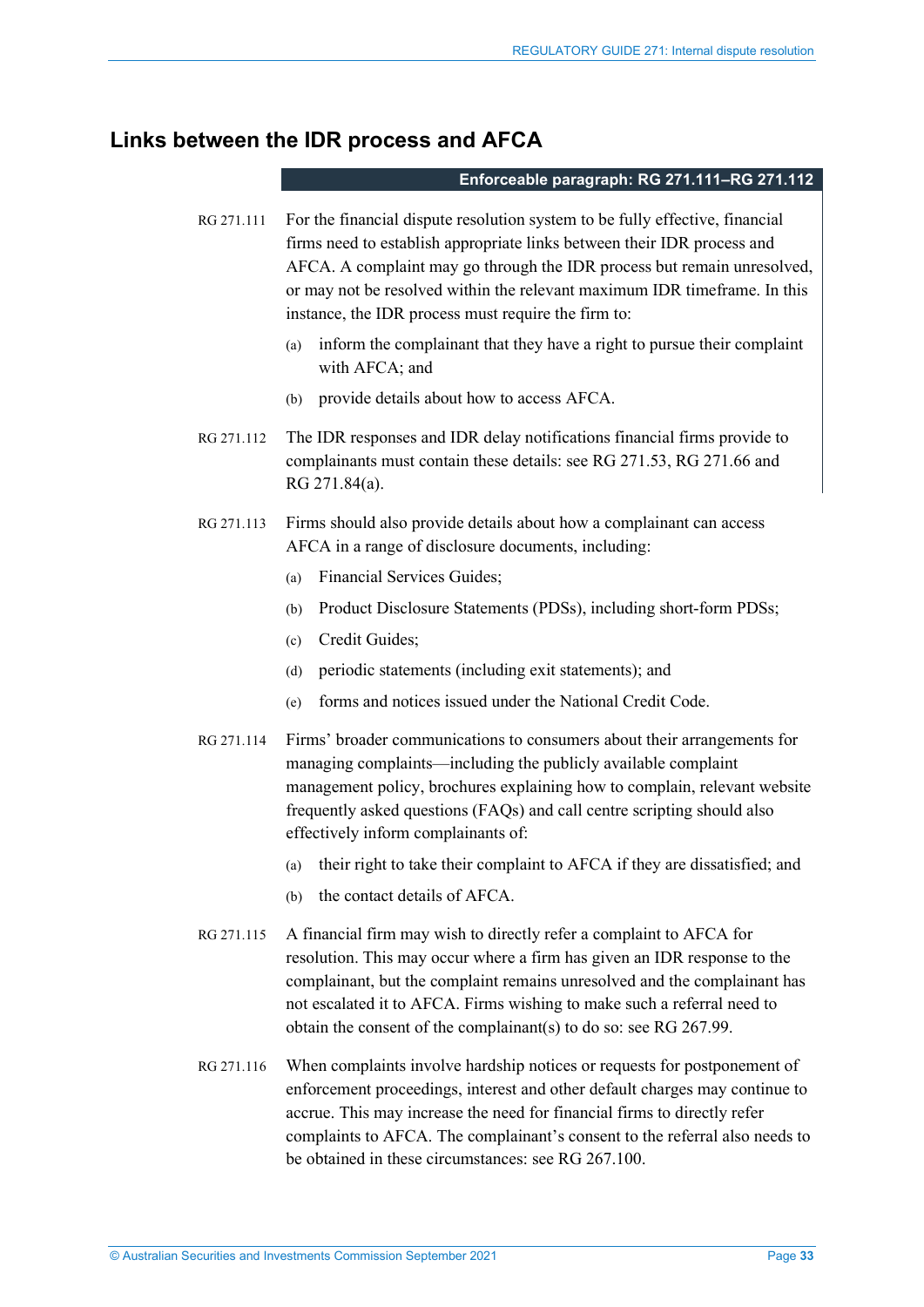## Links between the IDR process and AFCA

**Enforceable paragraph: RG 271.111–RG 271.112**

RG 271.111 For the financial dispute resolution system to be fully effective, financial firms need to establish appropriate links between their IDR process and AFCA. A complaint may go through the IDR process but remain unresolved, or may not be resolved within the relevant maximum IDR timeframe. In this instance, the IDR process must require the firm to:

(a) inform the complainant that they have a right to pursue their complaint with AFCA; and

(b) provide details about how to access AFCA.

RG 271.112 The IDR responses and IDR delay notifications financial firms provide to complainants must contain these details: see RG 271.53, RG 271.66 and RG 271.84(a).

RG 271.113 Firms should also provide details about how a complainant can access AFCA in a range of disclosure documents, including:

(a) Financial Services Guides;

(b) Product Disclosure Statements (PDSs), including short-form PDSs;

(c) Credit Guides;

(d) periodic statements (including exit statements); and

(e) forms and notices issued under the National Credit Code.

RG 271.114 Firms' broader communications to consumers about their arrangements for managing complaints—including the publicly available complaint management policy, brochures explaining how to complain, relevant website frequently asked questions (FAQs) and call centre scripting should also effectively inform complainants of:

(a) their right to take their complaint to AFCA if they are dissatisfied; and

(b) the contact details of AFCA.

RG 271.115 A financial firm may wish to directly refer a complaint to AFCA for resolution. This may occur where a firm has given an IDR response to the complainant, but the complaint remains unresolved and the complainant has not escalated it to AFCA. Firms wishing to make such a referral need to obtain the consent of the complainant(s) to do so: see RG 267.99.

RG 271.116 When complaints involve hardship notices or requests for postponement of enforcement proceedings, interest and other default charges may continue to accrue. This may increase the need for financial firms to directly refer complaints to AFCA. The complainant's consent to the referral also needs to be obtained in these circumstances: see RG 267.100.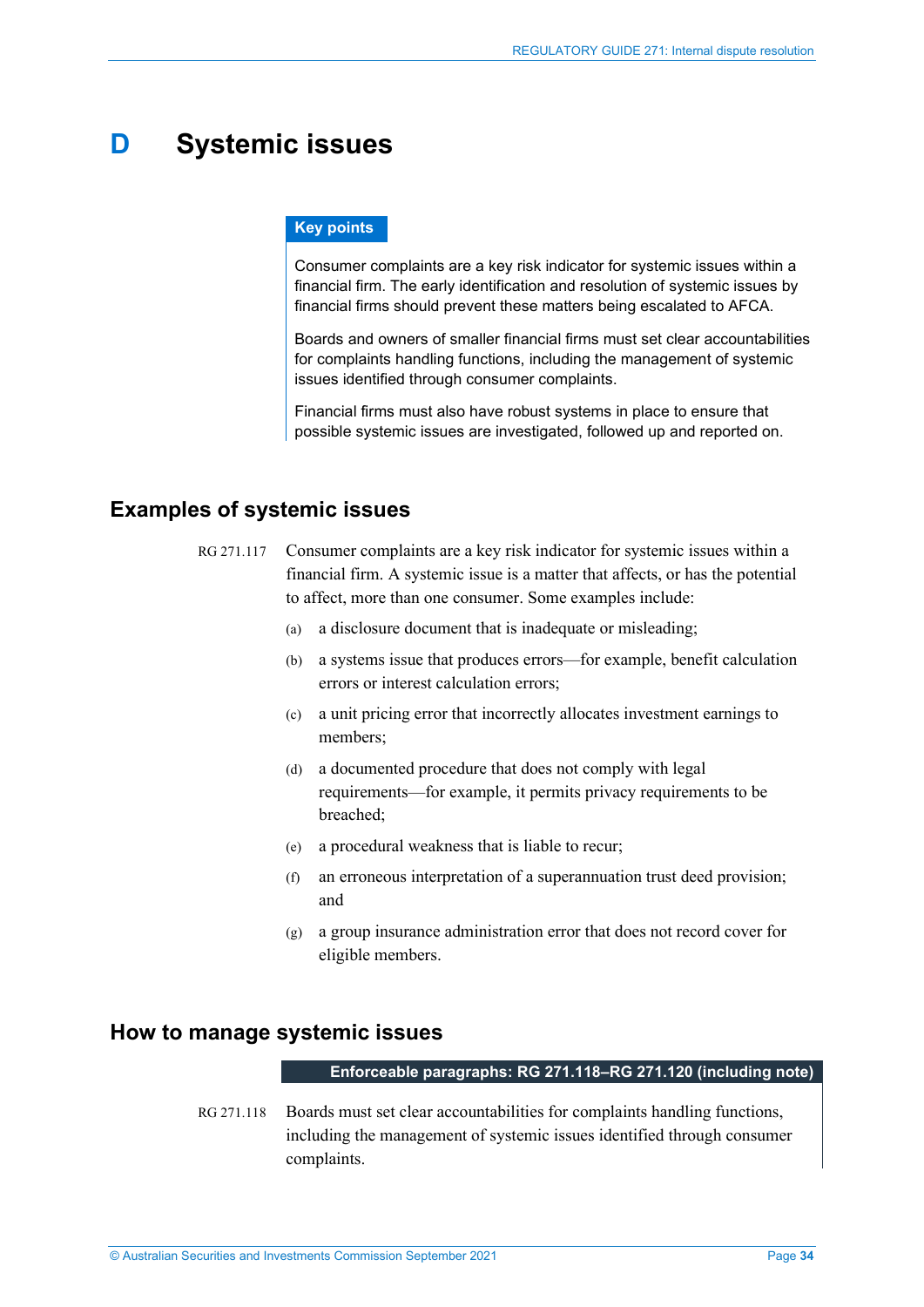# D Systemic issues

**Key points**

Consumer complaints are a key risk indicator for systemic issues within a financial firm. The early identification and resolution of systemic issues by financial firms should prevent these matters being escalated to AFCA.

Boards and owners of smaller financial firms must set clear accountabilities for complaints handling functions, including the management of systemic issues identified through consumer complaints.

Financial firms must also have robust systems in place to ensure that possible systemic issues are investigated, followed up and reported on.

## Examples of systemic issues

RG 271.117 Consumer complaints are a key risk indicator for systemic issues within a financial firm. A systemic issue is a matter that affects, or has the potential to affect, more than one consumer. Some examples include:

(a) a disclosure document that is inadequate or misleading;

(b) a systems issue that produces errors—for example, benefit calculation errors or interest calculation errors;

(c) a unit pricing error that incorrectly allocates investment earnings to members;

(d) a documented procedure that does not comply with legal requirements—for example, it permits privacy requirements to be breached;

(e) a procedural weakness that is liable to recur;

(f) an erroneous interpretation of a superannuation trust deed provision; and

(g) a group insurance administration error that does not record cover for eligible members.

## How to manage systemic issues

**Enforceable paragraphs: RG 271.118–RG 271.120 (including note)**

RG 271.118 Boards must set clear accountabilities for complaints handling functions, including the management of systemic issues identified through consumer complaints.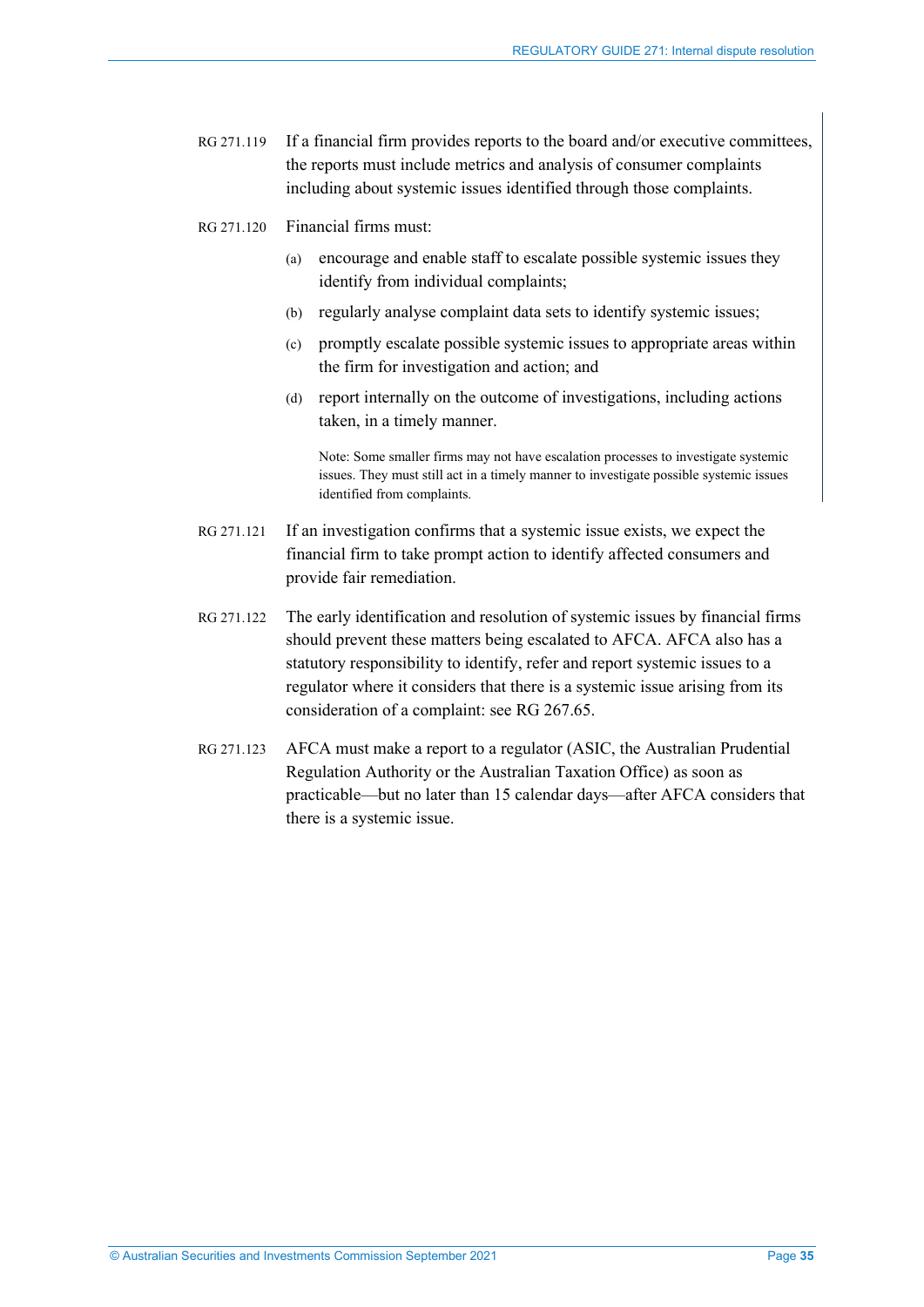RG 271.119 If a financial firm provides reports to the board and/or executive committees, the reports must include metrics and analysis of consumer complaints including about systemic issues identified through those complaints.

RG 271.120 Financial firms must:

(a) encourage and enable staff to escalate possible systemic issues they identify from individual complaints;

(b) regularly analyse complaint data sets to identify systemic issues;

(c) promptly escalate possible systemic issues to appropriate areas within the firm for investigation and action; and

(d) report internally on the outcome of investigations, including actions taken, in a timely manner.

Note: Some smaller firms may not have escalation processes to investigate systemic issues. They must still act in a timely manner to investigate possible systemic issues identified from complaints.

RG 271.121 If an investigation confirms that a systemic issue exists, we expect the financial firm to take prompt action to identify affected consumers and provide fair remediation.

RG 271.122 The early identification and resolution of systemic issues by financial firms should prevent these matters being escalated to AFCA. AFCA also has a statutory responsibility to identify, refer and report systemic issues to a regulator where it considers that there is a systemic issue arising from its consideration of a complaint: see RG 267.65.

RG 271.123 AFCA must make a report to a regulator (ASIC, the Australian Prudential Regulation Authority or the Australian Taxation Office) as soon as practicable—but no later than 15 calendar days—after AFCA considers that there is a systemic issue.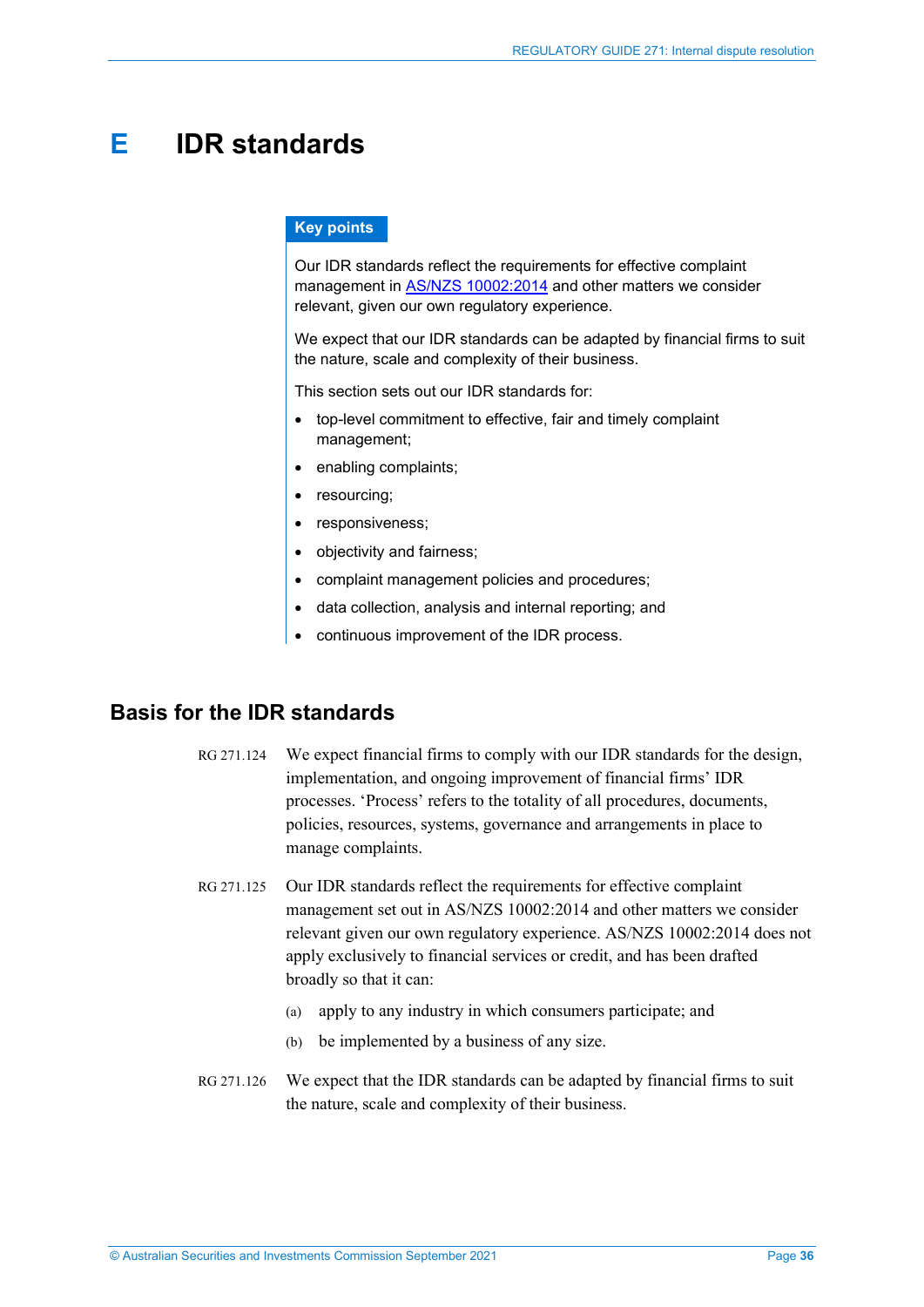# E IDR standards

**Key points**

Our IDR standards reflect the requirements for effective complaint management in [AS/NZS 10002:2014](#) and other matters we consider relevant, given our own regulatory experience.

We expect that our IDR standards can be adapted by financial firms to suit the nature, scale and complexity of their business.

This section sets out our IDR standards for:

- top-level commitment to effective, fair and timely complaint management;
- enabling complaints;
- resourcing;
- responsiveness;
- objectivity and fairness;
- complaint management policies and procedures;
- data collection, analysis and internal reporting; and
- continuous improvement of the IDR process.

## Basis for the IDR standards

RG 271.124 We expect financial firms to comply with our IDR standards for the design, implementation, and ongoing improvement of financial firms' IDR processes. 'Process' refers to the totality of all procedures, documents, policies, resources, systems, governance and arrangements in place to manage complaints.

RG 271.125 Our IDR standards reflect the requirements for effective complaint management set out in AS/NZS 10002:2014 and other matters we consider relevant given our own regulatory experience. AS/NZS 10002:2014 does not apply exclusively to financial services or credit, and has been drafted broadly so that it can:

(a) apply to any industry in which consumers participate; and

(b) be implemented by a business of any size.

RG 271.126 We expect that the IDR standards can be adapted by financial firms to suit the nature, scale and complexity of their business.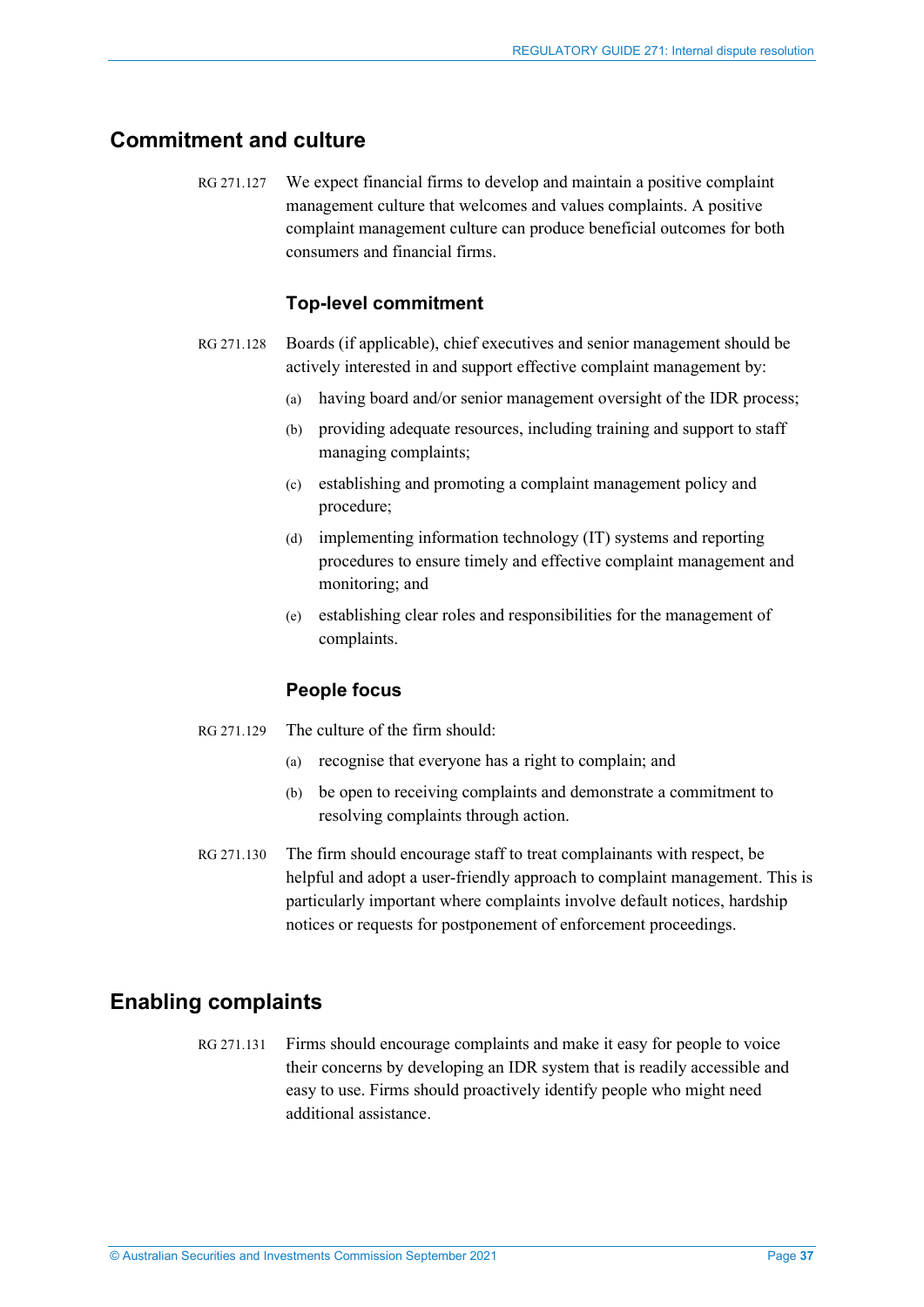## Commitment and culture

RG 271.127 We expect financial firms to develop and maintain a positive complaint management culture that welcomes and values complaints. A positive complaint management culture can produce beneficial outcomes for both consumers and financial firms.

### Top-level commitment

RG 271.128 Boards (if applicable), chief executives and senior management should be actively interested in and support effective complaint management by:

(a) having board and/or senior management oversight of the IDR process;

(b) providing adequate resources, including training and support to staff managing complaints;

(c) establishing and promoting a complaint management policy and procedure;

(d) implementing information technology (IT) systems and reporting procedures to ensure timely and effective complaint management and monitoring; and

(e) establishing clear roles and responsibilities for the management of complaints.

### People focus

RG 271.129 The culture of the firm should:

(a) recognise that everyone has a right to complain; and

(b) be open to receiving complaints and demonstrate a commitment to resolving complaints through action.

RG 271.130 The firm should encourage staff to treat complainants with respect, be helpful and adopt a user-friendly approach to complaint management. This is particularly important where complaints involve default notices, hardship notices or requests for postponement of enforcement proceedings.

## Enabling complaints

RG 271.131 Firms should encourage complaints and make it easy for people to voice their concerns by developing an IDR system that is readily accessible and easy to use. Firms should proactively identify people who might need additional assistance.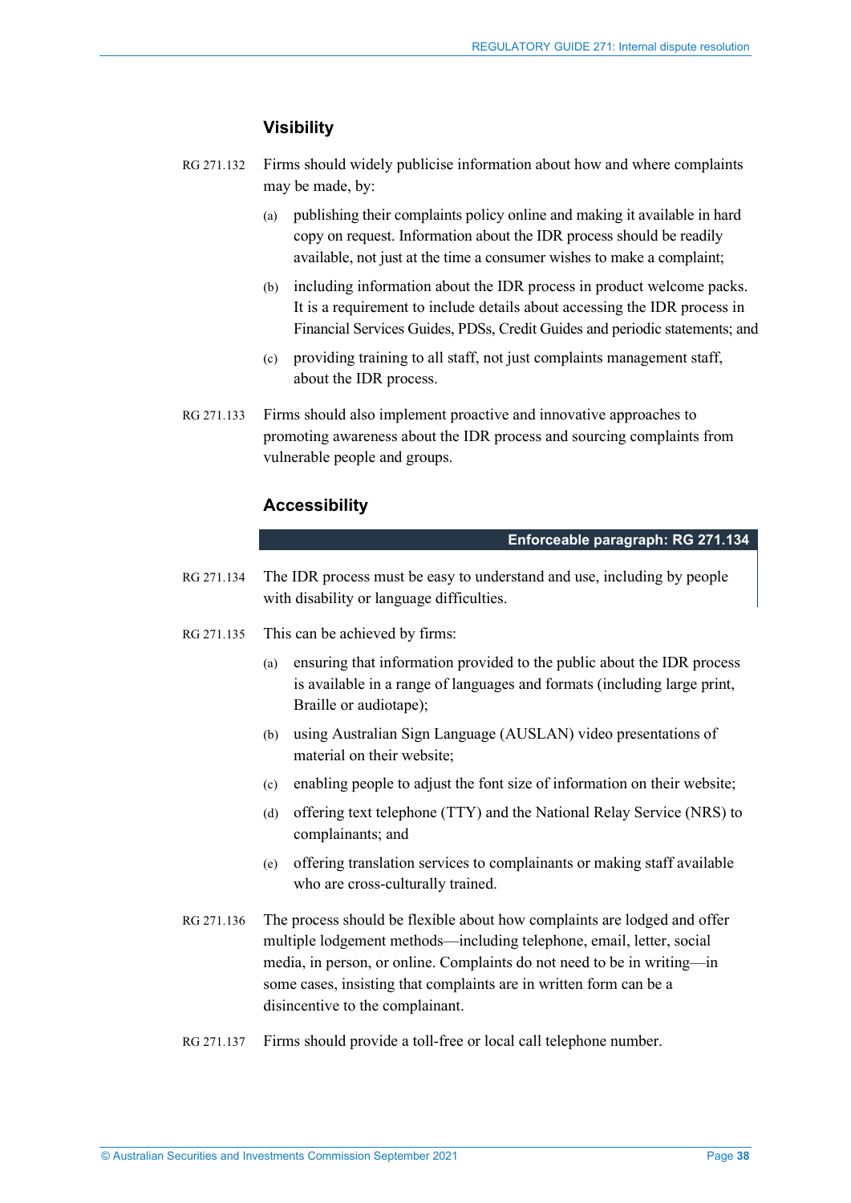### Visibility

RG 271.132 Firms should widely publicise information about how and where complaints may be made, by:

(a) publishing their complaints policy online and making it available in hard copy on request. Information about the IDR process should be readily available, not just at the time a consumer wishes to make a complaint;

(b) including information about the IDR process in product welcome packs. It is a requirement to include details about accessing the IDR process in Financial Services Guides, PDSs, Credit Guides and periodic statements; and

(c) providing training to all staff, not just complaints management staff, about the IDR process.

RG 271.133 Firms should also implement proactive and innovative approaches to promoting awareness about the IDR process and sourcing complaints from vulnerable people and groups.

### Accessibility

**Enforceable paragraph: RG 271.134**

RG 271.134 The IDR process must be easy to understand and use, including by people with disability or language difficulties.

RG 271.135 This can be achieved by firms:

(a) ensuring that information provided to the public about the IDR process is available in a range of languages and formats (including large print, Braille or audiotape);

(b) using Australian Sign Language (AUSLAN) video presentations of material on their website;

(c) enabling people to adjust the font size of information on their website;

(d) offering text telephone (TTY) and the National Relay Service (NRS) to complainants; and

(e) offering translation services to complainants or making staff available who are cross-culturally trained.

RG 271.136 The process should be flexible about how complaints are lodged and offer multiple lodgement methods—including telephone, email, letter, social media, in person, or online. Complaints do not need to be in writing—in some cases, insisting that complaints are in written form can be a disincentive to the complainant.

RG 271.137 Firms should provide a toll-free or local call telephone number.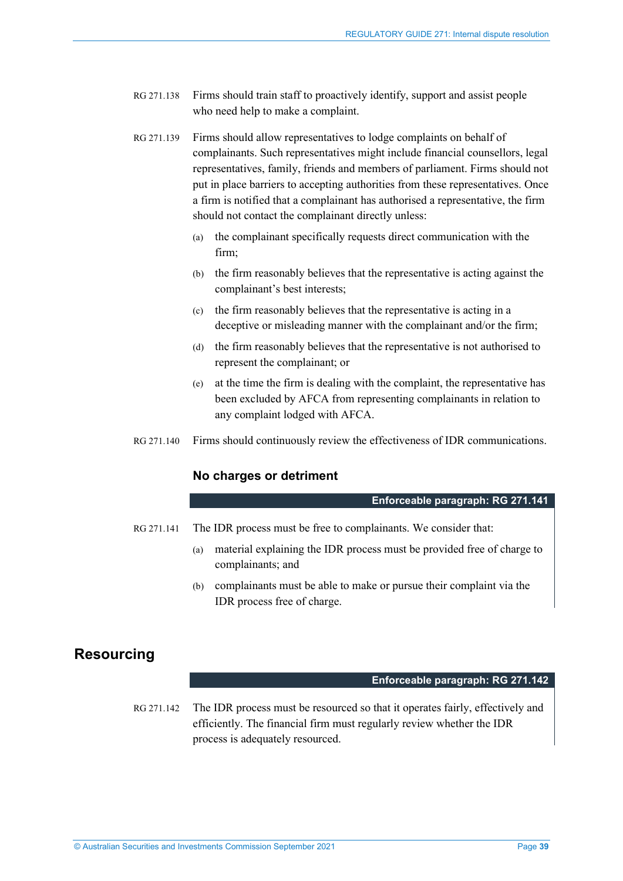RG 271.138 Firms should train staff to proactively identify, support and assist people who need help to make a complaint.

RG 271.139 Firms should allow representatives to lodge complaints on behalf of complainants. Such representatives might include financial counsellors, legal representatives, family, friends and members of parliament. Firms should not put in place barriers to accepting authorities from these representatives. Once a firm is notified that a complainant has authorised a representative, the firm should not contact the complainant directly unless:

(a) the complainant specifically requests direct communication with the firm;

(b) the firm reasonably believes that the representative is acting against the complainant's best interests;

(c) the firm reasonably believes that the representative is acting in a deceptive or misleading manner with the complainant and/or the firm;

(d) the firm reasonably believes that the representative is not authorised to represent the complainant; or

(e) at the time the firm is dealing with the complaint, the representative has been excluded by AFCA from representing complainants in relation to any complaint lodged with AFCA.

RG 271.140 Firms should continuously review the effectiveness of IDR communications.

### No charges or detriment

**Enforceable paragraph: RG 271.141**

RG 271.141 The IDR process must be free to complainants. We consider that:

(a) material explaining the IDR process must be provided free of charge to complainants; and

(b) complainants must be able to make or pursue their complaint via the IDR process free of charge.

## Resourcing

**Enforceable paragraph: RG 271.142**

RG 271.142 The IDR process must be resourced so that it operates fairly, effectively and efficiently. The financial firm must regularly review whether the IDR process is adequately resourced.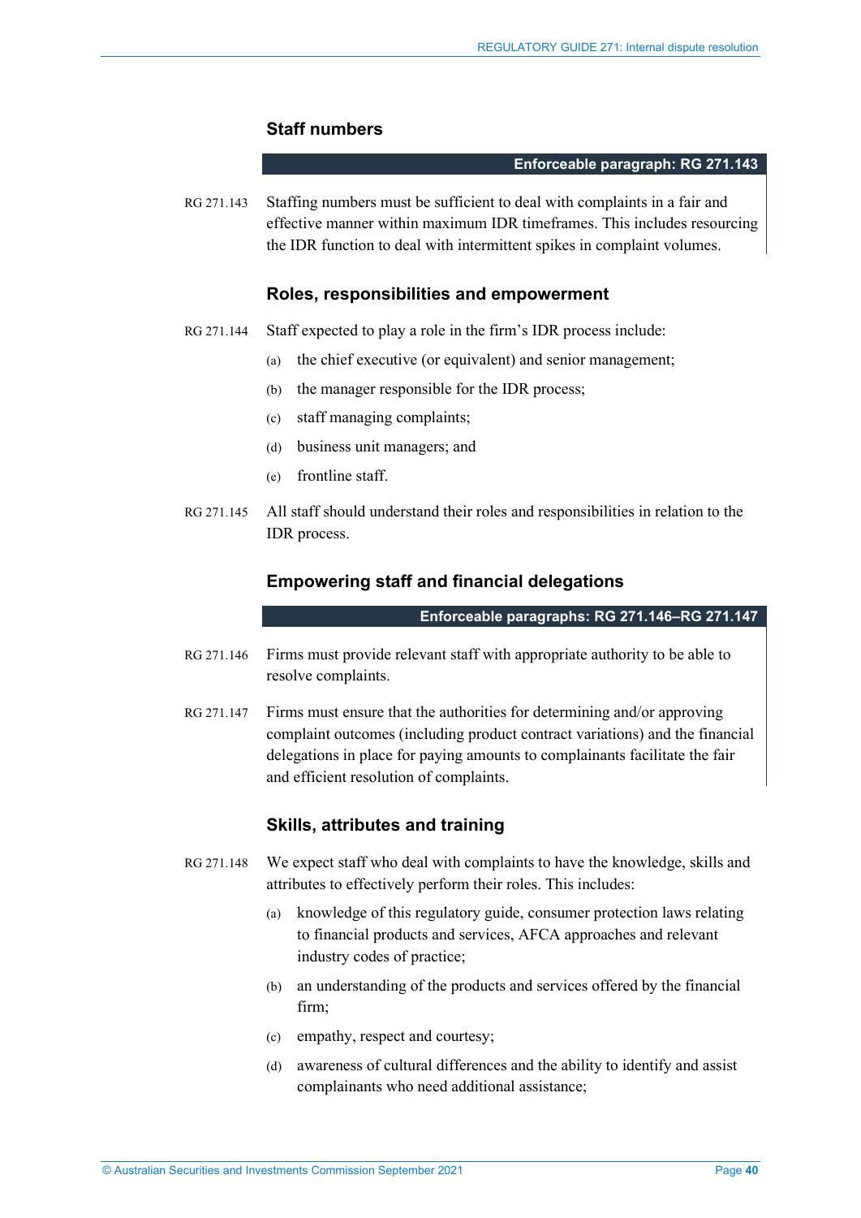### Staff numbers

**Enforceable paragraph: RG 271.143**

RG 271.143 Staffing numbers must be sufficient to deal with complaints in a fair and effective manner within maximum IDR timeframes. This includes resourcing the IDR function to deal with intermittent spikes in complaint volumes.

### Roles, responsibilities and empowerment

RG 271.144 Staff expected to play a role in the firm's IDR process include:

(a) the chief executive (or equivalent) and senior management;

(b) the manager responsible for the IDR process;

(c) staff managing complaints;

(d) business unit managers; and

(e) frontline staff.

RG 271.145 All staff should understand their roles and responsibilities in relation to the IDR process.

### Empowering staff and financial delegations

**Enforceable paragraphs: RG 271.146–RG 271.147**

RG 271.146 Firms must provide relevant staff with appropriate authority to be able to resolve complaints.

RG 271.147 Firms must ensure that the authorities for determining and/or approving complaint outcomes (including product contract variations) and the financial delegations in place for paying amounts to complainants facilitate the fair and efficient resolution of complaints.

### Skills, attributes and training

RG 271.148 We expect staff who deal with complaints to have the knowledge, skills and attributes to effectively perform their roles. This includes:

(a) knowledge of this regulatory guide, consumer protection laws relating to financial products and services, AFCA approaches and relevant industry codes of practice;

(b) an understanding of the products and services offered by the financial firm;

(c) empathy, respect and courtesy;

(d) awareness of cultural differences and the ability to identify and assist complainants who need additional assistance;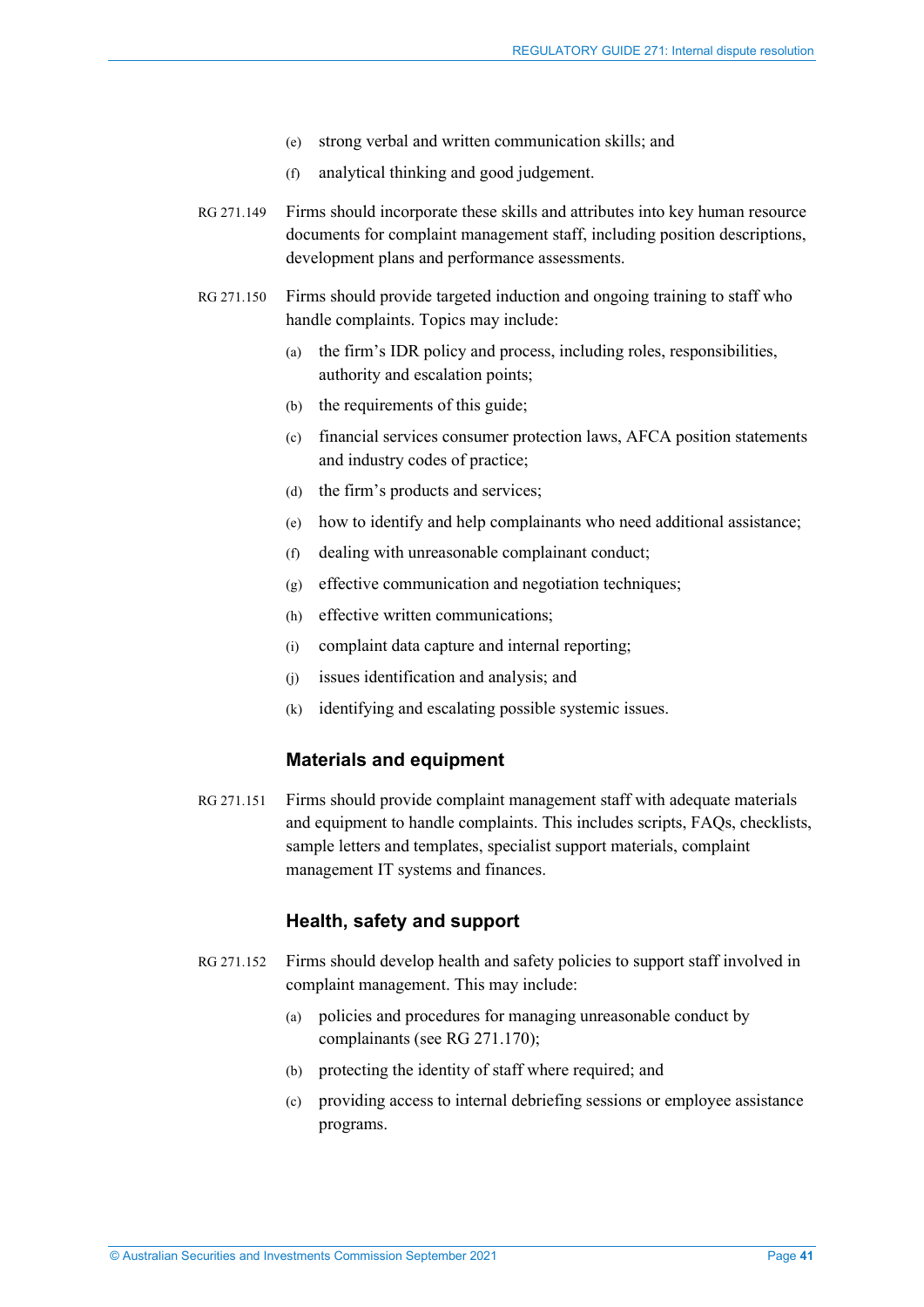(e) strong verbal and written communication skills; and

(f) analytical thinking and good judgement.

RG 271.149 Firms should incorporate these skills and attributes into key human resource documents for complaint management staff, including position descriptions, development plans and performance assessments.

RG 271.150 Firms should provide targeted induction and ongoing training to staff who handle complaints. Topics may include:

(a) the firm's IDR policy and process, including roles, responsibilities, authority and escalation points;

(b) the requirements of this guide;

(c) financial services consumer protection laws, AFCA position statements and industry codes of practice;

(d) the firm's products and services;

(e) how to identify and help complainants who need additional assistance;

(f) dealing with unreasonable complainant conduct;

(g) effective communication and negotiation techniques;

(h) effective written communications;

(i) complaint data capture and internal reporting;

(j) issues identification and analysis; and

(k) identifying and escalating possible systemic issues.

### Materials and equipment

RG 271.151 Firms should provide complaint management staff with adequate materials and equipment to handle complaints. This includes scripts, FAQs, checklists, sample letters and templates, specialist support materials, complaint management IT systems and finances.

### Health, safety and support

RG 271.152 Firms should develop health and safety policies to support staff involved in complaint management. This may include:

(a) policies and procedures for managing unreasonable conduct by complainants (see RG 271.170);

(b) protecting the identity of staff where required; and

(c) providing access to internal debriefing sessions or employee assistance programs.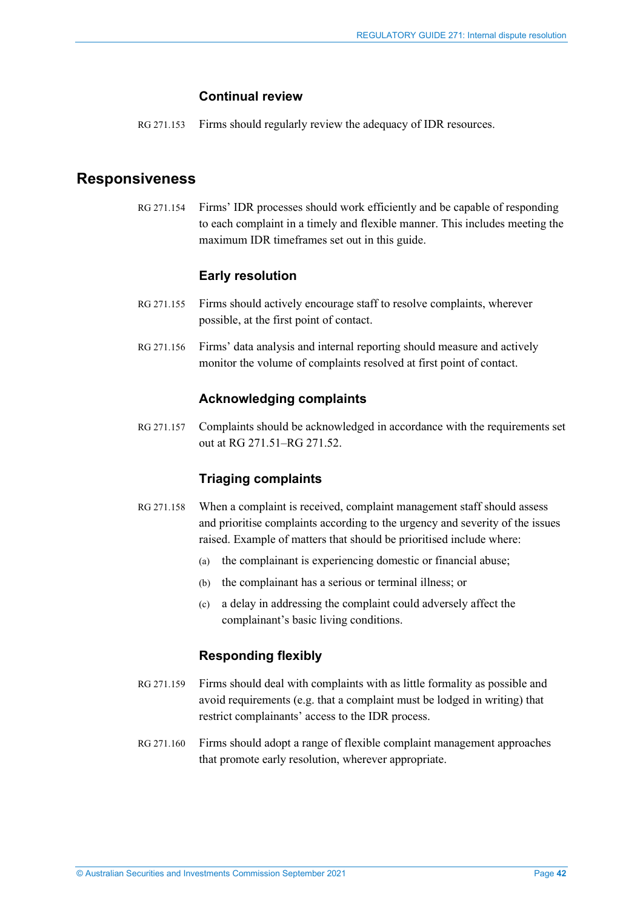### Continual review

RG 271.153 Firms should regularly review the adequacy of IDR resources.

## Responsiveness

RG 271.154 Firms' IDR processes should work efficiently and be capable of responding to each complaint in a timely and flexible manner. This includes meeting the maximum IDR timeframes set out in this guide.

### Early resolution

RG 271.155 Firms should actively encourage staff to resolve complaints, wherever possible, at the first point of contact.

RG 271.156 Firms' data analysis and internal reporting should measure and actively monitor the volume of complaints resolved at first point of contact.

### Acknowledging complaints

RG 271.157 Complaints should be acknowledged in accordance with the requirements set out at RG 271.51–RG 271.52.

### Triaging complaints

RG 271.158 When a complaint is received, complaint management staff should assess and prioritise complaints according to the urgency and severity of the issues raised. Example of matters that should be prioritised include where:

(a) the complainant is experiencing domestic or financial abuse;

(b) the complainant has a serious or terminal illness; or

(c) a delay in addressing the complaint could adversely affect the complainant's basic living conditions.

### Responding flexibly

RG 271.159 Firms should deal with complaints with as little formality as possible and avoid requirements (e.g. that a complaint must be lodged in writing) that restrict complainants' access to the IDR process.

RG 271.160 Firms should adopt a range of flexible complaint management approaches that promote early resolution, wherever appropriate.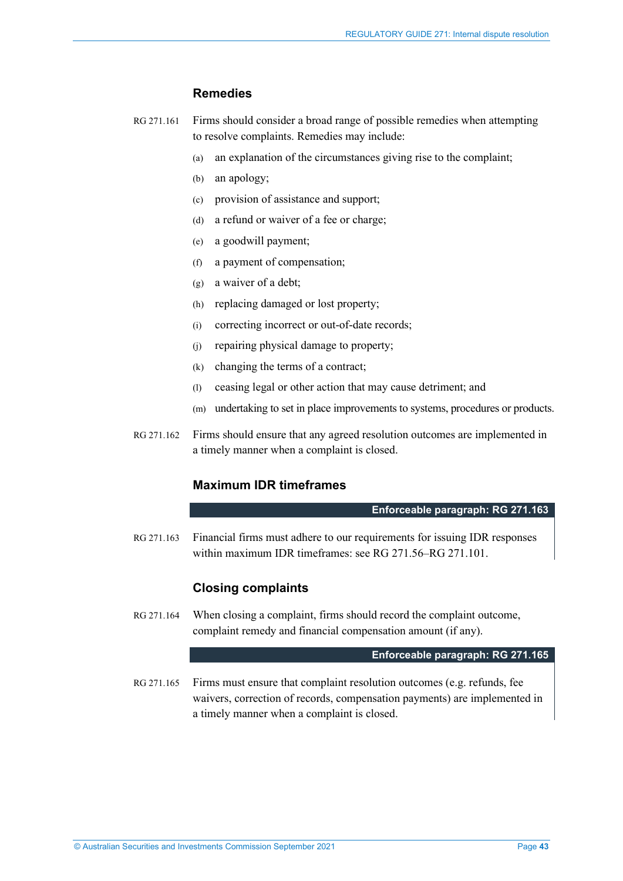### Remedies

RG 271.161 Firms should consider a broad range of possible remedies when attempting to resolve complaints. Remedies may include:

(a) an explanation of the circumstances giving rise to the complaint;

(b) an apology;

(c) provision of assistance and support;

(d) a refund or waiver of a fee or charge;

(e) a goodwill payment;

(f) a payment of compensation;

(g) a waiver of a debt;

(h) replacing damaged or lost property;

(i) correcting incorrect or out-of-date records;

(j) repairing physical damage to property;

(k) changing the terms of a contract;

(l) ceasing legal or other action that may cause detriment; and

(m) undertaking to set in place improvements to systems, procedures or products.

RG 271.162 Firms should ensure that any agreed resolution outcomes are implemented in a timely manner when a complaint is closed.

### Maximum IDR timeframes

**Enforceable paragraph: RG 271.163**

RG 271.163 Financial firms must adhere to our requirements for issuing IDR responses within maximum IDR timeframes: see RG 271.56–RG 271.101.

### Closing complaints

RG 271.164 When closing a complaint, firms should record the complaint outcome, complaint remedy and financial compensation amount (if any).

**Enforceable paragraph: RG 271.165**

RG 271.165 Firms must ensure that complaint resolution outcomes (e.g. refunds, fee waivers, correction of records, compensation payments) are implemented in a timely manner when a complaint is closed.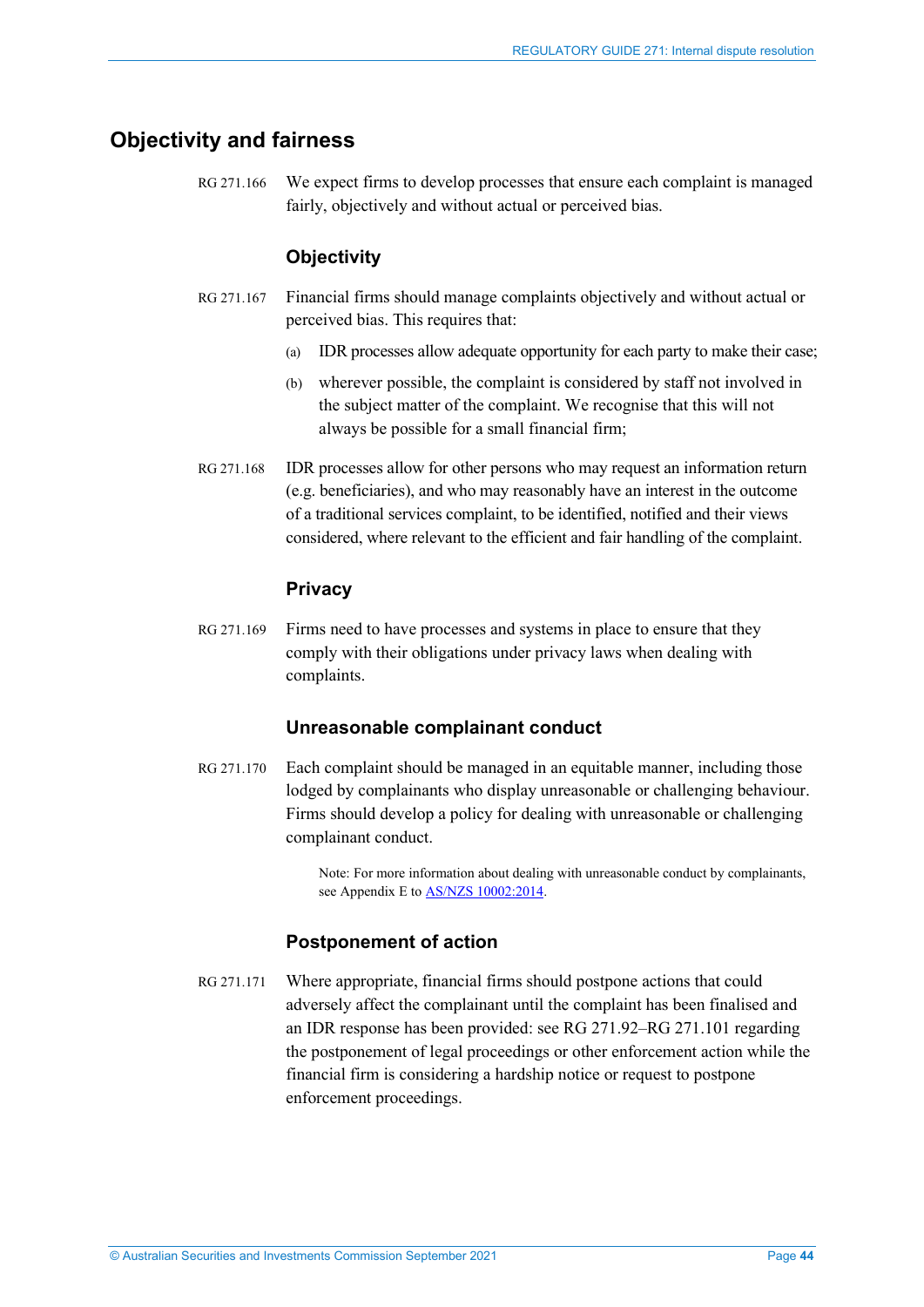## Objectivity and fairness

RG 271.166 We expect firms to develop processes that ensure each complaint is managed fairly, objectively and without actual or perceived bias.

### Objectivity

RG 271.167 Financial firms should manage complaints objectively and without actual or perceived bias. This requires that:

(a) IDR processes allow adequate opportunity for each party to make their case;

(b) wherever possible, the complaint is considered by staff not involved in the subject matter of the complaint. We recognise that this will not always be possible for a small financial firm;

RG 271.168 IDR processes allow for other persons who may request an information return (e.g. beneficiaries), and who may reasonably have an interest in the outcome of a traditional services complaint, to be identified, notified and their views considered, where relevant to the efficient and fair handling of the complaint.

### Privacy

RG 271.169 Firms need to have processes and systems in place to ensure that they comply with their obligations under privacy laws when dealing with complaints.

### Unreasonable complainant conduct

RG 271.170 Each complaint should be managed in an equitable manner, including those lodged by complainants who display unreasonable or challenging behaviour. Firms should develop a policy for dealing with unreasonable or challenging complainant conduct.

> Note: For more information about dealing with unreasonable conduct by complainants, see Appendix E to AS/NZS 10002:2014.

### Postponement of action

RG 271.171 Where appropriate, financial firms should postpone actions that could adversely affect the complainant until the complaint has been finalised and an IDR response has been provided: see RG 271.92–RG 271.101 regarding the postponement of legal proceedings or other enforcement action while the financial firm is considering a hardship notice or request to postpone enforcement proceedings.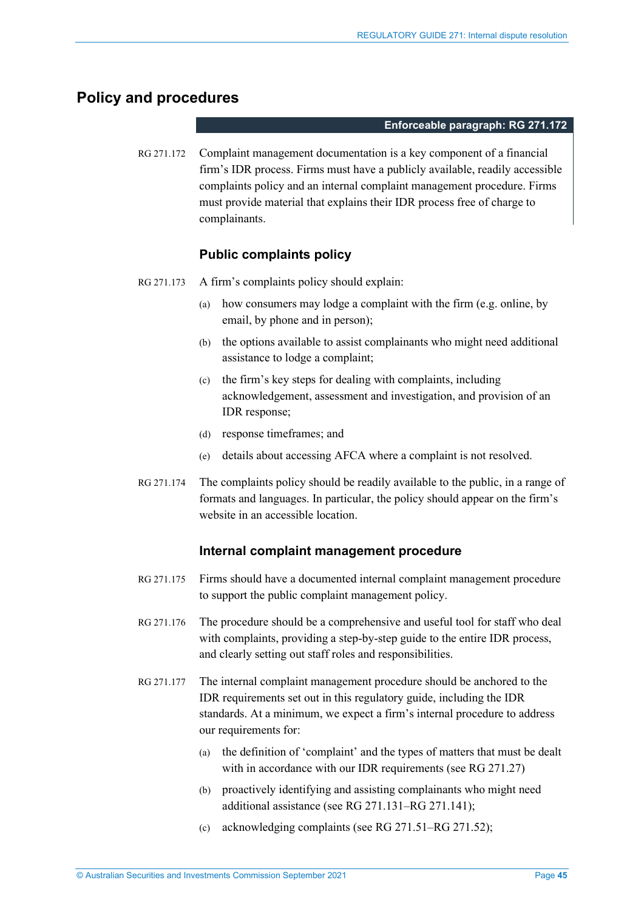## Policy and procedures

**Enforceable paragraph: RG 271.172**

RG 271.172 Complaint management documentation is a key component of a financial firm's IDR process. Firms must have a publicly available, readily accessible complaints policy and an internal complaint management procedure. Firms must provide material that explains their IDR process free of charge to complainants.

### Public complaints policy

RG 271.173 A firm's complaints policy should explain:

(a) how consumers may lodge a complaint with the firm (e.g. online, by email, by phone and in person);

(b) the options available to assist complainants who might need additional assistance to lodge a complaint;

(c) the firm's key steps for dealing with complaints, including acknowledgement, assessment and investigation, and provision of an IDR response;

(d) response timeframes; and

(e) details about accessing AFCA where a complaint is not resolved.

RG 271.174 The complaints policy should be readily available to the public, in a range of formats and languages. In particular, the policy should appear on the firm's website in an accessible location.

### Internal complaint management procedure

RG 271.175 Firms should have a documented internal complaint management procedure to support the public complaint management policy.

RG 271.176 The procedure should be a comprehensive and useful tool for staff who deal with complaints, providing a step-by-step guide to the entire IDR process, and clearly setting out staff roles and responsibilities.

RG 271.177 The internal complaint management procedure should be anchored to the IDR requirements set out in this regulatory guide, including the IDR standards. At a minimum, we expect a firm's internal procedure to address our requirements for:

(a) the definition of 'complaint' and the types of matters that must be dealt with in accordance with our IDR requirements (see RG 271.27)

(b) proactively identifying and assisting complainants who might need additional assistance (see RG 271.131–RG 271.141);

(c) acknowledging complaints (see RG 271.51–RG 271.52);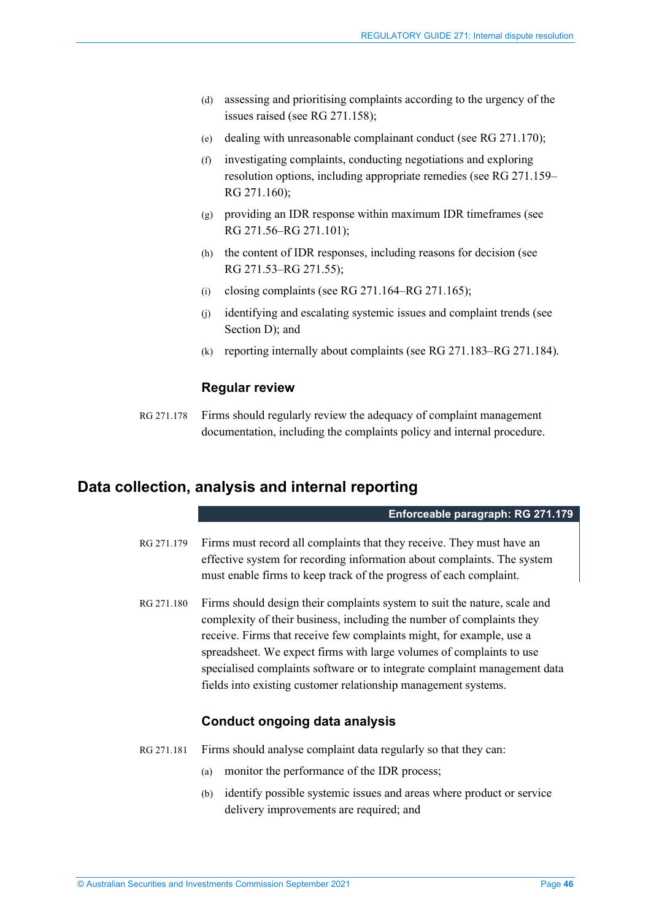(d) assessing and prioritising complaints according to the urgency of the issues raised (see RG 271.158);

(e) dealing with unreasonable complainant conduct (see RG 271.170);

(f) investigating complaints, conducting negotiations and exploring resolution options, including appropriate remedies (see RG 271.159–RG 271.160);

(g) providing an IDR response within maximum IDR timeframes (see RG 271.56–RG 271.101);

(h) the content of IDR responses, including reasons for decision (see RG 271.53–RG 271.55);

(i) closing complaints (see RG 271.164–RG 271.165);

(j) identifying and escalating systemic issues and complaint trends (see Section D); and

(k) reporting internally about complaints (see RG 271.183–RG 271.184).

### Regular review

RG 271.178 Firms should regularly review the adequacy of complaint management documentation, including the complaints policy and internal procedure.

## Data collection, analysis and internal reporting

**Enforceable paragraph: RG 271.179**

RG 271.179 Firms must record all complaints that they receive. They must have an effective system for recording information about complaints. The system must enable firms to keep track of the progress of each complaint.

RG 271.180 Firms should design their complaints system to suit the nature, scale and complexity of their business, including the number of complaints they receive. Firms that receive few complaints might, for example, use a spreadsheet. We expect firms with large volumes of complaints to use specialised complaints software or to integrate complaint management data fields into existing customer relationship management systems.

### Conduct ongoing data analysis

RG 271.181 Firms should analyse complaint data regularly so that they can:

(a) monitor the performance of the IDR process;

(b) identify possible systemic issues and areas where product or service delivery improvements are required; and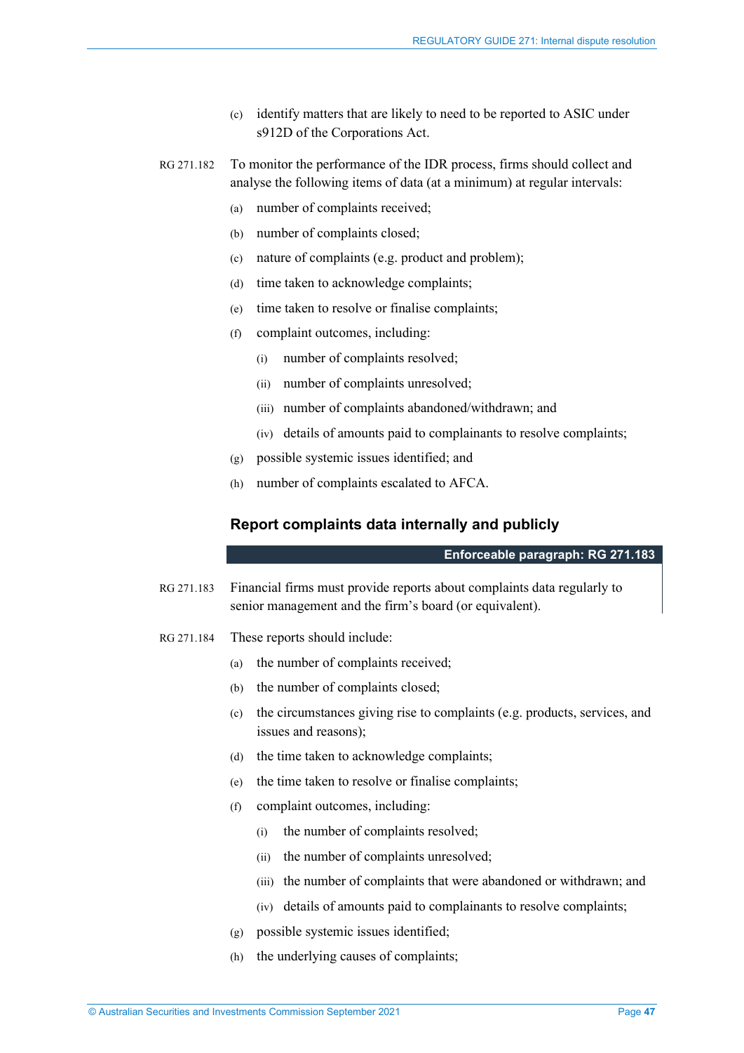(c) identify matters that are likely to need to be reported to ASIC under s912D of the Corporations Act.

RG 271.182 To monitor the performance of the IDR process, firms should collect and analyse the following items of data (at a minimum) at regular intervals:

(a) number of complaints received;

(b) number of complaints closed;

(c) nature of complaints (e.g. product and problem);

(d) time taken to acknowledge complaints;

(e) time taken to resolve or finalise complaints;

(f) complaint outcomes, including:

  (i) number of complaints resolved;

  (ii) number of complaints unresolved;

  (iii) number of complaints abandoned/withdrawn; and

  (iv) details of amounts paid to complainants to resolve complaints;

(g) possible systemic issues identified; and

(h) number of complaints escalated to AFCA.

### Report complaints data internally and publicly

**Enforceable paragraph: RG 271.183**

RG 271.183 Financial firms must provide reports about complaints data regularly to senior management and the firm's board (or equivalent).

RG 271.184 These reports should include:

(a) the number of complaints received;

(b) the number of complaints closed;

(c) the circumstances giving rise to complaints (e.g. products, services, and issues and reasons);

(d) the time taken to acknowledge complaints;

(e) the time taken to resolve or finalise complaints;

(f) complaint outcomes, including:

  (i) the number of complaints resolved;

  (ii) the number of complaints unresolved;

  (iii) the number of complaints that were abandoned or withdrawn; and

  (iv) details of amounts paid to complainants to resolve complaints;

(g) possible systemic issues identified;

(h) the underlying causes of complaints;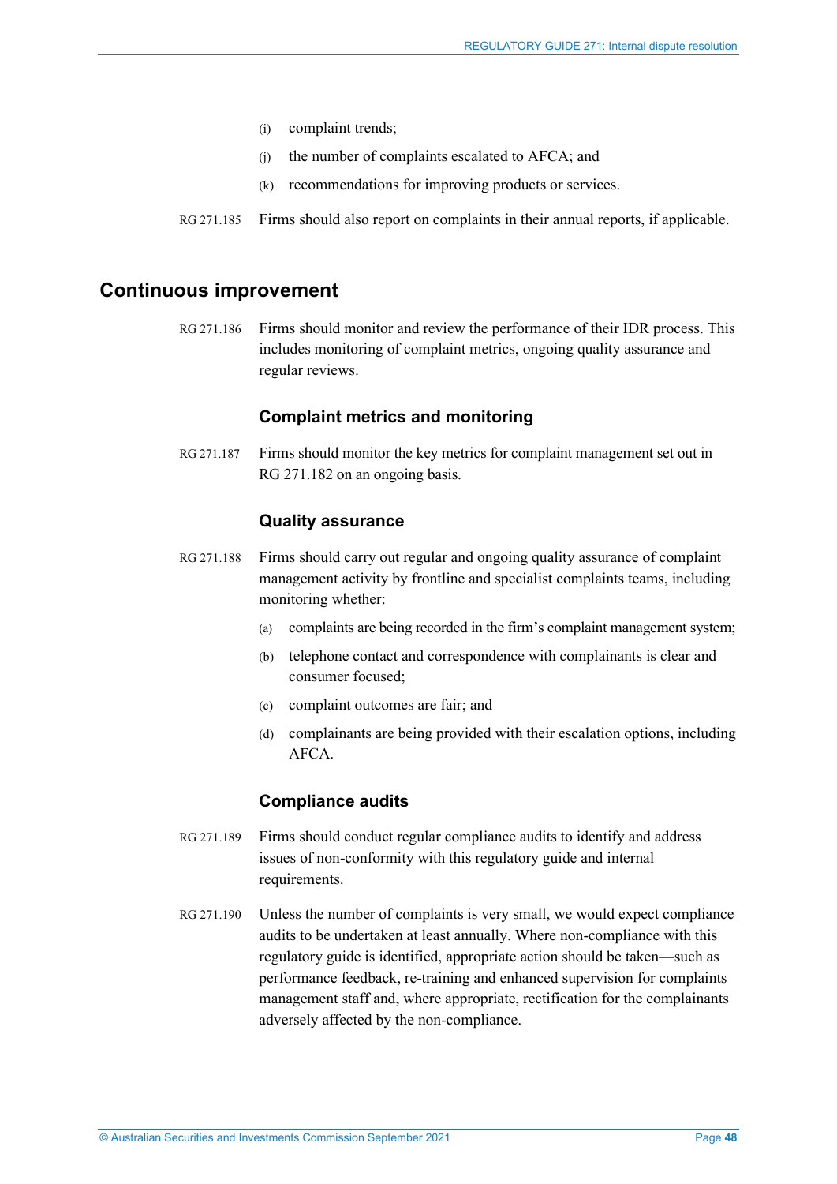(i) complaint trends;

(j) the number of complaints escalated to AFCA; and

(k) recommendations for improving products or services.

RG 271.185 Firms should also report on complaints in their annual reports, if applicable.

## Continuous improvement

RG 271.186 Firms should monitor and review the performance of their IDR process. This includes monitoring of complaint metrics, ongoing quality assurance and regular reviews.

### Complaint metrics and monitoring

RG 271.187 Firms should monitor the key metrics for complaint management set out in RG 271.182 on an ongoing basis.

### Quality assurance

RG 271.188 Firms should carry out regular and ongoing quality assurance of complaint management activity by frontline and specialist complaints teams, including monitoring whether:

(a) complaints are being recorded in the firm's complaint management system;

(b) telephone contact and correspondence with complainants is clear and consumer focused;

(c) complaint outcomes are fair; and

(d) complainants are being provided with their escalation options, including AFCA.

### Compliance audits

RG 271.189 Firms should conduct regular compliance audits to identify and address issues of non-conformity with this regulatory guide and internal requirements.

RG 271.190 Unless the number of complaints is very small, we would expect compliance audits to be undertaken at least annually. Where non-compliance with this regulatory guide is identified, appropriate action should be taken—such as performance feedback, re-training and enhanced supervision for complaints management staff and, where appropriate, rectification for the complainants adversely affected by the non-compliance.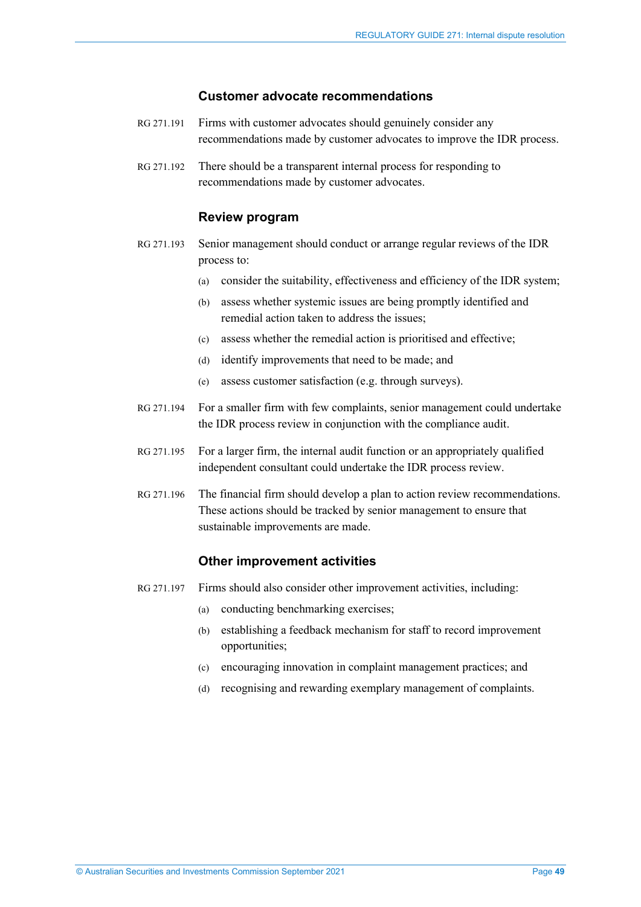### Customer advocate recommendations

RG 271.191 Firms with customer advocates should genuinely consider any recommendations made by customer advocates to improve the IDR process.

RG 271.192 There should be a transparent internal process for responding to recommendations made by customer advocates.

### Review program

RG 271.193 Senior management should conduct or arrange regular reviews of the IDR process to:

(a) consider the suitability, effectiveness and efficiency of the IDR system;

(b) assess whether systemic issues are being promptly identified and remedial action taken to address the issues;

(c) assess whether the remedial action is prioritised and effective;

(d) identify improvements that need to be made; and

(e) assess customer satisfaction (e.g. through surveys).

RG 271.194 For a smaller firm with few complaints, senior management could undertake the IDR process review in conjunction with the compliance audit.

RG 271.195 For a larger firm, the internal audit function or an appropriately qualified independent consultant could undertake the IDR process review.

RG 271.196 The financial firm should develop a plan to action review recommendations. These actions should be tracked by senior management to ensure that sustainable improvements are made.

### Other improvement activities

RG 271.197 Firms should also consider other improvement activities, including:

(a) conducting benchmarking exercises;

(b) establishing a feedback mechanism for staff to record improvement opportunities;

(c) encouraging innovation in complaint management practices; and

(d) recognising and rewarding exemplary management of complaints.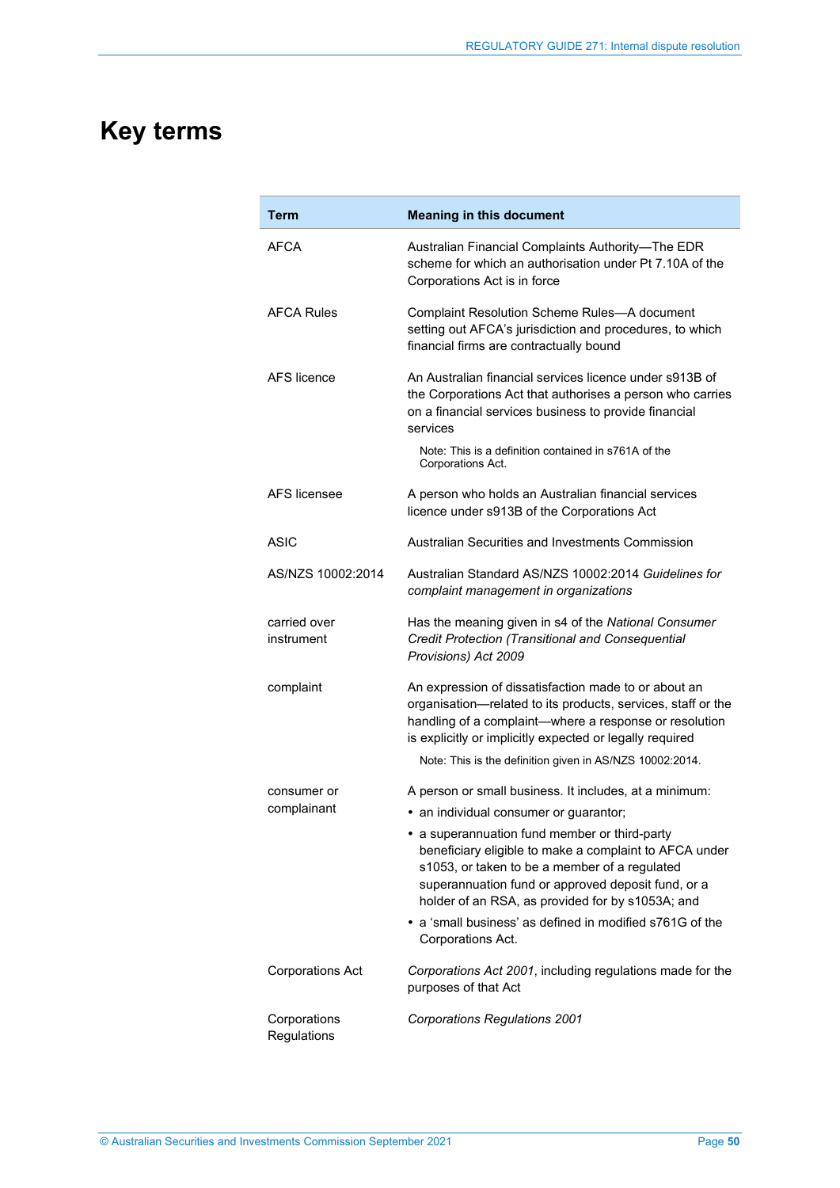# Key terms

| Term | Meaning in this document |
|---|---|
| AFCA | Australian Financial Complaints Authority—The EDR scheme for which an authorisation under Pt 7.10A of the Corporations Act is in force |
| AFCA Rules | Complaint Resolution Scheme Rules—A document setting out AFCA's jurisdiction and procedures, to which financial firms are contractually bound |
| AFS licence | An Australian financial services licence under s913B of the Corporations Act that authorises a person who carries on a financial services business to provide financial services<br><br>Note: This is a definition contained in s761A of the Corporations Act. |
| AFS licensee | A person who holds an Australian financial services licence under s913B of the Corporations Act |
| ASIC | Australian Securities and Investments Commission |
| AS/NZS 10002:2014 | Australian Standard AS/NZS 10002:2014 *Guidelines for complaint management in organizations* |
| carried over instrument | Has the meaning given in s4 of the *National Consumer Credit Protection (Transitional and Consequential Provisions) Act 2009* |
| complaint | An expression of dissatisfaction made to or about an organisation—related to its products, services, staff or the handling of a complaint—where a response or resolution is explicitly or implicitly expected or legally required<br><br>Note: This is the definition given in AS/NZS 10002:2014. |
| consumer or complainant | A person or small business. It includes, at a minimum:<br>• an individual consumer or guarantor;<br>• a superannuation fund member or third-party beneficiary eligible to make a complaint to AFCA under s1053, or taken to be a member of a regulated superannuation fund or approved deposit fund, or a holder of an RSA, as provided for by s1053A; and<br>• a 'small business' as defined in modified s761G of the Corporations Act. |
| Corporations Act | *Corporations Act 2001*, including regulations made for the purposes of that Act |
| Corporations Regulations | *Corporations Regulations 2001* |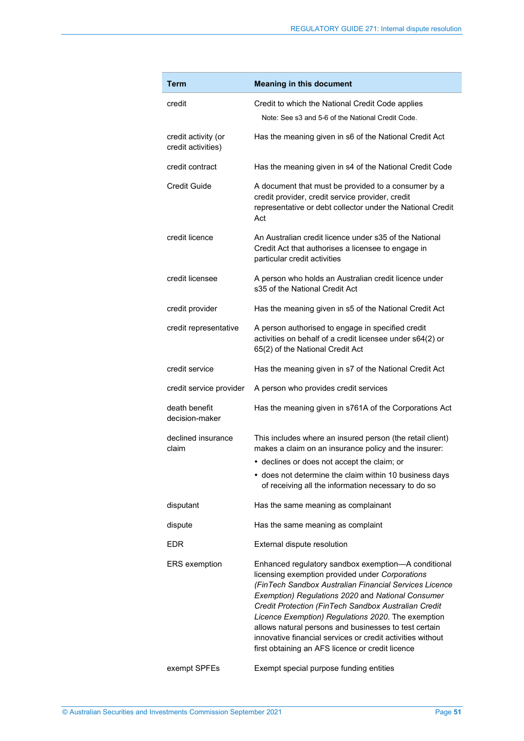| Term | Meaning in this document |
|---|---|
| credit | Credit to which the National Credit Code applies<br>Note: See s3 and 5-6 of the National Credit Code. |
| credit activity (or credit activities) | Has the meaning given in s6 of the National Credit Act |
| credit contract | Has the meaning given in s4 of the National Credit Code |
| Credit Guide | A document that must be provided to a consumer by a credit provider, credit service provider, credit representative or debt collector under the National Credit Act |
| credit licence | An Australian credit licence under s35 of the National Credit Act that authorises a licensee to engage in particular credit activities |
| credit licensee | A person who holds an Australian credit licence under s35 of the National Credit Act |
| credit provider | Has the meaning given in s5 of the National Credit Act |
| credit representative | A person authorised to engage in specified credit activities on behalf of a credit licensee under s64(2) or 65(2) of the National Credit Act |
| credit service | Has the meaning given in s7 of the National Credit Act |
| credit service provider | A person who provides credit services |
| death benefit decision-maker | Has the meaning given in s761A of the Corporations Act |
| declined insurance claim | This includes where an insured person (the retail client) makes a claim on an insurance policy and the insurer:<br>• declines or does not accept the claim; or<br>• does not determine the claim within 10 business days of receiving all the information necessary to do so |
| disputant | Has the same meaning as complainant |
| dispute | Has the same meaning as complaint |
| EDR | External dispute resolution |
| ERS exemption | Enhanced regulatory sandbox exemption—A conditional licensing exemption provided under *Corporations (FinTech Sandbox Australian Financial Services Licence Exemption) Regulations 2020* and *National Consumer Credit Protection (FinTech Sandbox Australian Credit Licence Exemption) Regulations 2020*. The exemption allows natural persons and businesses to test certain innovative financial services or credit activities without first obtaining an AFS licence or credit licence |
| exempt SPFEs | Exempt special purpose funding entities |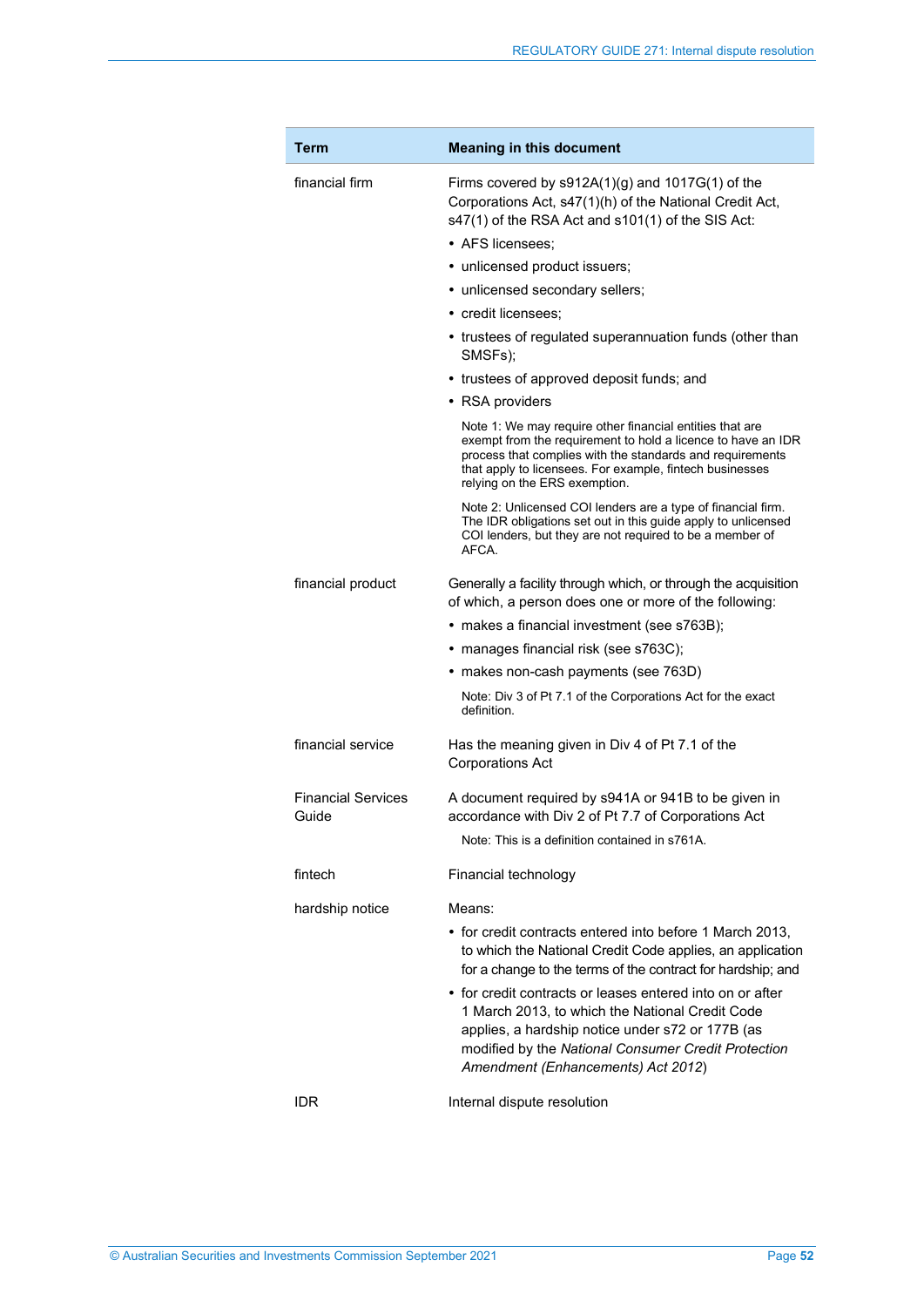| Term | Meaning in this document |
|---|---|
| financial firm | Firms covered by s912A(1)(g) and 1017G(1) of the Corporations Act, s47(1)(h) of the National Credit Act, s47(1) of the RSA Act and s101(1) of the SIS Act:<br>• AFS licensees;<br>• unlicensed product issuers;<br>• unlicensed secondary sellers;<br>• credit licensees;<br>• trustees of regulated superannuation funds (other than SMSFs);<br>• trustees of approved deposit funds; and<br>• RSA providers<br>Note 1: We may require other financial entities that are exempt from the requirement to hold a licence to have an IDR process that complies with the standards and requirements that apply to licensees. For example, fintech businesses relying on the ERS exemption.<br>Note 2: Unlicensed COI lenders are a type of financial firm. The IDR obligations set out in this guide apply to unlicensed COI lenders, but they are not required to be a member of AFCA. |
| financial product | Generally a facility through which, or through the acquisition of which, a person does one or more of the following:<br>• makes a financial investment (see s763B);<br>• manages financial risk (see s763C);<br>• makes non-cash payments (see 763D)<br>Note: Div 3 of Pt 7.1 of the Corporations Act for the exact definition. |
| financial service | Has the meaning given in Div 4 of Pt 7.1 of the Corporations Act |
| Financial Services Guide | A document required by s941A or 941B to be given in accordance with Div 2 of Pt 7.7 of Corporations Act<br>Note: This is a definition contained in s761A. |
| fintech | Financial technology |
| hardship notice | Means:<br>• for credit contracts entered into before 1 March 2013, to which the National Credit Code applies, an application for a change to the terms of the contract for hardship; and<br>• for credit contracts or leases entered into on or after 1 March 2013, to which the National Credit Code applies, a hardship notice under s72 or 177B (as modified by the *National Consumer Credit Protection Amendment (Enhancements) Act 2012*) |
| IDR | Internal dispute resolution |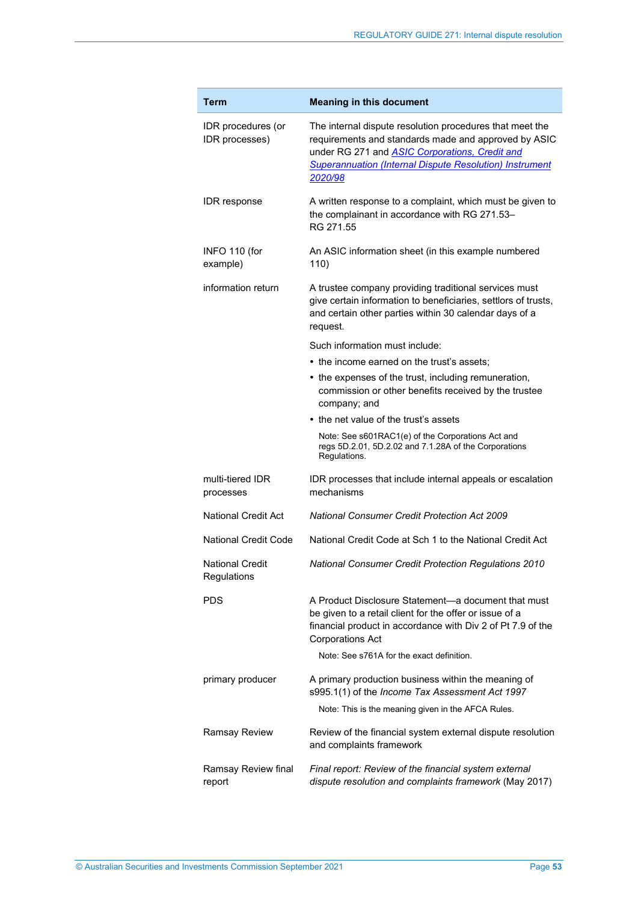| Term | Meaning in this document |
|---|---|
| IDR procedures (or IDR processes) | The internal dispute resolution procedures that meet the requirements and standards made and approved by ASIC under RG 271 and *ASIC Corporations, Credit and Superannuation (Internal Dispute Resolution) Instrument 2020/98* |
| IDR response | A written response to a complaint, which must be given to the complainant in accordance with RG 271.53–RG 271.55 |
| INFO 110 (for example) | An ASIC information sheet (in this example numbered 110) |
| information return | A trustee company providing traditional services must give certain information to beneficiaries, settlors of trusts, and certain other parties within 30 calendar days of a request.<br><br>Such information must include:<br>• the income earned on the trust's assets;<br>• the expenses of the trust, including remuneration, commission or other benefits received by the trustee company; and<br>• the net value of the trust's assets<br><br>Note: See s601RAC1(e) of the Corporations Act and regs 5D.2.01, 5D.2.02 and 7.1.28A of the Corporations Regulations. |
| multi-tiered IDR processes | IDR processes that include internal appeals or escalation mechanisms |
| National Credit Act | *National Consumer Credit Protection Act 2009* |
| National Credit Code | National Credit Code at Sch 1 to the National Credit Act |
| National Credit Regulations | *National Consumer Credit Protection Regulations 2010* |
| PDS | A Product Disclosure Statement—a document that must be given to a retail client for the offer or issue of a financial product in accordance with Div 2 of Pt 7.9 of the Corporations Act<br><br>Note: See s761A for the exact definition. |
| primary producer | A primary production business within the meaning of s995.1(1) of the *Income Tax Assessment Act 1997*<br><br>Note: This is the meaning given in the AFCA Rules. |
| Ramsay Review | Review of the financial system external dispute resolution and complaints framework |
| Ramsay Review final report | *Final report: Review of the financial system external dispute resolution and complaints framework* (May 2017) |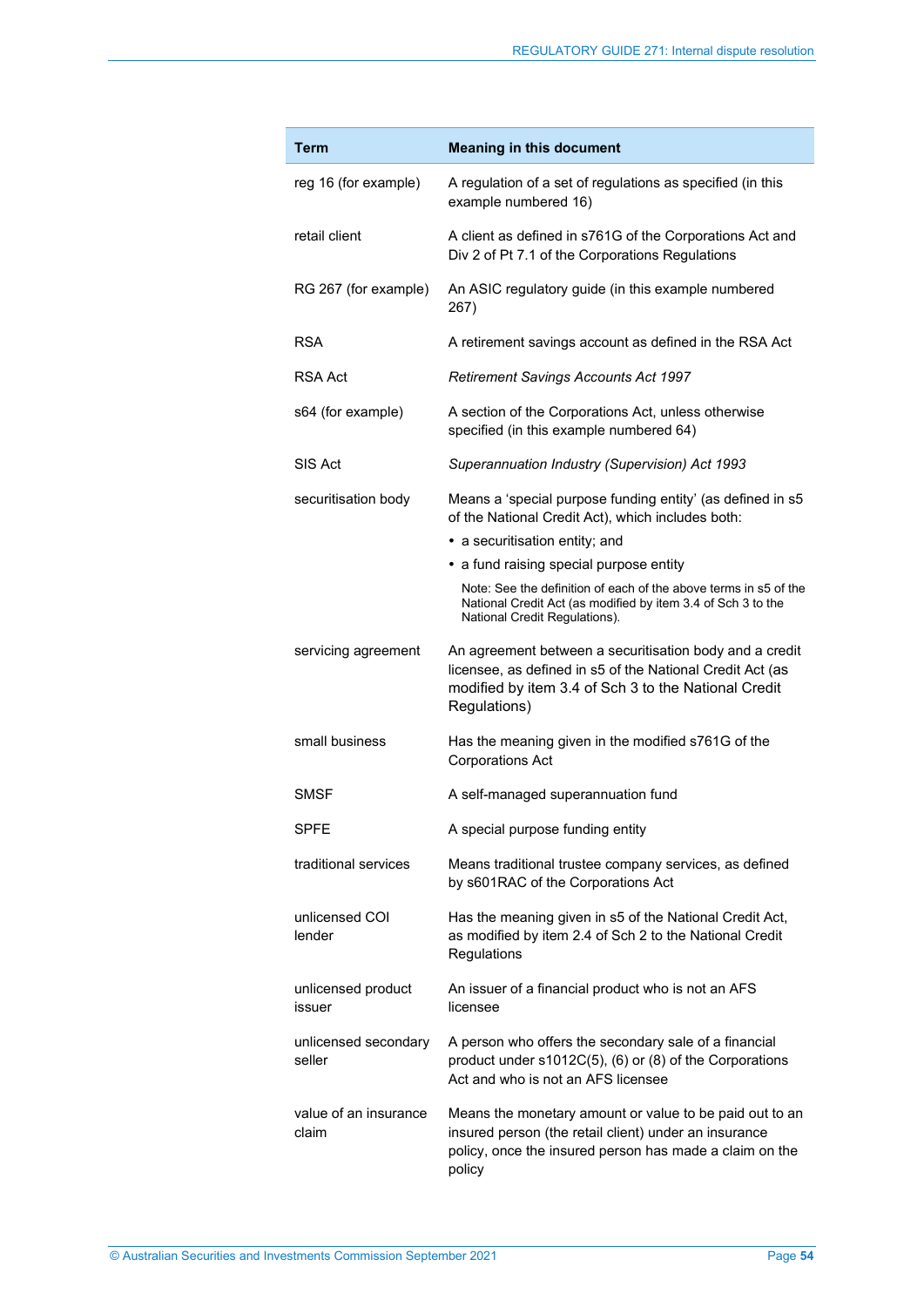| Term | Meaning in this document |
|---|---|
| reg 16 (for example) | A regulation of a set of regulations as specified (in this example numbered 16) |
| retail client | A client as defined in s761G of the Corporations Act and Div 2 of Pt 7.1 of the Corporations Regulations |
| RG 267 (for example) | An ASIC regulatory guide (in this example numbered 267) |
| RSA | A retirement savings account as defined in the RSA Act |
| RSA Act | *Retirement Savings Accounts Act 1997* |
| s64 (for example) | A section of the Corporations Act, unless otherwise specified (in this example numbered 64) |
| SIS Act | *Superannuation Industry (Supervision) Act 1993* |
| securitisation body | Means a 'special purpose funding entity' (as defined in s5 of the National Credit Act), which includes both: <br>• a securitisation entity; and <br>• a fund raising special purpose entity <br>Note: See the definition of each of the above terms in s5 of the National Credit Act (as modified by item 3.4 of Sch 3 to the National Credit Regulations). |
| servicing agreement | An agreement between a securitisation body and a credit licensee, as defined in s5 of the National Credit Act (as modified by item 3.4 of Sch 3 to the National Credit Regulations) |
| small business | Has the meaning given in the modified s761G of the Corporations Act |
| SMSF | A self-managed superannuation fund |
| SPFE | A special purpose funding entity |
| traditional services | Means traditional trustee company services, as defined by s601RAC of the Corporations Act |
| unlicensed COI lender | Has the meaning given in s5 of the National Credit Act, as modified by item 2.4 of Sch 2 to the National Credit Regulations |
| unlicensed product issuer | An issuer of a financial product who is not an AFS licensee |
| unlicensed secondary seller | A person who offers the secondary sale of a financial product under s1012C(5), (6) or (8) of the Corporations Act and who is not an AFS licensee |
| value of an insurance claim | Means the monetary amount or value to be paid out to an insured person (the retail client) under an insurance policy, once the insured person has made a claim on the policy |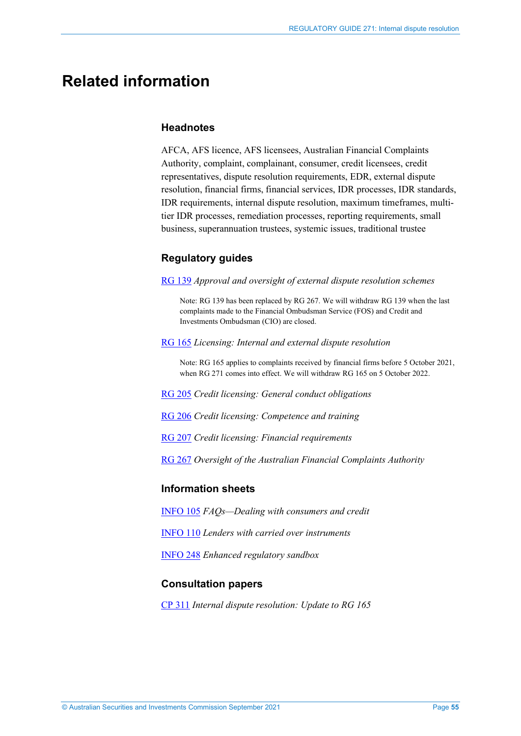# Related information

### Headnotes

AFCA, AFS licence, AFS licensees, Australian Financial Complaints Authority, complaint, complainant, consumer, credit licensees, credit representatives, dispute resolution requirements, EDR, external dispute resolution, financial firms, financial services, IDR processes, IDR standards, IDR requirements, internal dispute resolution, maximum timeframes, multi-tier IDR processes, remediation processes, reporting requirements, small business, superannuation trustees, systemic issues, traditional trustee

### Regulatory guides

RG 139 *Approval and oversight of external dispute resolution schemes*

> Note: RG 139 has been replaced by RG 267. We will withdraw RG 139 when the last complaints made to the Financial Ombudsman Service (FOS) and Credit and Investments Ombudsman (CIO) are closed.

RG 165 *Licensing: Internal and external dispute resolution*

> Note: RG 165 applies to complaints received by financial firms before 5 October 2021, when RG 271 comes into effect. We will withdraw RG 165 on 5 October 2022.

RG 205 *Credit licensing: General conduct obligations*

RG 206 *Credit licensing: Competence and training*

RG 207 *Credit licensing: Financial requirements*

RG 267 *Oversight of the Australian Financial Complaints Authority*

### Information sheets

INFO 105 *FAQs—Dealing with consumers and credit*

INFO 110 *Lenders with carried over instruments*

INFO 248 *Enhanced regulatory sandbox*

### Consultation papers

CP 311 *Internal dispute resolution: Update to RG 165*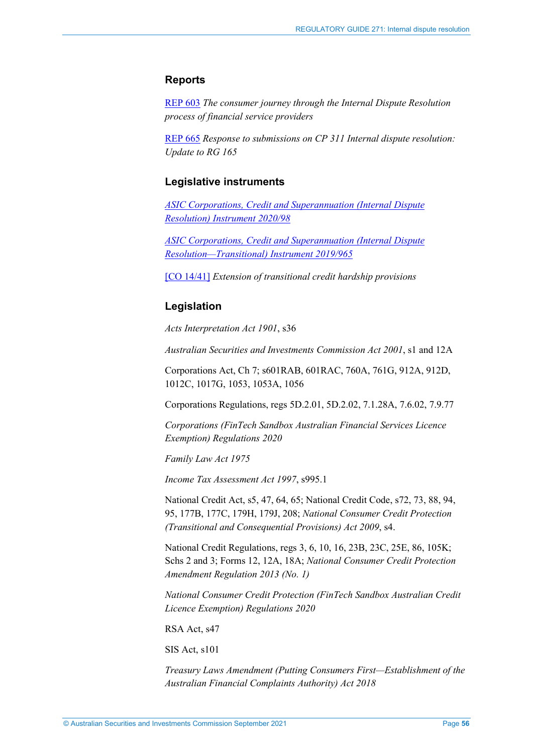## Reports

REP 603 *The consumer journey through the Internal Dispute Resolution process of financial service providers*

REP 665 *Response to submissions on CP 311 Internal dispute resolution: Update to RG 165*

## Legislative instruments

*ASIC Corporations, Credit and Superannuation (Internal Dispute Resolution) Instrument 2020/98*

*ASIC Corporations, Credit and Superannuation (Internal Dispute Resolution—Transitional) Instrument 2019/965*

[CO 14/41] *Extension of transitional credit hardship provisions*

## Legislation

*Acts Interpretation Act 1901*, s36

*Australian Securities and Investments Commission Act 2001*, s1 and 12A

Corporations Act, Ch 7; s601RAB, 601RAC, 760A, 761G, 912A, 912D, 1012C, 1017G, 1053, 1053A, 1056

Corporations Regulations, regs 5D.2.01, 5D.2.02, 7.1.28A, 7.6.02, 7.9.77

*Corporations (FinTech Sandbox Australian Financial Services Licence Exemption) Regulations 2020*

*Family Law Act 1975*

*Income Tax Assessment Act 1997*, s995.1

National Credit Act, s5, 47, 64, 65; National Credit Code, s72, 73, 88, 94, 95, 177B, 177C, 179H, 179J, 208; *National Consumer Credit Protection (Transitional and Consequential Provisions) Act 2009*, s4.

National Credit Regulations, regs 3, 6, 10, 16, 23B, 23C, 25E, 86, 105K; Schs 2 and 3; Forms 12, 12A, 18A; *National Consumer Credit Protection Amendment Regulation 2013 (No. 1)*

*National Consumer Credit Protection (FinTech Sandbox Australian Credit Licence Exemption) Regulations 2020*

RSA Act, s47

SIS Act, s101

*Treasury Laws Amendment (Putting Consumers First—Establishment of the Australian Financial Complaints Authority) Act 2018*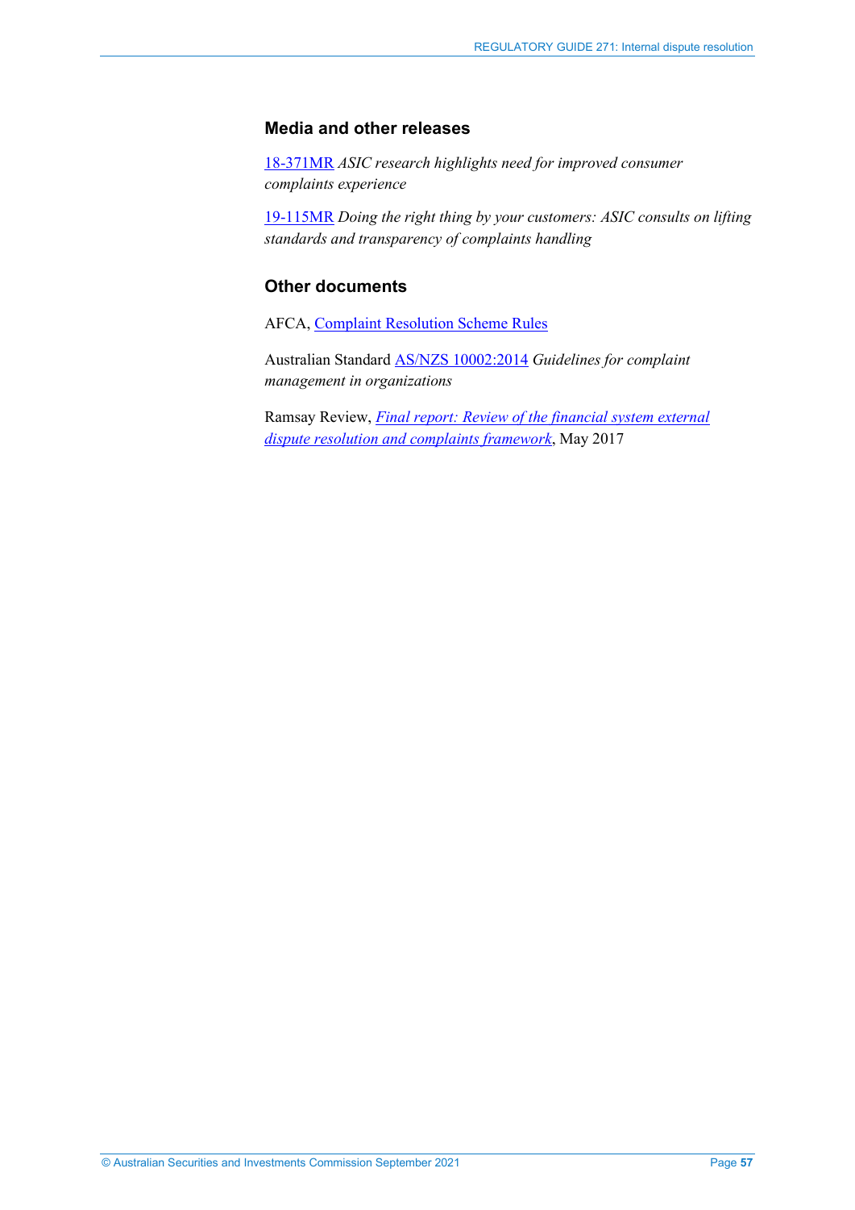## Media and other releases

18-371MR *ASIC research highlights need for improved consumer complaints experience*

19-115MR *Doing the right thing by your customers: ASIC consults on lifting standards and transparency of complaints handling*

## Other documents

AFCA, Complaint Resolution Scheme Rules

Australian Standard AS/NZS 10002:2014 *Guidelines for complaint management in organizations*

Ramsay Review, *Final report: Review of the financial system external dispute resolution and complaints framework*, May 2017